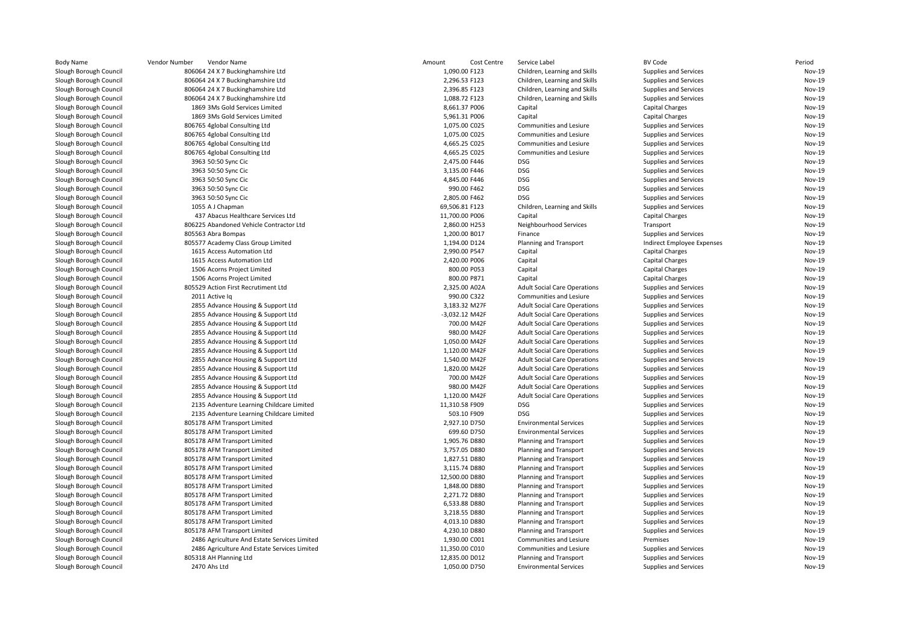| Body Name | Vendor Number | Vendor Name | Amount | Cost Centre | Service Label | BV Code | Period |
|---|---|---|---|---|---|---|---|
| Slough Borough Council | 806064 | 24 X 7 Buckinghamshire Ltd | 1,090.00 | F123 | Children, Learning and Skills | Supplies and Services | Nov-19 |
| Slough Borough Council | 806064 | 24 X 7 Buckinghamshire Ltd | 2,296.53 | F123 | Children, Learning and Skills | Supplies and Services | Nov-19 |
| Slough Borough Council | 806064 | 24 X 7 Buckinghamshire Ltd | 2,396.85 | F123 | Children, Learning and Skills | Supplies and Services | Nov-19 |
| Slough Borough Council | 806064 | 24 X 7 Buckinghamshire Ltd | 1,088.72 | F123 | Children, Learning and Skills | Supplies and Services | Nov-19 |
| Slough Borough Council | 1869 | 3Ms Gold Services Limited | 8,661.37 | P006 | Capital | Capital Charges | Nov-19 |
| Slough Borough Council | 1869 | 3Ms Gold Services Limited | 5,961.31 | P006 | Capital | Capital Charges | Nov-19 |
| Slough Borough Council | 806765 | 4global Consulting Ltd | 1,075.00 | C025 | Communities and Lesiure | Supplies and Services | Nov-19 |
| Slough Borough Council | 806765 | 4global Consulting Ltd | 1,075.00 | C025 | Communities and Lesiure | Supplies and Services | Nov-19 |
| Slough Borough Council | 806765 | 4global Consulting Ltd | 4,665.25 | C025 | Communities and Lesiure | Supplies and Services | Nov-19 |
| Slough Borough Council | 806765 | 4global Consulting Ltd | 4,665.25 | C025 | Communities and Lesiure | Supplies and Services | Nov-19 |
| Slough Borough Council | 3963 | 50:50 Sync Cic | 2,475.00 | F446 | DSG | Supplies and Services | Nov-19 |
| Slough Borough Council | 3963 | 50:50 Sync Cic | 3,135.00 | F446 | DSG | Supplies and Services | Nov-19 |
| Slough Borough Council | 3963 | 50:50 Sync Cic | 4,845.00 | F446 | DSG | Supplies and Services | Nov-19 |
| Slough Borough Council | 3963 | 50:50 Sync Cic | 990.00 | F462 | DSG | Supplies and Services | Nov-19 |
| Slough Borough Council | 3963 | 50:50 Sync Cic | 2,805.00 | F462 | DSG | Supplies and Services | Nov-19 |
| Slough Borough Council | 1055 | A J Chapman | 69,506.81 | F123 | Children, Learning and Skills | Supplies and Services | Nov-19 |
| Slough Borough Council | 437 | Abacus Healthcare Services Ltd | 11,700.00 | P006 | Capital | Capital Charges | Nov-19 |
| Slough Borough Council | 806225 | Abandoned Vehicle Contractor Ltd | 2,860.00 | H253 | Neighbourhood Services | Transport | Nov-19 |
| Slough Borough Council | 805563 | Abra Bompas | 1,200.00 | B017 | Finance | Supplies and Services | Nov-19 |
| Slough Borough Council | 805577 | Academy Class Group Limited | 1,194.00 | D124 | Planning and Transport | Indirect Employee Expenses | Nov-19 |
| Slough Borough Council | 1615 | Access Automation Ltd | 2,990.00 | P547 | Capital | Capital Charges | Nov-19 |
| Slough Borough Council | 1615 | Access Automation Ltd | 2,420.00 | P006 | Capital | Capital Charges | Nov-19 |
| Slough Borough Council | 1506 | Acorns Project Limited | 800.00 | P053 | Capital | Capital Charges | Nov-19 |
| Slough Borough Council | 1506 | Acorns Project Limited | 800.00 | P871 | Capital | Capital Charges | Nov-19 |
| Slough Borough Council | 805529 | Action First Recrutiment Ltd | 2,325.00 | A02A | Adult Social Care Operations | Supplies and Services | Nov-19 |
| Slough Borough Council | 2011 | Active Iq | 990.00 | C322 | Communities and Lesiure | Supplies and Services | Nov-19 |
| Slough Borough Council | 2855 | Advance Housing & Support Ltd | 3,183.32 | M27F | Adult Social Care Operations | Supplies and Services | Nov-19 |
| Slough Borough Council | 2855 | Advance Housing & Support Ltd | -3,032.12 | M42F | Adult Social Care Operations | Supplies and Services | Nov-19 |
| Slough Borough Council | 2855 | Advance Housing & Support Ltd | 700.00 | M42F | Adult Social Care Operations | Supplies and Services | Nov-19 |
| Slough Borough Council | 2855 | Advance Housing & Support Ltd | 980.00 | M42F | Adult Social Care Operations | Supplies and Services | Nov-19 |
| Slough Borough Council | 2855 | Advance Housing & Support Ltd | 1,050.00 | M42F | Adult Social Care Operations | Supplies and Services | Nov-19 |
| Slough Borough Council | 2855 | Advance Housing & Support Ltd | 1,120.00 | M42F | Adult Social Care Operations | Supplies and Services | Nov-19 |
| Slough Borough Council | 2855 | Advance Housing & Support Ltd | 1,540.00 | M42F | Adult Social Care Operations | Supplies and Services | Nov-19 |
| Slough Borough Council | 2855 | Advance Housing & Support Ltd | 1,820.00 | M42F | Adult Social Care Operations | Supplies and Services | Nov-19 |
| Slough Borough Council | 2855 | Advance Housing & Support Ltd | 700.00 | M42F | Adult Social Care Operations | Supplies and Services | Nov-19 |
| Slough Borough Council | 2855 | Advance Housing & Support Ltd | 980.00 | M42F | Adult Social Care Operations | Supplies and Services | Nov-19 |
| Slough Borough Council | 2855 | Advance Housing & Support Ltd | 1,120.00 | M42F | Adult Social Care Operations | Supplies and Services | Nov-19 |
| Slough Borough Council | 2135 | Adventure Learning Childcare Limited | 11,310.58 | F909 | DSG | Supplies and Services | Nov-19 |
| Slough Borough Council | 2135 | Adventure Learning Childcare Limited | 503.10 | F909 | DSG | Supplies and Services | Nov-19 |
| Slough Borough Council | 805178 | AFM Transport Limited | 2,927.10 | D750 | Environmental Services | Supplies and Services | Nov-19 |
| Slough Borough Council | 805178 | AFM Transport Limited | 699.60 | D750 | Environmental Services | Supplies and Services | Nov-19 |
| Slough Borough Council | 805178 | AFM Transport Limited | 1,905.76 | D880 | Planning and Transport | Supplies and Services | Nov-19 |
| Slough Borough Council | 805178 | AFM Transport Limited | 3,757.05 | D880 | Planning and Transport | Supplies and Services | Nov-19 |
| Slough Borough Council | 805178 | AFM Transport Limited | 1,827.51 | D880 | Planning and Transport | Supplies and Services | Nov-19 |
| Slough Borough Council | 805178 | AFM Transport Limited | 3,115.74 | D880 | Planning and Transport | Supplies and Services | Nov-19 |
| Slough Borough Council | 805178 | AFM Transport Limited | 12,500.00 | D880 | Planning and Transport | Supplies and Services | Nov-19 |
| Slough Borough Council | 805178 | AFM Transport Limited | 1,848.00 | D880 | Planning and Transport | Supplies and Services | Nov-19 |
| Slough Borough Council | 805178 | AFM Transport Limited | 2,271.72 | D880 | Planning and Transport | Supplies and Services | Nov-19 |
| Slough Borough Council | 805178 | AFM Transport Limited | 6,533.88 | D880 | Planning and Transport | Supplies and Services | Nov-19 |
| Slough Borough Council | 805178 | AFM Transport Limited | 3,218.55 | D880 | Planning and Transport | Supplies and Services | Nov-19 |
| Slough Borough Council | 805178 | AFM Transport Limited | 4,013.10 | D880 | Planning and Transport | Supplies and Services | Nov-19 |
| Slough Borough Council | 805178 | AFM Transport Limited | 4,230.10 | D880 | Planning and Transport | Supplies and Services | Nov-19 |
| Slough Borough Council | 2486 | Agriculture And Estate Services Limited | 1,930.00 | C001 | Communities and Lesiure | Premises | Nov-19 |
| Slough Borough Council | 2486 | Agriculture And Estate Services Limited | 11,350.00 | C010 | Communities and Lesiure | Supplies and Services | Nov-19 |
| Slough Borough Council | 805318 | AH Planning Ltd | 12,835.00 | D012 | Planning and Transport | Supplies and Services | Nov-19 |
| Slough Borough Council | 2470 | Ahs Ltd | 1,050.00 | D750 | Environmental Services | Supplies and Services | Nov-19 |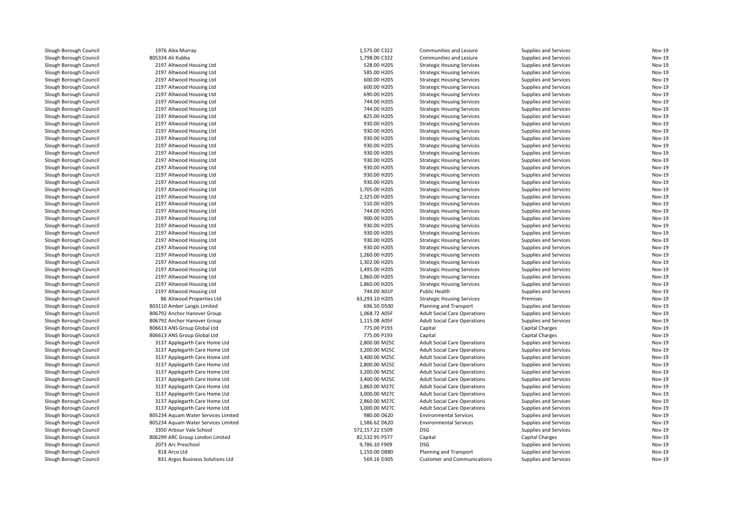| | | | | | | |
|---|---|---|---|---|---|---|
| Slough Borough Council | 1976 Alex Murray | 1,575.00 C322 | Communities and Lesiure | Supplies and Services | Nov-19 |
| Slough Borough Council | 805334 Ali Kubba | 1,798.00 C322 | Communities and Lesiure | Supplies and Services | Nov-19 |
| Slough Borough Council | 2197 Altwood Housing Ltd | 528.00 H205 | Strategic Housing Services | Supplies and Services | Nov-19 |
| Slough Borough Council | 2197 Altwood Housing Ltd | 585.00 H205 | Strategic Housing Services | Supplies and Services | Nov-19 |
| Slough Borough Council | 2197 Altwood Housing Ltd | 600.00 H205 | Strategic Housing Services | Supplies and Services | Nov-19 |
| Slough Borough Council | 2197 Altwood Housing Ltd | 600.00 H205 | Strategic Housing Services | Supplies and Services | Nov-19 |
| Slough Borough Council | 2197 Altwood Housing Ltd | 690.00 H205 | Strategic Housing Services | Supplies and Services | Nov-19 |
| Slough Borough Council | 2197 Altwood Housing Ltd | 744.00 H205 | Strategic Housing Services | Supplies and Services | Nov-19 |
| Slough Borough Council | 2197 Altwood Housing Ltd | 744.00 H205 | Strategic Housing Services | Supplies and Services | Nov-19 |
| Slough Borough Council | 2197 Altwood Housing Ltd | 825.00 H205 | Strategic Housing Services | Supplies and Services | Nov-19 |
| Slough Borough Council | 2197 Altwood Housing Ltd | 930.00 H205 | Strategic Housing Services | Supplies and Services | Nov-19 |
| Slough Borough Council | 2197 Altwood Housing Ltd | 930.00 H205 | Strategic Housing Services | Supplies and Services | Nov-19 |
| Slough Borough Council | 2197 Altwood Housing Ltd | 930.00 H205 | Strategic Housing Services | Supplies and Services | Nov-19 |
| Slough Borough Council | 2197 Altwood Housing Ltd | 930.00 H205 | Strategic Housing Services | Supplies and Services | Nov-19 |
| Slough Borough Council | 2197 Altwood Housing Ltd | 930.00 H205 | Strategic Housing Services | Supplies and Services | Nov-19 |
| Slough Borough Council | 2197 Altwood Housing Ltd | 930.00 H205 | Strategic Housing Services | Supplies and Services | Nov-19 |
| Slough Borough Council | 2197 Altwood Housing Ltd | 930.00 H205 | Strategic Housing Services | Supplies and Services | Nov-19 |
| Slough Borough Council | 2197 Altwood Housing Ltd | 930.00 H205 | Strategic Housing Services | Supplies and Services | Nov-19 |
| Slough Borough Council | 2197 Altwood Housing Ltd | 930.00 H205 | Strategic Housing Services | Supplies and Services | Nov-19 |
| Slough Borough Council | 2197 Altwood Housing Ltd | 1,705.00 H205 | Strategic Housing Services | Supplies and Services | Nov-19 |
| Slough Borough Council | 2197 Altwood Housing Ltd | 2,325.00 H205 | Strategic Housing Services | Supplies and Services | Nov-19 |
| Slough Borough Council | 2197 Altwood Housing Ltd | 510.00 H205 | Strategic Housing Services | Supplies and Services | Nov-19 |
| Slough Borough Council | 2197 Altwood Housing Ltd | 744.00 H205 | Strategic Housing Services | Supplies and Services | Nov-19 |
| Slough Borough Council | 2197 Altwood Housing Ltd | 900.00 H205 | Strategic Housing Services | Supplies and Services | Nov-19 |
| Slough Borough Council | 2197 Altwood Housing Ltd | 930.00 H205 | Strategic Housing Services | Supplies and Services | Nov-19 |
| Slough Borough Council | 2197 Altwood Housing Ltd | 930.00 H205 | Strategic Housing Services | Supplies and Services | Nov-19 |
| Slough Borough Council | 2197 Altwood Housing Ltd | 930.00 H205 | Strategic Housing Services | Supplies and Services | Nov-19 |
| Slough Borough Council | 2197 Altwood Housing Ltd | 930.00 H205 | Strategic Housing Services | Supplies and Services | Nov-19 |
| Slough Borough Council | 2197 Altwood Housing Ltd | 1,260.00 H205 | Strategic Housing Services | Supplies and Services | Nov-19 |
| Slough Borough Council | 2197 Altwood Housing Ltd | 1,302.00 H205 | Strategic Housing Services | Supplies and Services | Nov-19 |
| Slough Borough Council | 2197 Altwood Housing Ltd | 1,495.00 H205 | Strategic Housing Services | Supplies and Services | Nov-19 |
| Slough Borough Council | 2197 Altwood Housing Ltd | 1,860.00 H205 | Strategic Housing Services | Supplies and Services | Nov-19 |
| Slough Borough Council | 2197 Altwood Housing Ltd | 1,860.00 H205 | Strategic Housing Services | Supplies and Services | Nov-19 |
| Slough Borough Council | 2197 Altwood Housing Ltd | 744.00 A01P | Public Health | Supplies and Services | Nov-19 |
| Slough Borough Council | 86 Altwood Properties Ltd | 63,293.10 H205 | Strategic Housing Services | Premises | Nov-19 |
| Slough Borough Council | 803110 Amber Langis Limited | 696.50 D500 | Planning and Transport | Supplies and Services | Nov-19 |
| Slough Borough Council | 806792 Anchor Hanover Group | 1,068.72 A05F | Adult Social Care Operations | Supplies and Services | Nov-19 |
| Slough Borough Council | 806792 Anchor Hanover Group | 1,115.08 A05F | Adult Social Care Operations | Supplies and Services | Nov-19 |
| Slough Borough Council | 806613 ANS Group Global Ltd | 775.00 P193 | Capital | Capital Charges | Nov-19 |
| Slough Borough Council | 806613 ANS Group Global Ltd | 775.00 P193 | Capital | Capital Charges | Nov-19 |
| Slough Borough Council | 3137 Applegarth Care Home Ltd | 2,800.00 M25C | Adult Social Care Operations | Supplies and Services | Nov-19 |
| Slough Borough Council | 3137 Applegarth Care Home Ltd | 3,200.00 M25C | Adult Social Care Operations | Supplies and Services | Nov-19 |
| Slough Borough Council | 3137 Applegarth Care Home Ltd | 3,400.00 M25C | Adult Social Care Operations | Supplies and Services | Nov-19 |
| Slough Borough Council | 3137 Applegarth Care Home Ltd | 2,800.00 M25C | Adult Social Care Operations | Supplies and Services | Nov-19 |
| Slough Borough Council | 3137 Applegarth Care Home Ltd | 3,200.00 M25C | Adult Social Care Operations | Supplies and Services | Nov-19 |
| Slough Borough Council | 3137 Applegarth Care Home Ltd | 3,400.00 M25C | Adult Social Care Operations | Supplies and Services | Nov-19 |
| Slough Borough Council | 3137 Applegarth Care Home Ltd | 2,860.00 M27C | Adult Social Care Operations | Supplies and Services | Nov-19 |
| Slough Borough Council | 3137 Applegarth Care Home Ltd | 3,000.00 M27C | Adult Social Care Operations | Supplies and Services | Nov-19 |
| Slough Borough Council | 3137 Applegarth Care Home Ltd | 2,860.00 M27C | Adult Social Care Operations | Supplies and Services | Nov-19 |
| Slough Borough Council | 3137 Applegarth Care Home Ltd | 3,000.00 M27C | Adult Social Care Operations | Supplies and Services | Nov-19 |
| Slough Borough Council | 805234 Aquam Water Services Limited | 980.00 D620 | Environmental Services | Supplies and Services | Nov-19 |
| Slough Borough Council | 805234 Aquam Water Services Limited | 1,586.62 D620 | Environmental Services | Supplies and Services | Nov-19 |
| Slough Borough Council | 3350 Arbour Vale School | 572,157.22 E509 | DSG | Supplies and Services | Nov-19 |
| Slough Borough Council | 806299 ARC Group London Limited | 82,532.95 P577 | Capital | Capital Charges | Nov-19 |
| Slough Borough Council | 2073 Arc Preschool | 9,786.10 F909 | DSG | Supplies and Services | Nov-19 |
| Slough Borough Council | 818 Arco Ltd | 1,150.00 D880 | Planning and Transport | Supplies and Services | Nov-19 |
| Slough Borough Council | 831 Argos Business Solutions Ltd | 569.16 D305 | Customer and Communications | Supplies and Services | Nov-19 |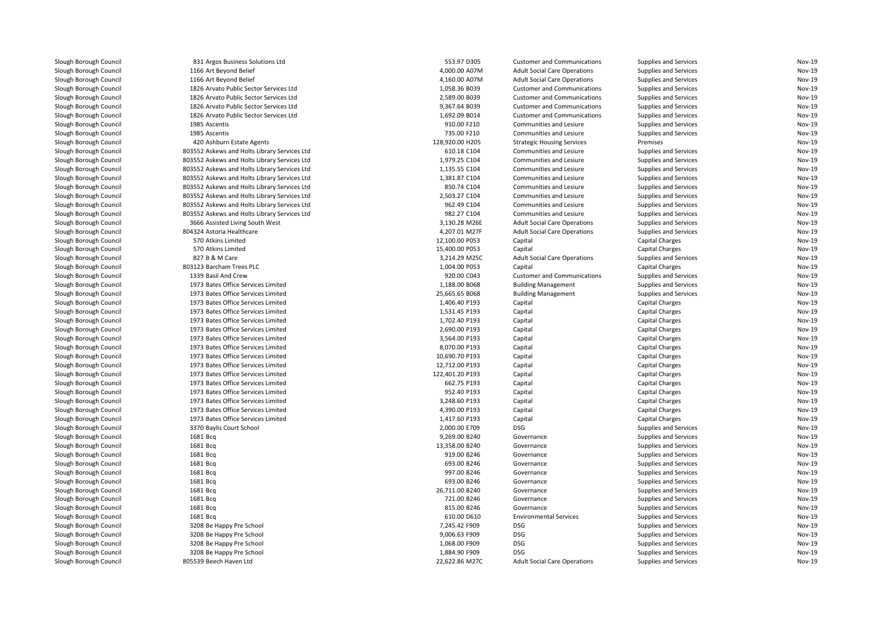| | | | | | | |
|---|---|---|---|---|---|---|
| Slough Borough Council | 831 Argos Business Solutions Ltd | 553.97 D305 | Customer and Communications | Supplies and Services | Nov-19 |
| Slough Borough Council | 1166 Art Beyond Belief | 4,000.00 A07M | Adult Social Care Operations | Supplies and Services | Nov-19 |
| Slough Borough Council | 1166 Art Beyond Belief | 4,160.00 A07M | Adult Social Care Operations | Supplies and Services | Nov-19 |
| Slough Borough Council | 1826 Arvato Public Sector Services Ltd | 1,058.36 B039 | Customer and Communications | Supplies and Services | Nov-19 |
| Slough Borough Council | 1826 Arvato Public Sector Services Ltd | 2,589.00 B039 | Customer and Communications | Supplies and Services | Nov-19 |
| Slough Borough Council | 1826 Arvato Public Sector Services Ltd | 9,367.64 B039 | Customer and Communications | Supplies and Services | Nov-19 |
| Slough Borough Council | 1826 Arvato Public Sector Services Ltd | 1,692.09 B014 | Customer and Communications | Supplies and Services | Nov-19 |
| Slough Borough Council | 1985 Ascentis | 910.00 F210 | Communities and Lesiure | Supplies and Services | Nov-19 |
| Slough Borough Council | 1985 Ascentis | 735.00 F210 | Communities and Lesiure | Supplies and Services | Nov-19 |
| Slough Borough Council | 420 Ashburn Estate Agents | 128,920.00 H205 | Strategic Housing Services | Premises | Nov-19 |
| Slough Borough Council | 803552 Askews and Holts Library Services Ltd | 610.18 C104 | Communities and Lesiure | Supplies and Services | Nov-19 |
| Slough Borough Council | 803552 Askews and Holts Library Services Ltd | 1,979.25 C104 | Communities and Lesiure | Supplies and Services | Nov-19 |
| Slough Borough Council | 803552 Askews and Holts Library Services Ltd | 1,135.55 C104 | Communities and Lesiure | Supplies and Services | Nov-19 |
| Slough Borough Council | 803552 Askews and Holts Library Services Ltd | 1,381.87 C104 | Communities and Lesiure | Supplies and Services | Nov-19 |
| Slough Borough Council | 803552 Askews and Holts Library Services Ltd | 850.74 C104 | Communities and Lesiure | Supplies and Services | Nov-19 |
| Slough Borough Council | 803552 Askews and Holts Library Services Ltd | 2,503.27 C104 | Communities and Lesiure | Supplies and Services | Nov-19 |
| Slough Borough Council | 803552 Askews and Holts Library Services Ltd | 962.49 C104 | Communities and Lesiure | Supplies and Services | Nov-19 |
| Slough Borough Council | 803552 Askews and Holts Library Services Ltd | 982.27 C104 | Communities and Lesiure | Supplies and Services | Nov-19 |
| Slough Borough Council | 3666 Assisted Living South West | 3,130.28 M26E | Adult Social Care Operations | Supplies and Services | Nov-19 |
| Slough Borough Council | 804324 Astoria Healthcare | 4,207.01 M27F | Adult Social Care Operations | Supplies and Services | Nov-19 |
| Slough Borough Council | 570 Atkins Limited | 12,100.00 P053 | Capital | Capital Charges | Nov-19 |
| Slough Borough Council | 570 Atkins Limited | 15,400.00 P053 | Capital | Capital Charges | Nov-19 |
| Slough Borough Council | 827 B & M Care | 3,214.29 M25C | Adult Social Care Operations | Supplies and Services | Nov-19 |
| Slough Borough Council | 803123 Barcham Trees PLC | 1,004.00 P053 | Capital | Capital Charges | Nov-19 |
| Slough Borough Council | 1339 Basil And Crew | 920.00 C043 | Customer and Communications | Supplies and Services | Nov-19 |
| Slough Borough Council | 1973 Bates Office Services Limited | 1,188.00 B068 | Building Management | Supplies and Services | Nov-19 |
| Slough Borough Council | 1973 Bates Office Services Limited | 25,665.65 B068 | Building Management | Supplies and Services | Nov-19 |
| Slough Borough Council | 1973 Bates Office Services Limited | 1,406.40 P193 | Capital | Capital Charges | Nov-19 |
| Slough Borough Council | 1973 Bates Office Services Limited | 1,531.45 P193 | Capital | Capital Charges | Nov-19 |
| Slough Borough Council | 1973 Bates Office Services Limited | 1,702.40 P193 | Capital | Capital Charges | Nov-19 |
| Slough Borough Council | 1973 Bates Office Services Limited | 2,690.00 P193 | Capital | Capital Charges | Nov-19 |
| Slough Borough Council | 1973 Bates Office Services Limited | 3,564.00 P193 | Capital | Capital Charges | Nov-19 |
| Slough Borough Council | 1973 Bates Office Services Limited | 8,070.00 P193 | Capital | Capital Charges | Nov-19 |
| Slough Borough Council | 1973 Bates Office Services Limited | 10,690.70 P193 | Capital | Capital Charges | Nov-19 |
| Slough Borough Council | 1973 Bates Office Services Limited | 12,712.00 P193 | Capital | Capital Charges | Nov-19 |
| Slough Borough Council | 1973 Bates Office Services Limited | 122,401.20 P193 | Capital | Capital Charges | Nov-19 |
| Slough Borough Council | 1973 Bates Office Services Limited | 662.75 P193 | Capital | Capital Charges | Nov-19 |
| Slough Borough Council | 1973 Bates Office Services Limited | 952.40 P193 | Capital | Capital Charges | Nov-19 |
| Slough Borough Council | 1973 Bates Office Services Limited | 3,248.60 P193 | Capital | Capital Charges | Nov-19 |
| Slough Borough Council | 1973 Bates Office Services Limited | 4,390.00 P193 | Capital | Capital Charges | Nov-19 |
| Slough Borough Council | 1973 Bates Office Services Limited | 1,417.60 P193 | Capital | Capital Charges | Nov-19 |
| Slough Borough Council | 3370 Baylis Court School | 2,000.00 E709 | DSG | Supplies and Services | Nov-19 |
| Slough Borough Council | 1681 Bcq | 9,269.00 B240 | Governance | Supplies and Services | Nov-19 |
| Slough Borough Council | 1681 Bcq | 13,358.00 B240 | Governance | Supplies and Services | Nov-19 |
| Slough Borough Council | 1681 Bcq | 919.00 B246 | Governance | Supplies and Services | Nov-19 |
| Slough Borough Council | 1681 Bcq | 693.00 B246 | Governance | Supplies and Services | Nov-19 |
| Slough Borough Council | 1681 Bcq | 997.00 B246 | Governance | Supplies and Services | Nov-19 |
| Slough Borough Council | 1681 Bcq | 693.00 B246 | Governance | Supplies and Services | Nov-19 |
| Slough Borough Council | 1681 Bcq | 26,711.00 B240 | Governance | Supplies and Services | Nov-19 |
| Slough Borough Council | 1681 Bcq | 721.00 B246 | Governance | Supplies and Services | Nov-19 |
| Slough Borough Council | 1681 Bcq | 815.00 B246 | Governance | Supplies and Services | Nov-19 |
| Slough Borough Council | 1681 Bcq | 610.00 D610 | Environmental Services | Supplies and Services | Nov-19 |
| Slough Borough Council | 3208 Be Happy Pre School | 7,245.42 F909 | DSG | Supplies and Services | Nov-19 |
| Slough Borough Council | 3208 Be Happy Pre School | 9,006.63 F909 | DSG | Supplies and Services | Nov-19 |
| Slough Borough Council | 3208 Be Happy Pre School | 1,068.00 F909 | DSG | Supplies and Services | Nov-19 |
| Slough Borough Council | 3208 Be Happy Pre School | 1,884.90 F909 | DSG | Supplies and Services | Nov-19 |
| Slough Borough Council | 805539 Beech Haven Ltd | 22,622.86 M27C | Adult Social Care Operations | Supplies and Services | Nov-19 |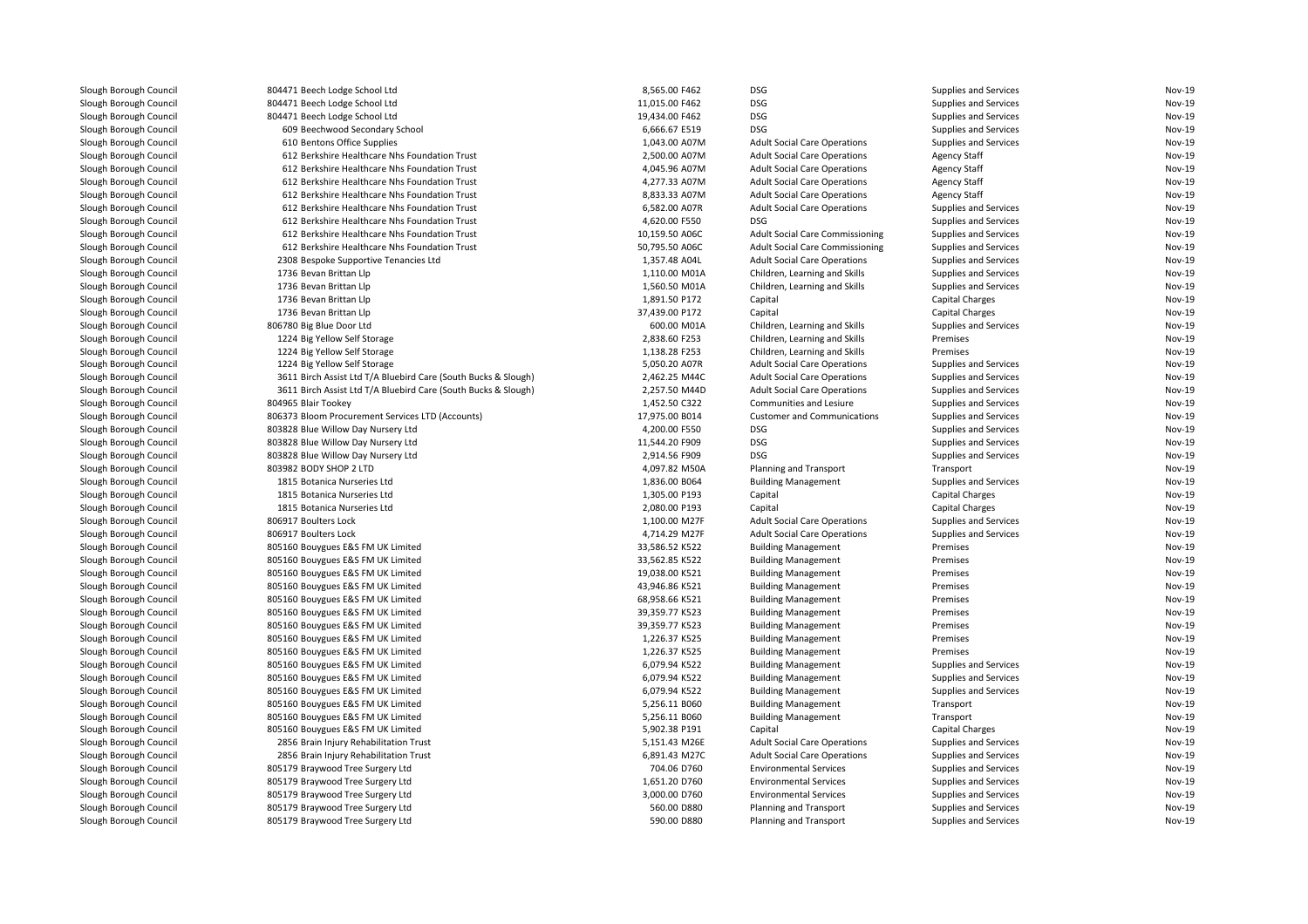| | | | | | | |
|---|---|---|---|---|---|---|
| Slough Borough Council | 804471 Beech Lodge School Ltd | 8,565.00 | F462 | DSG | Supplies and Services | Nov-19 |
| Slough Borough Council | 804471 Beech Lodge School Ltd | 11,015.00 | F462 | DSG | Supplies and Services | Nov-19 |
| Slough Borough Council | 804471 Beech Lodge School Ltd | 19,434.00 | F462 | DSG | Supplies and Services | Nov-19 |
| Slough Borough Council | 609 Beechwood Secondary School | 6,666.67 | E519 | DSG | Supplies and Services | Nov-19 |
| Slough Borough Council | 610 Bentons Office Supplies | 1,043.00 | A07M | Adult Social Care Operations | Supplies and Services | Nov-19 |
| Slough Borough Council | 612 Berkshire Healthcare Nhs Foundation Trust | 2,500.00 | A07M | Adult Social Care Operations | Agency Staff | Nov-19 |
| Slough Borough Council | 612 Berkshire Healthcare Nhs Foundation Trust | 4,045.96 | A07M | Adult Social Care Operations | Agency Staff | Nov-19 |
| Slough Borough Council | 612 Berkshire Healthcare Nhs Foundation Trust | 4,277.33 | A07M | Adult Social Care Operations | Agency Staff | Nov-19 |
| Slough Borough Council | 612 Berkshire Healthcare Nhs Foundation Trust | 8,833.33 | A07M | Adult Social Care Operations | Agency Staff | Nov-19 |
| Slough Borough Council | 612 Berkshire Healthcare Nhs Foundation Trust | 6,582.00 | A07R | Adult Social Care Operations | Supplies and Services | Nov-19 |
| Slough Borough Council | 612 Berkshire Healthcare Nhs Foundation Trust | 4,620.00 | F550 | DSG | Supplies and Services | Nov-19 |
| Slough Borough Council | 612 Berkshire Healthcare Nhs Foundation Trust | 10,159.50 | A06C | Adult Social Care Commissioning | Supplies and Services | Nov-19 |
| Slough Borough Council | 612 Berkshire Healthcare Nhs Foundation Trust | 50,795.50 | A06C | Adult Social Care Commissioning | Supplies and Services | Nov-19 |
| Slough Borough Council | 2308 Bespoke Supportive Tenancies Ltd | 1,357.48 | A04L | Adult Social Care Operations | Supplies and Services | Nov-19 |
| Slough Borough Council | 1736 Bevan Brittan Llp | 1,110.00 | M01A | Children, Learning and Skills | Supplies and Services | Nov-19 |
| Slough Borough Council | 1736 Bevan Brittan Llp | 1,560.50 | M01A | Children, Learning and Skills | Supplies and Services | Nov-19 |
| Slough Borough Council | 1736 Bevan Brittan Llp | 1,891.50 | P172 | Capital | Capital Charges | Nov-19 |
| Slough Borough Council | 1736 Bevan Brittan Llp | 37,439.00 | P172 | Capital | Capital Charges | Nov-19 |
| Slough Borough Council | 806780 Big Blue Door Ltd | 600.00 | M01A | Children, Learning and Skills | Supplies and Services | Nov-19 |
| Slough Borough Council | 1224 Big Yellow Self Storage | 2,838.60 | F253 | Children, Learning and Skills | Premises | Nov-19 |
| Slough Borough Council | 1224 Big Yellow Self Storage | 1,138.28 | F253 | Children, Learning and Skills | Premises | Nov-19 |
| Slough Borough Council | 1224 Big Yellow Self Storage | 5,050.20 | A07R | Adult Social Care Operations | Supplies and Services | Nov-19 |
| Slough Borough Council | 3611 Birch Assist Ltd T/A Bluebird Care (South Bucks & Slough) | 2,462.25 | M44C | Adult Social Care Operations | Supplies and Services | Nov-19 |
| Slough Borough Council | 3611 Birch Assist Ltd T/A Bluebird Care (South Bucks & Slough) | 2,257.50 | M44D | Adult Social Care Operations | Supplies and Services | Nov-19 |
| Slough Borough Council | 804965 Blair Tookey | 1,452.50 | C322 | Communities and Lesiure | Supplies and Services | Nov-19 |
| Slough Borough Council | 806373 Bloom Procurement Services LTD (Accounts) | 17,975.00 | B014 | Customer and Communications | Supplies and Services | Nov-19 |
| Slough Borough Council | 803828 Blue Willow Day Nursery Ltd | 4,200.00 | F550 | DSG | Supplies and Services | Nov-19 |
| Slough Borough Council | 803828 Blue Willow Day Nursery Ltd | 11,544.20 | F909 | DSG | Supplies and Services | Nov-19 |
| Slough Borough Council | 803828 Blue Willow Day Nursery Ltd | 2,914.56 | F909 | DSG | Supplies and Services | Nov-19 |
| Slough Borough Council | 803982 BODY SHOP 2 LTD | 4,097.82 | M50A | Planning and Transport | Transport | Nov-19 |
| Slough Borough Council | 1815 Botanica Nurseries Ltd | 1,836.00 | B064 | Building Management | Supplies and Services | Nov-19 |
| Slough Borough Council | 1815 Botanica Nurseries Ltd | 1,305.00 | P193 | Capital | Capital Charges | Nov-19 |
| Slough Borough Council | 1815 Botanica Nurseries Ltd | 2,080.00 | P193 | Capital | Capital Charges | Nov-19 |
| Slough Borough Council | 806917 Boulters Lock | 1,100.00 | M27F | Adult Social Care Operations | Supplies and Services | Nov-19 |
| Slough Borough Council | 806917 Boulters Lock | 4,714.29 | M27F | Adult Social Care Operations | Supplies and Services | Nov-19 |
| Slough Borough Council | 805160 Bouygues E&S FM UK Limited | 33,586.52 | K522 | Building Management | Premises | Nov-19 |
| Slough Borough Council | 805160 Bouygues E&S FM UK Limited | 33,562.85 | K522 | Building Management | Premises | Nov-19 |
| Slough Borough Council | 805160 Bouygues E&S FM UK Limited | 19,038.00 | K521 | Building Management | Premises | Nov-19 |
| Slough Borough Council | 805160 Bouygues E&S FM UK Limited | 43,946.86 | K521 | Building Management | Premises | Nov-19 |
| Slough Borough Council | 805160 Bouygues E&S FM UK Limited | 68,958.66 | K521 | Building Management | Premises | Nov-19 |
| Slough Borough Council | 805160 Bouygues E&S FM UK Limited | 39,359.77 | K523 | Building Management | Premises | Nov-19 |
| Slough Borough Council | 805160 Bouygues E&S FM UK Limited | 39,359.77 | K523 | Building Management | Premises | Nov-19 |
| Slough Borough Council | 805160 Bouygues E&S FM UK Limited | 1,226.37 | K525 | Building Management | Premises | Nov-19 |
| Slough Borough Council | 805160 Bouygues E&S FM UK Limited | 1,226.37 | K525 | Building Management | Premises | Nov-19 |
| Slough Borough Council | 805160 Bouygues E&S FM UK Limited | 6,079.94 | K522 | Building Management | Supplies and Services | Nov-19 |
| Slough Borough Council | 805160 Bouygues E&S FM UK Limited | 6,079.94 | K522 | Building Management | Supplies and Services | Nov-19 |
| Slough Borough Council | 805160 Bouygues E&S FM UK Limited | 6,079.94 | K522 | Building Management | Supplies and Services | Nov-19 |
| Slough Borough Council | 805160 Bouygues E&S FM UK Limited | 5,256.11 | B060 | Building Management | Transport | Nov-19 |
| Slough Borough Council | 805160 Bouygues E&S FM UK Limited | 5,256.11 | B060 | Building Management | Transport | Nov-19 |
| Slough Borough Council | 805160 Bouygues E&S FM UK Limited | 5,902.38 | P191 | Capital | Capital Charges | Nov-19 |
| Slough Borough Council | 2856 Brain Injury Rehabilitation Trust | 5,151.43 | M26E | Adult Social Care Operations | Supplies and Services | Nov-19 |
| Slough Borough Council | 2856 Brain Injury Rehabilitation Trust | 6,891.43 | M27C | Adult Social Care Operations | Supplies and Services | Nov-19 |
| Slough Borough Council | 805179 Braywood Tree Surgery Ltd | 704.06 | D760 | Environmental Services | Supplies and Services | Nov-19 |
| Slough Borough Council | 805179 Braywood Tree Surgery Ltd | 1,651.20 | D760 | Environmental Services | Supplies and Services | Nov-19 |
| Slough Borough Council | 805179 Braywood Tree Surgery Ltd | 3,000.00 | D760 | Environmental Services | Supplies and Services | Nov-19 |
| Slough Borough Council | 805179 Braywood Tree Surgery Ltd | 560.00 | D880 | Planning and Transport | Supplies and Services | Nov-19 |
| Slough Borough Council | 805179 Braywood Tree Surgery Ltd | 590.00 | D880 | Planning and Transport | Supplies and Services | Nov-19 |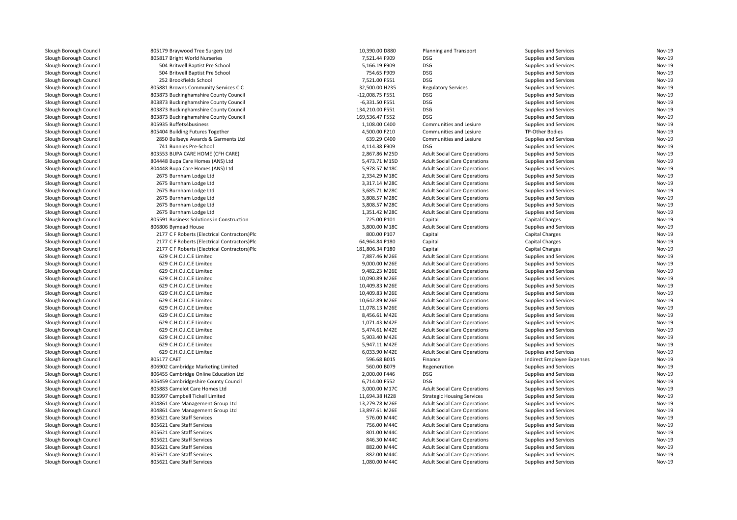| | | | | | | |
|---|---|---|---|---|---|---|
| Slough Borough Council | 805179 Braywood Tree Surgery Ltd | 10,390.00 D880 | Planning and Transport | Supplies and Services | Nov-19 |
| Slough Borough Council | 805817 Bright World Nurseries | 7,521.44 F909 | DSG | Supplies and Services | Nov-19 |
| Slough Borough Council | 504 Britwell Baptist Pre School | 5,166.19 F909 | DSG | Supplies and Services | Nov-19 |
| Slough Borough Council | 504 Britwell Baptist Pre School | 754.65 F909 | DSG | Supplies and Services | Nov-19 |
| Slough Borough Council | 252 Brookfields School | 7,521.00 F551 | DSG | Supplies and Services | Nov-19 |
| Slough Borough Council | 805881 Browns Community Services CIC | 32,500.00 H235 | Regulatory Services | Supplies and Services | Nov-19 |
| Slough Borough Council | 803873 Buckinghamshire County Council | -12,008.75 F551 | DSG | Supplies and Services | Nov-19 |
| Slough Borough Council | 803873 Buckinghamshire County Council | -6,331.50 F551 | DSG | Supplies and Services | Nov-19 |
| Slough Borough Council | 803873 Buckinghamshire County Council | 134,210.00 F551 | DSG | Supplies and Services | Nov-19 |
| Slough Borough Council | 803873 Buckinghamshire County Council | 169,536.47 F552 | DSG | Supplies and Services | Nov-19 |
| Slough Borough Council | 805935 Buffets4business | 1,108.00 C400 | Communities and Lesiure | Supplies and Services | Nov-19 |
| Slough Borough Council | 805404 Building Futures Together | 4,500.00 F210 | Communities and Lesiure | TP-Other Bodies | Nov-19 |
| Slough Borough Council | 2850 Bullseye Awards & Garments Ltd | 639.29 C400 | Communities and Lesiure | Supplies and Services | Nov-19 |
| Slough Borough Council | 741 Bunnies Pre-School | 4,114.38 F909 | DSG | Supplies and Services | Nov-19 |
| Slough Borough Council | 803553 BUPA CARE HOME (CFH CARE) | 2,867.86 M25D | Adult Social Care Operations | Supplies and Services | Nov-19 |
| Slough Borough Council | 804448 Bupa Care Homes (ANS) Ltd | 5,473.71 M15D | Adult Social Care Operations | Supplies and Services | Nov-19 |
| Slough Borough Council | 804448 Bupa Care Homes (ANS) Ltd | 5,978.57 M18C | Adult Social Care Operations | Supplies and Services | Nov-19 |
| Slough Borough Council | 2675 Burnham Lodge Ltd | 2,334.29 M18C | Adult Social Care Operations | Supplies and Services | Nov-19 |
| Slough Borough Council | 2675 Burnham Lodge Ltd | 3,317.14 M28C | Adult Social Care Operations | Supplies and Services | Nov-19 |
| Slough Borough Council | 2675 Burnham Lodge Ltd | 3,685.71 M28C | Adult Social Care Operations | Supplies and Services | Nov-19 |
| Slough Borough Council | 2675 Burnham Lodge Ltd | 3,808.57 M28C | Adult Social Care Operations | Supplies and Services | Nov-19 |
| Slough Borough Council | 2675 Burnham Lodge Ltd | 3,808.57 M28C | Adult Social Care Operations | Supplies and Services | Nov-19 |
| Slough Borough Council | 2675 Burnham Lodge Ltd | 1,351.42 M28C | Adult Social Care Operations | Supplies and Services | Nov-19 |
| Slough Borough Council | 805591 Business Solutions in Construction | 725.00 P101 | Capital | Capital Charges | Nov-19 |
| Slough Borough Council | 806806 Bymead House | 3,800.00 M18C | Adult Social Care Operations | Supplies and Services | Nov-19 |
| Slough Borough Council | 2177 C F Roberts (Electrical Contractors)Plc | 800.00 P107 | Capital | Capital Charges | Nov-19 |
| Slough Borough Council | 2177 C F Roberts (Electrical Contractors)Plc | 64,964.84 P180 | Capital | Capital Charges | Nov-19 |
| Slough Borough Council | 2177 C F Roberts (Electrical Contractors)Plc | 181,806.34 P180 | Capital | Capital Charges | Nov-19 |
| Slough Borough Council | 629 C.H.O.I.C.E Limited | 7,887.46 M26E | Adult Social Care Operations | Supplies and Services | Nov-19 |
| Slough Borough Council | 629 C.H.O.I.C.E Limited | 9,000.00 M26E | Adult Social Care Operations | Supplies and Services | Nov-19 |
| Slough Borough Council | 629 C.H.O.I.C.E Limited | 9,482.23 M26E | Adult Social Care Operations | Supplies and Services | Nov-19 |
| Slough Borough Council | 629 C.H.O.I.C.E Limited | 10,090.89 M26E | Adult Social Care Operations | Supplies and Services | Nov-19 |
| Slough Borough Council | 629 C.H.O.I.C.E Limited | 10,409.83 M26E | Adult Social Care Operations | Supplies and Services | Nov-19 |
| Slough Borough Council | 629 C.H.O.I.C.E Limited | 10,409.83 M26E | Adult Social Care Operations | Supplies and Services | Nov-19 |
| Slough Borough Council | 629 C.H.O.I.C.E Limited | 10,642.89 M26E | Adult Social Care Operations | Supplies and Services | Nov-19 |
| Slough Borough Council | 629 C.H.O.I.C.E Limited | 11,078.13 M26E | Adult Social Care Operations | Supplies and Services | Nov-19 |
| Slough Borough Council | 629 C.H.O.I.C.E Limited | 8,456.61 M42E | Adult Social Care Operations | Supplies and Services | Nov-19 |
| Slough Borough Council | 629 C.H.O.I.C.E Limited | 1,071.43 M42E | Adult Social Care Operations | Supplies and Services | Nov-19 |
| Slough Borough Council | 629 C.H.O.I.C.E Limited | 5,474.61 M42E | Adult Social Care Operations | Supplies and Services | Nov-19 |
| Slough Borough Council | 629 C.H.O.I.C.E Limited | 5,903.40 M42E | Adult Social Care Operations | Supplies and Services | Nov-19 |
| Slough Borough Council | 629 C.H.O.I.C.E Limited | 5,947.11 M42E | Adult Social Care Operations | Supplies and Services | Nov-19 |
| Slough Borough Council | 629 C.H.O.I.C.E Limited | 6,033.90 M42E | Adult Social Care Operations | Supplies and Services | Nov-19 |
| Slough Borough Council | 805177 CAET | 596.68 B015 | Finance | Indirect Employee Expenses | Nov-19 |
| Slough Borough Council | 806902 Cambridge Marketing Limited | 560.00 B079 | Regeneration | Supplies and Services | Nov-19 |
| Slough Borough Council | 806455 Cambridge Online Education Ltd | 2,000.00 F446 | DSG | Supplies and Services | Nov-19 |
| Slough Borough Council | 806459 Cambridgeshire County Council | 6,714.00 F552 | DSG | Supplies and Services | Nov-19 |
| Slough Borough Council | 805883 Camelot Care Homes Ltd | 3,000.00 M17C | Adult Social Care Operations | Supplies and Services | Nov-19 |
| Slough Borough Council | 805997 Campbell Tickell Limited | 11,694.38 H228 | Strategic Housing Services | Supplies and Services | Nov-19 |
| Slough Borough Council | 804861 Care Management Group Ltd | 13,279.78 M26E | Adult Social Care Operations | Supplies and Services | Nov-19 |
| Slough Borough Council | 804861 Care Management Group Ltd | 13,897.61 M26E | Adult Social Care Operations | Supplies and Services | Nov-19 |
| Slough Borough Council | 805621 Care Staff Services | 576.00 M44C | Adult Social Care Operations | Supplies and Services | Nov-19 |
| Slough Borough Council | 805621 Care Staff Services | 756.00 M44C | Adult Social Care Operations | Supplies and Services | Nov-19 |
| Slough Borough Council | 805621 Care Staff Services | 801.00 M44C | Adult Social Care Operations | Supplies and Services | Nov-19 |
| Slough Borough Council | 805621 Care Staff Services | 846.30 M44C | Adult Social Care Operations | Supplies and Services | Nov-19 |
| Slough Borough Council | 805621 Care Staff Services | 882.00 M44C | Adult Social Care Operations | Supplies and Services | Nov-19 |
| Slough Borough Council | 805621 Care Staff Services | 882.00 M44C | Adult Social Care Operations | Supplies and Services | Nov-19 |
| Slough Borough Council | 805621 Care Staff Services | 1,080.00 M44C | Adult Social Care Operations | Supplies and Services | Nov-19 |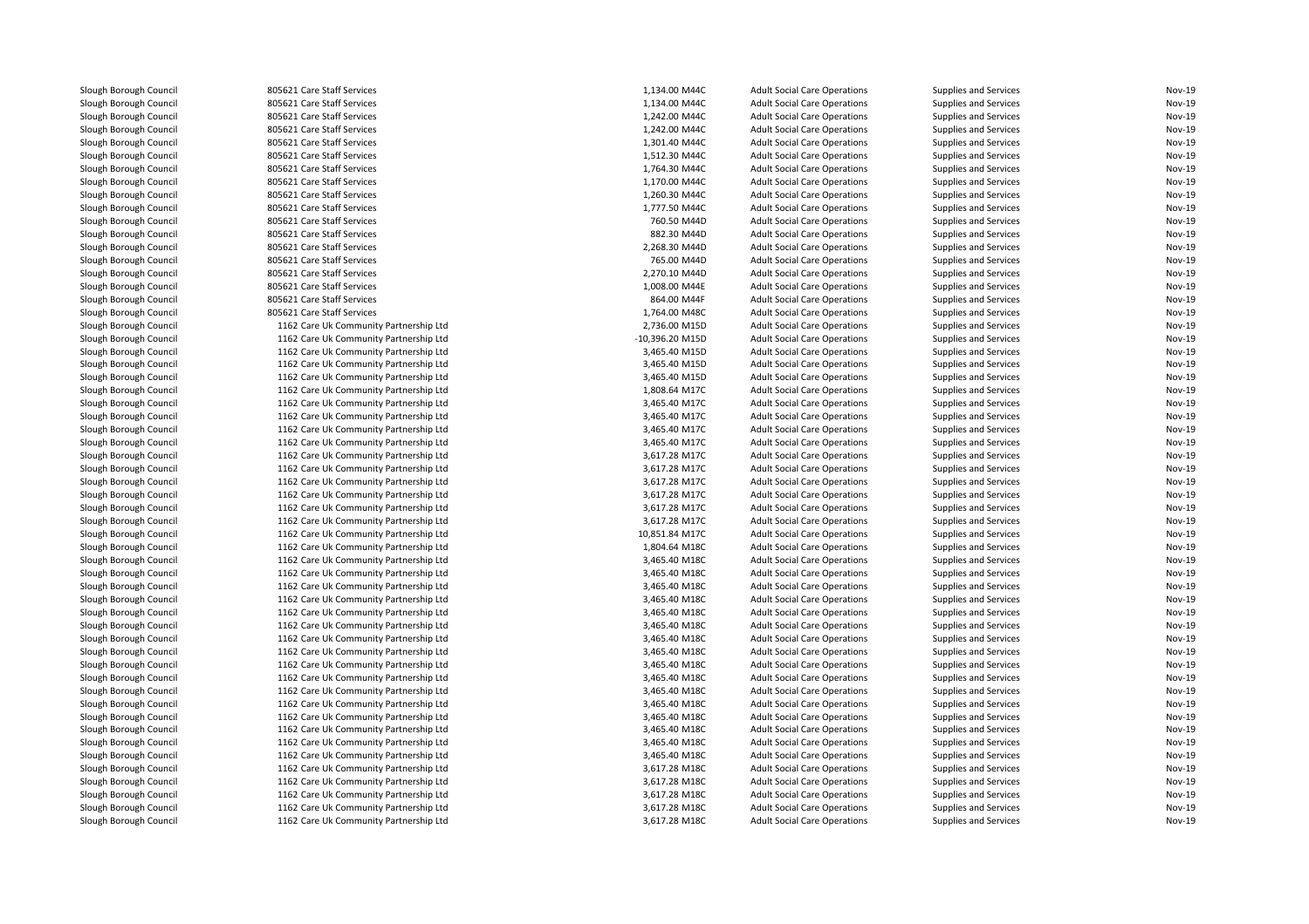| | | | | | | |
|---|---|---|---|---|---|---|
| Slough Borough Council | 805621 Care Staff Services | 1,134.00 M44C | Adult Social Care Operations | Supplies and Services | Nov-19 |
| Slough Borough Council | 805621 Care Staff Services | 1,134.00 M44C | Adult Social Care Operations | Supplies and Services | Nov-19 |
| Slough Borough Council | 805621 Care Staff Services | 1,242.00 M44C | Adult Social Care Operations | Supplies and Services | Nov-19 |
| Slough Borough Council | 805621 Care Staff Services | 1,242.00 M44C | Adult Social Care Operations | Supplies and Services | Nov-19 |
| Slough Borough Council | 805621 Care Staff Services | 1,301.40 M44C | Adult Social Care Operations | Supplies and Services | Nov-19 |
| Slough Borough Council | 805621 Care Staff Services | 1,512.30 M44C | Adult Social Care Operations | Supplies and Services | Nov-19 |
| Slough Borough Council | 805621 Care Staff Services | 1,764.30 M44C | Adult Social Care Operations | Supplies and Services | Nov-19 |
| Slough Borough Council | 805621 Care Staff Services | 1,170.00 M44C | Adult Social Care Operations | Supplies and Services | Nov-19 |
| Slough Borough Council | 805621 Care Staff Services | 1,260.30 M44C | Adult Social Care Operations | Supplies and Services | Nov-19 |
| Slough Borough Council | 805621 Care Staff Services | 1,777.50 M44C | Adult Social Care Operations | Supplies and Services | Nov-19 |
| Slough Borough Council | 805621 Care Staff Services | 760.50 M44D | Adult Social Care Operations | Supplies and Services | Nov-19 |
| Slough Borough Council | 805621 Care Staff Services | 882.30 M44D | Adult Social Care Operations | Supplies and Services | Nov-19 |
| Slough Borough Council | 805621 Care Staff Services | 2,268.30 M44D | Adult Social Care Operations | Supplies and Services | Nov-19 |
| Slough Borough Council | 805621 Care Staff Services | 765.00 M44D | Adult Social Care Operations | Supplies and Services | Nov-19 |
| Slough Borough Council | 805621 Care Staff Services | 2,270.10 M44D | Adult Social Care Operations | Supplies and Services | Nov-19 |
| Slough Borough Council | 805621 Care Staff Services | 1,008.00 M44E | Adult Social Care Operations | Supplies and Services | Nov-19 |
| Slough Borough Council | 805621 Care Staff Services | 864.00 M44F | Adult Social Care Operations | Supplies and Services | Nov-19 |
| Slough Borough Council | 805621 Care Staff Services | 1,764.00 M48C | Adult Social Care Operations | Supplies and Services | Nov-19 |
| Slough Borough Council | 1162 Care Uk Community Partnership Ltd | 2,736.00 M15D | Adult Social Care Operations | Supplies and Services | Nov-19 |
| Slough Borough Council | 1162 Care Uk Community Partnership Ltd | -10,396.20 M15D | Adult Social Care Operations | Supplies and Services | Nov-19 |
| Slough Borough Council | 1162 Care Uk Community Partnership Ltd | 3,465.40 M15D | Adult Social Care Operations | Supplies and Services | Nov-19 |
| Slough Borough Council | 1162 Care Uk Community Partnership Ltd | 3,465.40 M15D | Adult Social Care Operations | Supplies and Services | Nov-19 |
| Slough Borough Council | 1162 Care Uk Community Partnership Ltd | 3,465.40 M15D | Adult Social Care Operations | Supplies and Services | Nov-19 |
| Slough Borough Council | 1162 Care Uk Community Partnership Ltd | 1,808.64 M17C | Adult Social Care Operations | Supplies and Services | Nov-19 |
| Slough Borough Council | 1162 Care Uk Community Partnership Ltd | 3,465.40 M17C | Adult Social Care Operations | Supplies and Services | Nov-19 |
| Slough Borough Council | 1162 Care Uk Community Partnership Ltd | 3,465.40 M17C | Adult Social Care Operations | Supplies and Services | Nov-19 |
| Slough Borough Council | 1162 Care Uk Community Partnership Ltd | 3,465.40 M17C | Adult Social Care Operations | Supplies and Services | Nov-19 |
| Slough Borough Council | 1162 Care Uk Community Partnership Ltd | 3,465.40 M17C | Adult Social Care Operations | Supplies and Services | Nov-19 |
| Slough Borough Council | 1162 Care Uk Community Partnership Ltd | 3,617.28 M17C | Adult Social Care Operations | Supplies and Services | Nov-19 |
| Slough Borough Council | 1162 Care Uk Community Partnership Ltd | 3,617.28 M17C | Adult Social Care Operations | Supplies and Services | Nov-19 |
| Slough Borough Council | 1162 Care Uk Community Partnership Ltd | 3,617.28 M17C | Adult Social Care Operations | Supplies and Services | Nov-19 |
| Slough Borough Council | 1162 Care Uk Community Partnership Ltd | 3,617.28 M17C | Adult Social Care Operations | Supplies and Services | Nov-19 |
| Slough Borough Council | 1162 Care Uk Community Partnership Ltd | 3,617.28 M17C | Adult Social Care Operations | Supplies and Services | Nov-19 |
| Slough Borough Council | 1162 Care Uk Community Partnership Ltd | 3,617.28 M17C | Adult Social Care Operations | Supplies and Services | Nov-19 |
| Slough Borough Council | 1162 Care Uk Community Partnership Ltd | 10,851.84 M17C | Adult Social Care Operations | Supplies and Services | Nov-19 |
| Slough Borough Council | 1162 Care Uk Community Partnership Ltd | 1,804.64 M18C | Adult Social Care Operations | Supplies and Services | Nov-19 |
| Slough Borough Council | 1162 Care Uk Community Partnership Ltd | 3,465.40 M18C | Adult Social Care Operations | Supplies and Services | Nov-19 |
| Slough Borough Council | 1162 Care Uk Community Partnership Ltd | 3,465.40 M18C | Adult Social Care Operations | Supplies and Services | Nov-19 |
| Slough Borough Council | 1162 Care Uk Community Partnership Ltd | 3,465.40 M18C | Adult Social Care Operations | Supplies and Services | Nov-19 |
| Slough Borough Council | 1162 Care Uk Community Partnership Ltd | 3,465.40 M18C | Adult Social Care Operations | Supplies and Services | Nov-19 |
| Slough Borough Council | 1162 Care Uk Community Partnership Ltd | 3,465.40 M18C | Adult Social Care Operations | Supplies and Services | Nov-19 |
| Slough Borough Council | 1162 Care Uk Community Partnership Ltd | 3,465.40 M18C | Adult Social Care Operations | Supplies and Services | Nov-19 |
| Slough Borough Council | 1162 Care Uk Community Partnership Ltd | 3,465.40 M18C | Adult Social Care Operations | Supplies and Services | Nov-19 |
| Slough Borough Council | 1162 Care Uk Community Partnership Ltd | 3,465.40 M18C | Adult Social Care Operations | Supplies and Services | Nov-19 |
| Slough Borough Council | 1162 Care Uk Community Partnership Ltd | 3,465.40 M18C | Adult Social Care Operations | Supplies and Services | Nov-19 |
| Slough Borough Council | 1162 Care Uk Community Partnership Ltd | 3,465.40 M18C | Adult Social Care Operations | Supplies and Services | Nov-19 |
| Slough Borough Council | 1162 Care Uk Community Partnership Ltd | 3,465.40 M18C | Adult Social Care Operations | Supplies and Services | Nov-19 |
| Slough Borough Council | 1162 Care Uk Community Partnership Ltd | 3,465.40 M18C | Adult Social Care Operations | Supplies and Services | Nov-19 |
| Slough Borough Council | 1162 Care Uk Community Partnership Ltd | 3,465.40 M18C | Adult Social Care Operations | Supplies and Services | Nov-19 |
| Slough Borough Council | 1162 Care Uk Community Partnership Ltd | 3,465.40 M18C | Adult Social Care Operations | Supplies and Services | Nov-19 |
| Slough Borough Council | 1162 Care Uk Community Partnership Ltd | 3,465.40 M18C | Adult Social Care Operations | Supplies and Services | Nov-19 |
| Slough Borough Council | 1162 Care Uk Community Partnership Ltd | 3,617.28 M18C | Adult Social Care Operations | Supplies and Services | Nov-19 |
| Slough Borough Council | 1162 Care Uk Community Partnership Ltd | 3,617.28 M18C | Adult Social Care Operations | Supplies and Services | Nov-19 |
| Slough Borough Council | 1162 Care Uk Community Partnership Ltd | 3,617.28 M18C | Adult Social Care Operations | Supplies and Services | Nov-19 |
| Slough Borough Council | 1162 Care Uk Community Partnership Ltd | 3,617.28 M18C | Adult Social Care Operations | Supplies and Services | Nov-19 |
| Slough Borough Council | 1162 Care Uk Community Partnership Ltd | 3,617.28 M18C | Adult Social Care Operations | Supplies and Services | Nov-19 |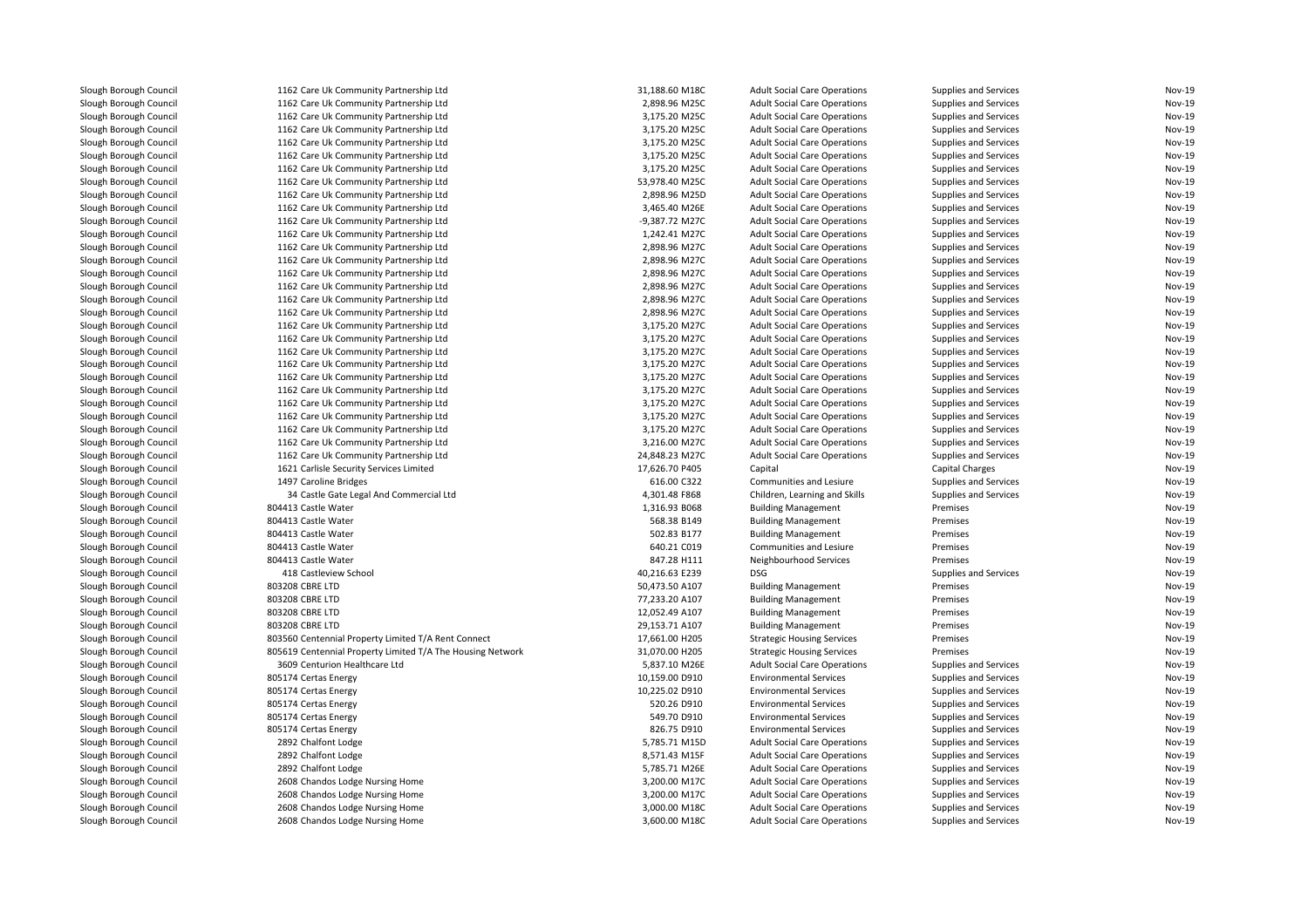| | | | | | | |
|---|---|---|---|---|---|---|
| Slough Borough Council | 1162 Care Uk Community Partnership Ltd | 31,188.60 M18C | Adult Social Care Operations | Supplies and Services | Nov-19 |
| Slough Borough Council | 1162 Care Uk Community Partnership Ltd | 2,898.96 M25C | Adult Social Care Operations | Supplies and Services | Nov-19 |
| Slough Borough Council | 1162 Care Uk Community Partnership Ltd | 3,175.20 M25C | Adult Social Care Operations | Supplies and Services | Nov-19 |
| Slough Borough Council | 1162 Care Uk Community Partnership Ltd | 3,175.20 M25C | Adult Social Care Operations | Supplies and Services | Nov-19 |
| Slough Borough Council | 1162 Care Uk Community Partnership Ltd | 3,175.20 M25C | Adult Social Care Operations | Supplies and Services | Nov-19 |
| Slough Borough Council | 1162 Care Uk Community Partnership Ltd | 3,175.20 M25C | Adult Social Care Operations | Supplies and Services | Nov-19 |
| Slough Borough Council | 1162 Care Uk Community Partnership Ltd | 3,175.20 M25C | Adult Social Care Operations | Supplies and Services | Nov-19 |
| Slough Borough Council | 1162 Care Uk Community Partnership Ltd | 53,978.40 M25C | Adult Social Care Operations | Supplies and Services | Nov-19 |
| Slough Borough Council | 1162 Care Uk Community Partnership Ltd | 2,898.96 M25D | Adult Social Care Operations | Supplies and Services | Nov-19 |
| Slough Borough Council | 1162 Care Uk Community Partnership Ltd | 3,465.40 M26E | Adult Social Care Operations | Supplies and Services | Nov-19 |
| Slough Borough Council | 1162 Care Uk Community Partnership Ltd | -9,387.72 M27C | Adult Social Care Operations | Supplies and Services | Nov-19 |
| Slough Borough Council | 1162 Care Uk Community Partnership Ltd | 1,242.41 M27C | Adult Social Care Operations | Supplies and Services | Nov-19 |
| Slough Borough Council | 1162 Care Uk Community Partnership Ltd | 2,898.96 M27C | Adult Social Care Operations | Supplies and Services | Nov-19 |
| Slough Borough Council | 1162 Care Uk Community Partnership Ltd | 2,898.96 M27C | Adult Social Care Operations | Supplies and Services | Nov-19 |
| Slough Borough Council | 1162 Care Uk Community Partnership Ltd | 2,898.96 M27C | Adult Social Care Operations | Supplies and Services | Nov-19 |
| Slough Borough Council | 1162 Care Uk Community Partnership Ltd | 2,898.96 M27C | Adult Social Care Operations | Supplies and Services | Nov-19 |
| Slough Borough Council | 1162 Care Uk Community Partnership Ltd | 2,898.96 M27C | Adult Social Care Operations | Supplies and Services | Nov-19 |
| Slough Borough Council | 1162 Care Uk Community Partnership Ltd | 2,898.96 M27C | Adult Social Care Operations | Supplies and Services | Nov-19 |
| Slough Borough Council | 1162 Care Uk Community Partnership Ltd | 3,175.20 M27C | Adult Social Care Operations | Supplies and Services | Nov-19 |
| Slough Borough Council | 1162 Care Uk Community Partnership Ltd | 3,175.20 M27C | Adult Social Care Operations | Supplies and Services | Nov-19 |
| Slough Borough Council | 1162 Care Uk Community Partnership Ltd | 3,175.20 M27C | Adult Social Care Operations | Supplies and Services | Nov-19 |
| Slough Borough Council | 1162 Care Uk Community Partnership Ltd | 3,175.20 M27C | Adult Social Care Operations | Supplies and Services | Nov-19 |
| Slough Borough Council | 1162 Care Uk Community Partnership Ltd | 3,175.20 M27C | Adult Social Care Operations | Supplies and Services | Nov-19 |
| Slough Borough Council | 1162 Care Uk Community Partnership Ltd | 3,175.20 M27C | Adult Social Care Operations | Supplies and Services | Nov-19 |
| Slough Borough Council | 1162 Care Uk Community Partnership Ltd | 3,175.20 M27C | Adult Social Care Operations | Supplies and Services | Nov-19 |
| Slough Borough Council | 1162 Care Uk Community Partnership Ltd | 3,175.20 M27C | Adult Social Care Operations | Supplies and Services | Nov-19 |
| Slough Borough Council | 1162 Care Uk Community Partnership Ltd | 3,175.20 M27C | Adult Social Care Operations | Supplies and Services | Nov-19 |
| Slough Borough Council | 1162 Care Uk Community Partnership Ltd | 3,216.00 M27C | Adult Social Care Operations | Supplies and Services | Nov-19 |
| Slough Borough Council | 1162 Care Uk Community Partnership Ltd | 24,848.23 M27C | Adult Social Care Operations | Supplies and Services | Nov-19 |
| Slough Borough Council | 1621 Carlisle Security Services Limited | 17,626.70 P405 | Capital | Capital Charges | Nov-19 |
| Slough Borough Council | 1497 Caroline Bridges | 616.00 C322 | Communities and Lesiure | Supplies and Services | Nov-19 |
| Slough Borough Council | 34 Castle Gate Legal And Commercial Ltd | 4,301.48 F868 | Children, Learning and Skills | Supplies and Services | Nov-19 |
| Slough Borough Council | 804413 Castle Water | 1,316.93 B068 | Building Management | Premises | Nov-19 |
| Slough Borough Council | 804413 Castle Water | 568.38 B149 | Building Management | Premises | Nov-19 |
| Slough Borough Council | 804413 Castle Water | 502.83 B177 | Building Management | Premises | Nov-19 |
| Slough Borough Council | 804413 Castle Water | 640.21 C019 | Communities and Lesiure | Premises | Nov-19 |
| Slough Borough Council | 804413 Castle Water | 847.28 H111 | Neighbourhood Services | Premises | Nov-19 |
| Slough Borough Council | 418 Castleview School | 40,216.63 E239 | DSG | Supplies and Services | Nov-19 |
| Slough Borough Council | 803208 CBRE LTD | 50,473.50 A107 | Building Management | Premises | Nov-19 |
| Slough Borough Council | 803208 CBRE LTD | 77,233.20 A107 | Building Management | Premises | Nov-19 |
| Slough Borough Council | 803208 CBRE LTD | 12,052.49 A107 | Building Management | Premises | Nov-19 |
| Slough Borough Council | 803208 CBRE LTD | 29,153.71 A107 | Building Management | Premises | Nov-19 |
| Slough Borough Council | 803560 Centennial Property Limited T/A Rent Connect | 17,661.00 H205 | Strategic Housing Services | Premises | Nov-19 |
| Slough Borough Council | 805619 Centennial Property Limited T/A The Housing Network | 31,070.00 H205 | Strategic Housing Services | Premises | Nov-19 |
| Slough Borough Council | 3609 Centurion Healthcare Ltd | 5,837.10 M26E | Adult Social Care Operations | Supplies and Services | Nov-19 |
| Slough Borough Council | 805174 Certas Energy | 10,159.00 D910 | Environmental Services | Supplies and Services | Nov-19 |
| Slough Borough Council | 805174 Certas Energy | 10,225.02 D910 | Environmental Services | Supplies and Services | Nov-19 |
| Slough Borough Council | 805174 Certas Energy | 520.26 D910 | Environmental Services | Supplies and Services | Nov-19 |
| Slough Borough Council | 805174 Certas Energy | 549.70 D910 | Environmental Services | Supplies and Services | Nov-19 |
| Slough Borough Council | 805174 Certas Energy | 826.75 D910 | Environmental Services | Supplies and Services | Nov-19 |
| Slough Borough Council | 2892 Chalfont Lodge | 5,785.71 M15D | Adult Social Care Operations | Supplies and Services | Nov-19 |
| Slough Borough Council | 2892 Chalfont Lodge | 8,571.43 M15F | Adult Social Care Operations | Supplies and Services | Nov-19 |
| Slough Borough Council | 2892 Chalfont Lodge | 5,785.71 M26E | Adult Social Care Operations | Supplies and Services | Nov-19 |
| Slough Borough Council | 2608 Chandos Lodge Nursing Home | 3,200.00 M17C | Adult Social Care Operations | Supplies and Services | Nov-19 |
| Slough Borough Council | 2608 Chandos Lodge Nursing Home | 3,200.00 M17C | Adult Social Care Operations | Supplies and Services | Nov-19 |
| Slough Borough Council | 2608 Chandos Lodge Nursing Home | 3,000.00 M18C | Adult Social Care Operations | Supplies and Services | Nov-19 |
| Slough Borough Council | 2608 Chandos Lodge Nursing Home | 3,600.00 M18C | Adult Social Care Operations | Supplies and Services | Nov-19 |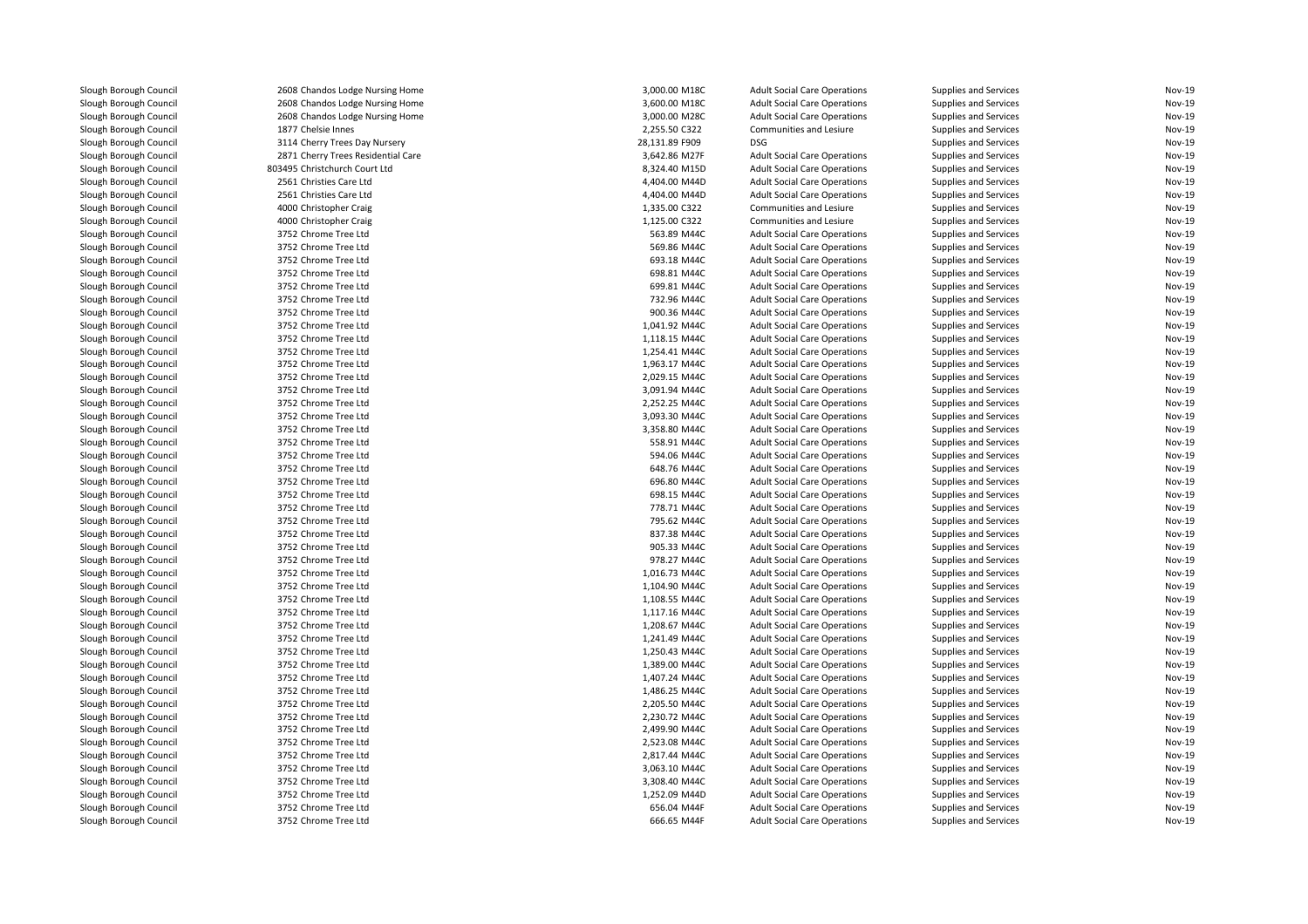| | | | | | | |
|---|---|---|---|---|---|---|
| Slough Borough Council | 2608 Chandos Lodge Nursing Home | 3,000.00 M18C | Adult Social Care Operations | Supplies and Services | Nov-19 |
| Slough Borough Council | 2608 Chandos Lodge Nursing Home | 3,600.00 M18C | Adult Social Care Operations | Supplies and Services | Nov-19 |
| Slough Borough Council | 2608 Chandos Lodge Nursing Home | 3,000.00 M28C | Adult Social Care Operations | Supplies and Services | Nov-19 |
| Slough Borough Council | 1877 Chelsie Innes | 2,255.50 C322 | Communities and Lesiure | Supplies and Services | Nov-19 |
| Slough Borough Council | 3114 Cherry Trees Day Nursery | 28,131.89 F909 | DSG | Supplies and Services | Nov-19 |
| Slough Borough Council | 2871 Cherry Trees Residential Care | 3,642.86 M27F | Adult Social Care Operations | Supplies and Services | Nov-19 |
| Slough Borough Council | 803495 Christchurch Court Ltd | 8,324.40 M15D | Adult Social Care Operations | Supplies and Services | Nov-19 |
| Slough Borough Council | 2561 Christies Care Ltd | 4,404.00 M44D | Adult Social Care Operations | Supplies and Services | Nov-19 |
| Slough Borough Council | 2561 Christies Care Ltd | 4,404.00 M44D | Adult Social Care Operations | Supplies and Services | Nov-19 |
| Slough Borough Council | 4000 Christopher Craig | 1,335.00 C322 | Communities and Lesiure | Supplies and Services | Nov-19 |
| Slough Borough Council | 4000 Christopher Craig | 1,125.00 C322 | Communities and Lesiure | Supplies and Services | Nov-19 |
| Slough Borough Council | 3752 Chrome Tree Ltd | 563.89 M44C | Adult Social Care Operations | Supplies and Services | Nov-19 |
| Slough Borough Council | 3752 Chrome Tree Ltd | 569.86 M44C | Adult Social Care Operations | Supplies and Services | Nov-19 |
| Slough Borough Council | 3752 Chrome Tree Ltd | 693.18 M44C | Adult Social Care Operations | Supplies and Services | Nov-19 |
| Slough Borough Council | 3752 Chrome Tree Ltd | 698.81 M44C | Adult Social Care Operations | Supplies and Services | Nov-19 |
| Slough Borough Council | 3752 Chrome Tree Ltd | 699.81 M44C | Adult Social Care Operations | Supplies and Services | Nov-19 |
| Slough Borough Council | 3752 Chrome Tree Ltd | 732.96 M44C | Adult Social Care Operations | Supplies and Services | Nov-19 |
| Slough Borough Council | 3752 Chrome Tree Ltd | 900.36 M44C | Adult Social Care Operations | Supplies and Services | Nov-19 |
| Slough Borough Council | 3752 Chrome Tree Ltd | 1,041.92 M44C | Adult Social Care Operations | Supplies and Services | Nov-19 |
| Slough Borough Council | 3752 Chrome Tree Ltd | 1,118.15 M44C | Adult Social Care Operations | Supplies and Services | Nov-19 |
| Slough Borough Council | 3752 Chrome Tree Ltd | 1,254.41 M44C | Adult Social Care Operations | Supplies and Services | Nov-19 |
| Slough Borough Council | 3752 Chrome Tree Ltd | 1,963.17 M44C | Adult Social Care Operations | Supplies and Services | Nov-19 |
| Slough Borough Council | 3752 Chrome Tree Ltd | 2,029.15 M44C | Adult Social Care Operations | Supplies and Services | Nov-19 |
| Slough Borough Council | 3752 Chrome Tree Ltd | 3,091.94 M44C | Adult Social Care Operations | Supplies and Services | Nov-19 |
| Slough Borough Council | 3752 Chrome Tree Ltd | 2,252.25 M44C | Adult Social Care Operations | Supplies and Services | Nov-19 |
| Slough Borough Council | 3752 Chrome Tree Ltd | 3,093.30 M44C | Adult Social Care Operations | Supplies and Services | Nov-19 |
| Slough Borough Council | 3752 Chrome Tree Ltd | 3,358.80 M44C | Adult Social Care Operations | Supplies and Services | Nov-19 |
| Slough Borough Council | 3752 Chrome Tree Ltd | 558.91 M44C | Adult Social Care Operations | Supplies and Services | Nov-19 |
| Slough Borough Council | 3752 Chrome Tree Ltd | 594.06 M44C | Adult Social Care Operations | Supplies and Services | Nov-19 |
| Slough Borough Council | 3752 Chrome Tree Ltd | 648.76 M44C | Adult Social Care Operations | Supplies and Services | Nov-19 |
| Slough Borough Council | 3752 Chrome Tree Ltd | 696.80 M44C | Adult Social Care Operations | Supplies and Services | Nov-19 |
| Slough Borough Council | 3752 Chrome Tree Ltd | 698.15 M44C | Adult Social Care Operations | Supplies and Services | Nov-19 |
| Slough Borough Council | 3752 Chrome Tree Ltd | 778.71 M44C | Adult Social Care Operations | Supplies and Services | Nov-19 |
| Slough Borough Council | 3752 Chrome Tree Ltd | 795.62 M44C | Adult Social Care Operations | Supplies and Services | Nov-19 |
| Slough Borough Council | 3752 Chrome Tree Ltd | 837.38 M44C | Adult Social Care Operations | Supplies and Services | Nov-19 |
| Slough Borough Council | 3752 Chrome Tree Ltd | 905.33 M44C | Adult Social Care Operations | Supplies and Services | Nov-19 |
| Slough Borough Council | 3752 Chrome Tree Ltd | 978.27 M44C | Adult Social Care Operations | Supplies and Services | Nov-19 |
| Slough Borough Council | 3752 Chrome Tree Ltd | 1,016.73 M44C | Adult Social Care Operations | Supplies and Services | Nov-19 |
| Slough Borough Council | 3752 Chrome Tree Ltd | 1,104.90 M44C | Adult Social Care Operations | Supplies and Services | Nov-19 |
| Slough Borough Council | 3752 Chrome Tree Ltd | 1,108.55 M44C | Adult Social Care Operations | Supplies and Services | Nov-19 |
| Slough Borough Council | 3752 Chrome Tree Ltd | 1,117.16 M44C | Adult Social Care Operations | Supplies and Services | Nov-19 |
| Slough Borough Council | 3752 Chrome Tree Ltd | 1,208.67 M44C | Adult Social Care Operations | Supplies and Services | Nov-19 |
| Slough Borough Council | 3752 Chrome Tree Ltd | 1,241.49 M44C | Adult Social Care Operations | Supplies and Services | Nov-19 |
| Slough Borough Council | 3752 Chrome Tree Ltd | 1,250.43 M44C | Adult Social Care Operations | Supplies and Services | Nov-19 |
| Slough Borough Council | 3752 Chrome Tree Ltd | 1,389.00 M44C | Adult Social Care Operations | Supplies and Services | Nov-19 |
| Slough Borough Council | 3752 Chrome Tree Ltd | 1,407.24 M44C | Adult Social Care Operations | Supplies and Services | Nov-19 |
| Slough Borough Council | 3752 Chrome Tree Ltd | 1,486.25 M44C | Adult Social Care Operations | Supplies and Services | Nov-19 |
| Slough Borough Council | 3752 Chrome Tree Ltd | 2,205.50 M44C | Adult Social Care Operations | Supplies and Services | Nov-19 |
| Slough Borough Council | 3752 Chrome Tree Ltd | 2,230.72 M44C | Adult Social Care Operations | Supplies and Services | Nov-19 |
| Slough Borough Council | 3752 Chrome Tree Ltd | 2,499.90 M44C | Adult Social Care Operations | Supplies and Services | Nov-19 |
| Slough Borough Council | 3752 Chrome Tree Ltd | 2,523.08 M44C | Adult Social Care Operations | Supplies and Services | Nov-19 |
| Slough Borough Council | 3752 Chrome Tree Ltd | 2,817.44 M44C | Adult Social Care Operations | Supplies and Services | Nov-19 |
| Slough Borough Council | 3752 Chrome Tree Ltd | 3,063.10 M44C | Adult Social Care Operations | Supplies and Services | Nov-19 |
| Slough Borough Council | 3752 Chrome Tree Ltd | 3,308.40 M44C | Adult Social Care Operations | Supplies and Services | Nov-19 |
| Slough Borough Council | 3752 Chrome Tree Ltd | 1,252.09 M44D | Adult Social Care Operations | Supplies and Services | Nov-19 |
| Slough Borough Council | 3752 Chrome Tree Ltd | 656.04 M44F | Adult Social Care Operations | Supplies and Services | Nov-19 |
| Slough Borough Council | 3752 Chrome Tree Ltd | 666.65 M44F | Adult Social Care Operations | Supplies and Services | Nov-19 |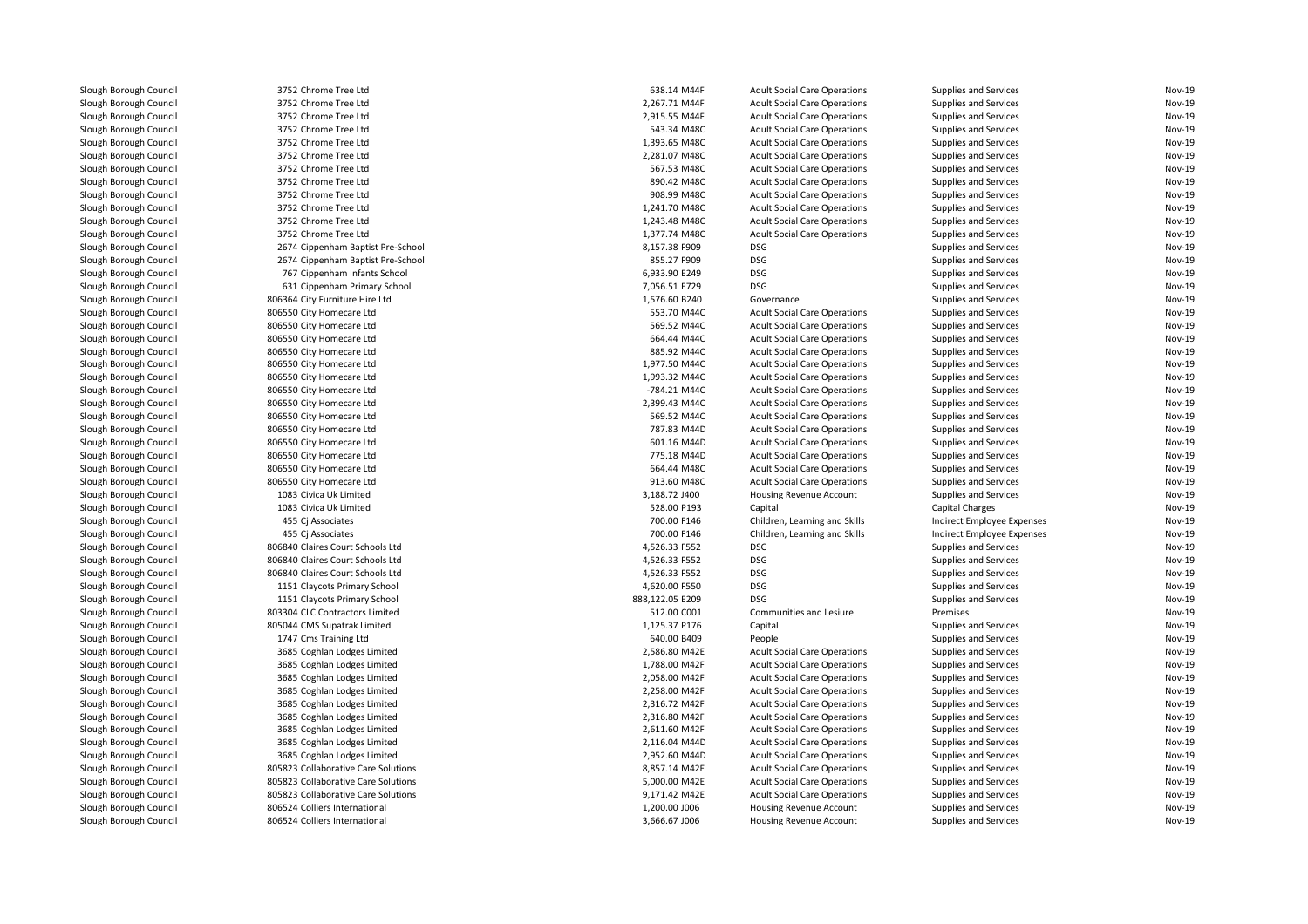| | | | | | | |
|---|---|---|---|---|---|---|
| Slough Borough Council | 3752 Chrome Tree Ltd | 638.14 M44F | Adult Social Care Operations | Supplies and Services | Nov-19 |
| Slough Borough Council | 3752 Chrome Tree Ltd | 2,267.71 M44F | Adult Social Care Operations | Supplies and Services | Nov-19 |
| Slough Borough Council | 3752 Chrome Tree Ltd | 2,915.55 M44F | Adult Social Care Operations | Supplies and Services | Nov-19 |
| Slough Borough Council | 3752 Chrome Tree Ltd | 543.34 M48C | Adult Social Care Operations | Supplies and Services | Nov-19 |
| Slough Borough Council | 3752 Chrome Tree Ltd | 1,393.65 M48C | Adult Social Care Operations | Supplies and Services | Nov-19 |
| Slough Borough Council | 3752 Chrome Tree Ltd | 2,281.07 M48C | Adult Social Care Operations | Supplies and Services | Nov-19 |
| Slough Borough Council | 3752 Chrome Tree Ltd | 567.53 M48C | Adult Social Care Operations | Supplies and Services | Nov-19 |
| Slough Borough Council | 3752 Chrome Tree Ltd | 890.42 M48C | Adult Social Care Operations | Supplies and Services | Nov-19 |
| Slough Borough Council | 3752 Chrome Tree Ltd | 908.99 M48C | Adult Social Care Operations | Supplies and Services | Nov-19 |
| Slough Borough Council | 3752 Chrome Tree Ltd | 1,241.70 M48C | Adult Social Care Operations | Supplies and Services | Nov-19 |
| Slough Borough Council | 3752 Chrome Tree Ltd | 1,243.48 M48C | Adult Social Care Operations | Supplies and Services | Nov-19 |
| Slough Borough Council | 3752 Chrome Tree Ltd | 1,377.74 M48C | Adult Social Care Operations | Supplies and Services | Nov-19 |
| Slough Borough Council | 2674 Cippenham Baptist Pre-School | 8,157.38 F909 | DSG | Supplies and Services | Nov-19 |
| Slough Borough Council | 2674 Cippenham Baptist Pre-School | 855.27 F909 | DSG | Supplies and Services | Nov-19 |
| Slough Borough Council | 767 Cippenham Infants School | 6,933.90 E249 | DSG | Supplies and Services | Nov-19 |
| Slough Borough Council | 631 Cippenham Primary School | 7,056.51 E729 | DSG | Supplies and Services | Nov-19 |
| Slough Borough Council | 806364 City Furniture Hire Ltd | 1,576.60 B240 | Governance | Supplies and Services | Nov-19 |
| Slough Borough Council | 806550 City Homecare Ltd | 553.70 M44C | Adult Social Care Operations | Supplies and Services | Nov-19 |
| Slough Borough Council | 806550 City Homecare Ltd | 569.52 M44C | Adult Social Care Operations | Supplies and Services | Nov-19 |
| Slough Borough Council | 806550 City Homecare Ltd | 664.44 M44C | Adult Social Care Operations | Supplies and Services | Nov-19 |
| Slough Borough Council | 806550 City Homecare Ltd | 885.92 M44C | Adult Social Care Operations | Supplies and Services | Nov-19 |
| Slough Borough Council | 806550 City Homecare Ltd | 1,977.50 M44C | Adult Social Care Operations | Supplies and Services | Nov-19 |
| Slough Borough Council | 806550 City Homecare Ltd | 1,993.32 M44C | Adult Social Care Operations | Supplies and Services | Nov-19 |
| Slough Borough Council | 806550 City Homecare Ltd | -784.21 M44C | Adult Social Care Operations | Supplies and Services | Nov-19 |
| Slough Borough Council | 806550 City Homecare Ltd | 2,399.43 M44C | Adult Social Care Operations | Supplies and Services | Nov-19 |
| Slough Borough Council | 806550 City Homecare Ltd | 569.52 M44C | Adult Social Care Operations | Supplies and Services | Nov-19 |
| Slough Borough Council | 806550 City Homecare Ltd | 787.83 M44D | Adult Social Care Operations | Supplies and Services | Nov-19 |
| Slough Borough Council | 806550 City Homecare Ltd | 601.16 M44D | Adult Social Care Operations | Supplies and Services | Nov-19 |
| Slough Borough Council | 806550 City Homecare Ltd | 775.18 M44D | Adult Social Care Operations | Supplies and Services | Nov-19 |
| Slough Borough Council | 806550 City Homecare Ltd | 664.44 M48C | Adult Social Care Operations | Supplies and Services | Nov-19 |
| Slough Borough Council | 806550 City Homecare Ltd | 913.60 M48C | Adult Social Care Operations | Supplies and Services | Nov-19 |
| Slough Borough Council | 1083 Civica Uk Limited | 3,188.72 J400 | Housing Revenue Account | Supplies and Services | Nov-19 |
| Slough Borough Council | 1083 Civica Uk Limited | 528.00 P193 | Capital | Capital Charges | Nov-19 |
| Slough Borough Council | 455 Cj Associates | 700.00 F146 | Children, Learning and Skills | Indirect Employee Expenses | Nov-19 |
| Slough Borough Council | 455 Cj Associates | 700.00 F146 | Children, Learning and Skills | Indirect Employee Expenses | Nov-19 |
| Slough Borough Council | 806840 Claires Court Schools Ltd | 4,526.33 F552 | DSG | Supplies and Services | Nov-19 |
| Slough Borough Council | 806840 Claires Court Schools Ltd | 4,526.33 F552 | DSG | Supplies and Services | Nov-19 |
| Slough Borough Council | 806840 Claires Court Schools Ltd | 4,526.33 F552 | DSG | Supplies and Services | Nov-19 |
| Slough Borough Council | 1151 Claycots Primary School | 4,620.00 F550 | DSG | Supplies and Services | Nov-19 |
| Slough Borough Council | 1151 Claycots Primary School | 888,122.05 E209 | DSG | Supplies and Services | Nov-19 |
| Slough Borough Council | 803304 CLC Contractors Limited | 512.00 C001 | Communities and Lesiure | Premises | Nov-19 |
| Slough Borough Council | 805044 CMS Supatrak Limited | 1,125.37 P176 | Capital | Supplies and Services | Nov-19 |
| Slough Borough Council | 1747 Cms Training Ltd | 640.00 B409 | People | Supplies and Services | Nov-19 |
| Slough Borough Council | 3685 Coghlan Lodges Limited | 2,586.80 M42E | Adult Social Care Operations | Supplies and Services | Nov-19 |
| Slough Borough Council | 3685 Coghlan Lodges Limited | 1,788.00 M42F | Adult Social Care Operations | Supplies and Services | Nov-19 |
| Slough Borough Council | 3685 Coghlan Lodges Limited | 2,058.00 M42F | Adult Social Care Operations | Supplies and Services | Nov-19 |
| Slough Borough Council | 3685 Coghlan Lodges Limited | 2,258.00 M42F | Adult Social Care Operations | Supplies and Services | Nov-19 |
| Slough Borough Council | 3685 Coghlan Lodges Limited | 2,316.72 M42F | Adult Social Care Operations | Supplies and Services | Nov-19 |
| Slough Borough Council | 3685 Coghlan Lodges Limited | 2,316.80 M42F | Adult Social Care Operations | Supplies and Services | Nov-19 |
| Slough Borough Council | 3685 Coghlan Lodges Limited | 2,611.60 M42F | Adult Social Care Operations | Supplies and Services | Nov-19 |
| Slough Borough Council | 3685 Coghlan Lodges Limited | 2,116.04 M44D | Adult Social Care Operations | Supplies and Services | Nov-19 |
| Slough Borough Council | 3685 Coghlan Lodges Limited | 2,952.60 M44D | Adult Social Care Operations | Supplies and Services | Nov-19 |
| Slough Borough Council | 805823 Collaborative Care Solutions | 8,857.14 M42E | Adult Social Care Operations | Supplies and Services | Nov-19 |
| Slough Borough Council | 805823 Collaborative Care Solutions | 5,000.00 M42E | Adult Social Care Operations | Supplies and Services | Nov-19 |
| Slough Borough Council | 805823 Collaborative Care Solutions | 9,171.42 M42E | Adult Social Care Operations | Supplies and Services | Nov-19 |
| Slough Borough Council | 806524 Colliers International | 1,200.00 J006 | Housing Revenue Account | Supplies and Services | Nov-19 |
| Slough Borough Council | 806524 Colliers International | 3,666.67 J006 | Housing Revenue Account | Supplies and Services | Nov-19 |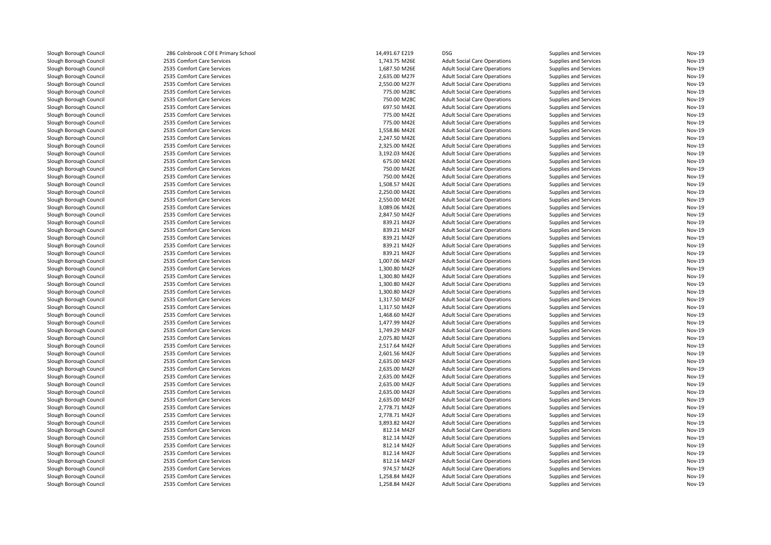| | | | | | | |
|---|---|---|---|---|---|---|
| Slough Borough Council | 286 Colnbrook C Of E Primary School | 14,491.67 | E219 | DSG | Supplies and Services | Nov-19 |
| Slough Borough Council | 2535 Comfort Care Services | 1,743.75 | M26E | Adult Social Care Operations | Supplies and Services | Nov-19 |
| Slough Borough Council | 2535 Comfort Care Services | 1,687.50 | M26E | Adult Social Care Operations | Supplies and Services | Nov-19 |
| Slough Borough Council | 2535 Comfort Care Services | 2,635.00 | M27F | Adult Social Care Operations | Supplies and Services | Nov-19 |
| Slough Borough Council | 2535 Comfort Care Services | 2,550.00 | M27F | Adult Social Care Operations | Supplies and Services | Nov-19 |
| Slough Borough Council | 2535 Comfort Care Services | 775.00 | M28C | Adult Social Care Operations | Supplies and Services | Nov-19 |
| Slough Borough Council | 2535 Comfort Care Services | 750.00 | M28C | Adult Social Care Operations | Supplies and Services | Nov-19 |
| Slough Borough Council | 2535 Comfort Care Services | 697.50 | M42E | Adult Social Care Operations | Supplies and Services | Nov-19 |
| Slough Borough Council | 2535 Comfort Care Services | 775.00 | M42E | Adult Social Care Operations | Supplies and Services | Nov-19 |
| Slough Borough Council | 2535 Comfort Care Services | 775.00 | M42E | Adult Social Care Operations | Supplies and Services | Nov-19 |
| Slough Borough Council | 2535 Comfort Care Services | 1,558.86 | M42E | Adult Social Care Operations | Supplies and Services | Nov-19 |
| Slough Borough Council | 2535 Comfort Care Services | 2,247.50 | M42E | Adult Social Care Operations | Supplies and Services | Nov-19 |
| Slough Borough Council | 2535 Comfort Care Services | 2,325.00 | M42E | Adult Social Care Operations | Supplies and Services | Nov-19 |
| Slough Borough Council | 2535 Comfort Care Services | 3,192.03 | M42E | Adult Social Care Operations | Supplies and Services | Nov-19 |
| Slough Borough Council | 2535 Comfort Care Services | 675.00 | M42E | Adult Social Care Operations | Supplies and Services | Nov-19 |
| Slough Borough Council | 2535 Comfort Care Services | 750.00 | M42E | Adult Social Care Operations | Supplies and Services | Nov-19 |
| Slough Borough Council | 2535 Comfort Care Services | 750.00 | M42E | Adult Social Care Operations | Supplies and Services | Nov-19 |
| Slough Borough Council | 2535 Comfort Care Services | 1,508.57 | M42E | Adult Social Care Operations | Supplies and Services | Nov-19 |
| Slough Borough Council | 2535 Comfort Care Services | 2,250.00 | M42E | Adult Social Care Operations | Supplies and Services | Nov-19 |
| Slough Borough Council | 2535 Comfort Care Services | 2,550.00 | M42E | Adult Social Care Operations | Supplies and Services | Nov-19 |
| Slough Borough Council | 2535 Comfort Care Services | 3,089.06 | M42E | Adult Social Care Operations | Supplies and Services | Nov-19 |
| Slough Borough Council | 2535 Comfort Care Services | 2,847.50 | M42F | Adult Social Care Operations | Supplies and Services | Nov-19 |
| Slough Borough Council | 2535 Comfort Care Services | 839.21 | M42F | Adult Social Care Operations | Supplies and Services | Nov-19 |
| Slough Borough Council | 2535 Comfort Care Services | 839.21 | M42F | Adult Social Care Operations | Supplies and Services | Nov-19 |
| Slough Borough Council | 2535 Comfort Care Services | 839.21 | M42F | Adult Social Care Operations | Supplies and Services | Nov-19 |
| Slough Borough Council | 2535 Comfort Care Services | 839.21 | M42F | Adult Social Care Operations | Supplies and Services | Nov-19 |
| Slough Borough Council | 2535 Comfort Care Services | 839.21 | M42F | Adult Social Care Operations | Supplies and Services | Nov-19 |
| Slough Borough Council | 2535 Comfort Care Services | 1,007.06 | M42F | Adult Social Care Operations | Supplies and Services | Nov-19 |
| Slough Borough Council | 2535 Comfort Care Services | 1,300.80 | M42F | Adult Social Care Operations | Supplies and Services | Nov-19 |
| Slough Borough Council | 2535 Comfort Care Services | 1,300.80 | M42F | Adult Social Care Operations | Supplies and Services | Nov-19 |
| Slough Borough Council | 2535 Comfort Care Services | 1,300.80 | M42F | Adult Social Care Operations | Supplies and Services | Nov-19 |
| Slough Borough Council | 2535 Comfort Care Services | 1,300.80 | M42F | Adult Social Care Operations | Supplies and Services | Nov-19 |
| Slough Borough Council | 2535 Comfort Care Services | 1,317.50 | M42F | Adult Social Care Operations | Supplies and Services | Nov-19 |
| Slough Borough Council | 2535 Comfort Care Services | 1,317.50 | M42F | Adult Social Care Operations | Supplies and Services | Nov-19 |
| Slough Borough Council | 2535 Comfort Care Services | 1,468.60 | M42F | Adult Social Care Operations | Supplies and Services | Nov-19 |
| Slough Borough Council | 2535 Comfort Care Services | 1,477.99 | M42F | Adult Social Care Operations | Supplies and Services | Nov-19 |
| Slough Borough Council | 2535 Comfort Care Services | 1,749.29 | M42F | Adult Social Care Operations | Supplies and Services | Nov-19 |
| Slough Borough Council | 2535 Comfort Care Services | 2,075.80 | M42F | Adult Social Care Operations | Supplies and Services | Nov-19 |
| Slough Borough Council | 2535 Comfort Care Services | 2,517.64 | M42F | Adult Social Care Operations | Supplies and Services | Nov-19 |
| Slough Borough Council | 2535 Comfort Care Services | 2,601.56 | M42F | Adult Social Care Operations | Supplies and Services | Nov-19 |
| Slough Borough Council | 2535 Comfort Care Services | 2,635.00 | M42F | Adult Social Care Operations | Supplies and Services | Nov-19 |
| Slough Borough Council | 2535 Comfort Care Services | 2,635.00 | M42F | Adult Social Care Operations | Supplies and Services | Nov-19 |
| Slough Borough Council | 2535 Comfort Care Services | 2,635.00 | M42F | Adult Social Care Operations | Supplies and Services | Nov-19 |
| Slough Borough Council | 2535 Comfort Care Services | 2,635.00 | M42F | Adult Social Care Operations | Supplies and Services | Nov-19 |
| Slough Borough Council | 2535 Comfort Care Services | 2,635.00 | M42F | Adult Social Care Operations | Supplies and Services | Nov-19 |
| Slough Borough Council | 2535 Comfort Care Services | 2,635.00 | M42F | Adult Social Care Operations | Supplies and Services | Nov-19 |
| Slough Borough Council | 2535 Comfort Care Services | 2,778.71 | M42F | Adult Social Care Operations | Supplies and Services | Nov-19 |
| Slough Borough Council | 2535 Comfort Care Services | 2,778.71 | M42F | Adult Social Care Operations | Supplies and Services | Nov-19 |
| Slough Borough Council | 2535 Comfort Care Services | 3,893.82 | M42F | Adult Social Care Operations | Supplies and Services | Nov-19 |
| Slough Borough Council | 2535 Comfort Care Services | 812.14 | M42F | Adult Social Care Operations | Supplies and Services | Nov-19 |
| Slough Borough Council | 2535 Comfort Care Services | 812.14 | M42F | Adult Social Care Operations | Supplies and Services | Nov-19 |
| Slough Borough Council | 2535 Comfort Care Services | 812.14 | M42F | Adult Social Care Operations | Supplies and Services | Nov-19 |
| Slough Borough Council | 2535 Comfort Care Services | 812.14 | M42F | Adult Social Care Operations | Supplies and Services | Nov-19 |
| Slough Borough Council | 2535 Comfort Care Services | 812.14 | M42F | Adult Social Care Operations | Supplies and Services | Nov-19 |
| Slough Borough Council | 2535 Comfort Care Services | 974.57 | M42F | Adult Social Care Operations | Supplies and Services | Nov-19 |
| Slough Borough Council | 2535 Comfort Care Services | 1,258.84 | M42F | Adult Social Care Operations | Supplies and Services | Nov-19 |
| Slough Borough Council | 2535 Comfort Care Services | 1,258.84 | M42F | Adult Social Care Operations | Supplies and Services | Nov-19 |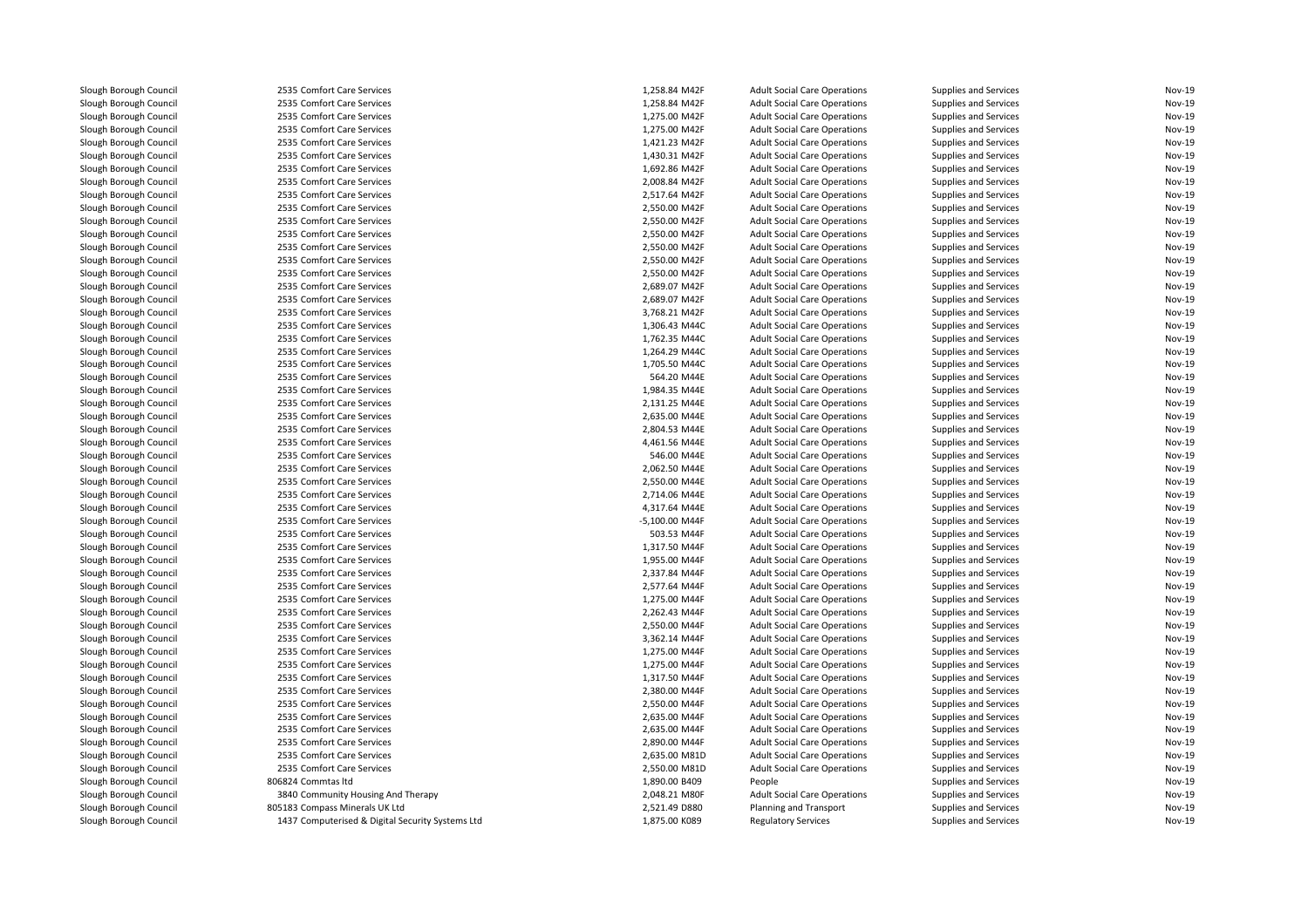| | | | | | | |
|---|---|---|---|---|---|---|
| Slough Borough Council | 2535 Comfort Care Services | 1,258.84 M42F | Adult Social Care Operations | Supplies and Services | Nov-19 |
| Slough Borough Council | 2535 Comfort Care Services | 1,258.84 M42F | Adult Social Care Operations | Supplies and Services | Nov-19 |
| Slough Borough Council | 2535 Comfort Care Services | 1,275.00 M42F | Adult Social Care Operations | Supplies and Services | Nov-19 |
| Slough Borough Council | 2535 Comfort Care Services | 1,275.00 M42F | Adult Social Care Operations | Supplies and Services | Nov-19 |
| Slough Borough Council | 2535 Comfort Care Services | 1,421.23 M42F | Adult Social Care Operations | Supplies and Services | Nov-19 |
| Slough Borough Council | 2535 Comfort Care Services | 1,430.31 M42F | Adult Social Care Operations | Supplies and Services | Nov-19 |
| Slough Borough Council | 2535 Comfort Care Services | 1,692.86 M42F | Adult Social Care Operations | Supplies and Services | Nov-19 |
| Slough Borough Council | 2535 Comfort Care Services | 2,008.84 M42F | Adult Social Care Operations | Supplies and Services | Nov-19 |
| Slough Borough Council | 2535 Comfort Care Services | 2,517.64 M42F | Adult Social Care Operations | Supplies and Services | Nov-19 |
| Slough Borough Council | 2535 Comfort Care Services | 2,550.00 M42F | Adult Social Care Operations | Supplies and Services | Nov-19 |
| Slough Borough Council | 2535 Comfort Care Services | 2,550.00 M42F | Adult Social Care Operations | Supplies and Services | Nov-19 |
| Slough Borough Council | 2535 Comfort Care Services | 2,550.00 M42F | Adult Social Care Operations | Supplies and Services | Nov-19 |
| Slough Borough Council | 2535 Comfort Care Services | 2,550.00 M42F | Adult Social Care Operations | Supplies and Services | Nov-19 |
| Slough Borough Council | 2535 Comfort Care Services | 2,550.00 M42F | Adult Social Care Operations | Supplies and Services | Nov-19 |
| Slough Borough Council | 2535 Comfort Care Services | 2,550.00 M42F | Adult Social Care Operations | Supplies and Services | Nov-19 |
| Slough Borough Council | 2535 Comfort Care Services | 2,689.07 M42F | Adult Social Care Operations | Supplies and Services | Nov-19 |
| Slough Borough Council | 2535 Comfort Care Services | 2,689.07 M42F | Adult Social Care Operations | Supplies and Services | Nov-19 |
| Slough Borough Council | 2535 Comfort Care Services | 3,768.21 M42F | Adult Social Care Operations | Supplies and Services | Nov-19 |
| Slough Borough Council | 2535 Comfort Care Services | 1,306.43 M44C | Adult Social Care Operations | Supplies and Services | Nov-19 |
| Slough Borough Council | 2535 Comfort Care Services | 1,762.35 M44C | Adult Social Care Operations | Supplies and Services | Nov-19 |
| Slough Borough Council | 2535 Comfort Care Services | 1,264.29 M44C | Adult Social Care Operations | Supplies and Services | Nov-19 |
| Slough Borough Council | 2535 Comfort Care Services | 1,705.50 M44C | Adult Social Care Operations | Supplies and Services | Nov-19 |
| Slough Borough Council | 2535 Comfort Care Services | 564.20 M44E | Adult Social Care Operations | Supplies and Services | Nov-19 |
| Slough Borough Council | 2535 Comfort Care Services | 1,984.35 M44E | Adult Social Care Operations | Supplies and Services | Nov-19 |
| Slough Borough Council | 2535 Comfort Care Services | 2,131.25 M44E | Adult Social Care Operations | Supplies and Services | Nov-19 |
| Slough Borough Council | 2535 Comfort Care Services | 2,635.00 M44E | Adult Social Care Operations | Supplies and Services | Nov-19 |
| Slough Borough Council | 2535 Comfort Care Services | 2,804.53 M44E | Adult Social Care Operations | Supplies and Services | Nov-19 |
| Slough Borough Council | 2535 Comfort Care Services | 4,461.56 M44E | Adult Social Care Operations | Supplies and Services | Nov-19 |
| Slough Borough Council | 2535 Comfort Care Services | 546.00 M44E | Adult Social Care Operations | Supplies and Services | Nov-19 |
| Slough Borough Council | 2535 Comfort Care Services | 2,062.50 M44E | Adult Social Care Operations | Supplies and Services | Nov-19 |
| Slough Borough Council | 2535 Comfort Care Services | 2,550.00 M44E | Adult Social Care Operations | Supplies and Services | Nov-19 |
| Slough Borough Council | 2535 Comfort Care Services | 2,714.06 M44E | Adult Social Care Operations | Supplies and Services | Nov-19 |
| Slough Borough Council | 2535 Comfort Care Services | 4,317.64 M44E | Adult Social Care Operations | Supplies and Services | Nov-19 |
| Slough Borough Council | 2535 Comfort Care Services | -5,100.00 M44F | Adult Social Care Operations | Supplies and Services | Nov-19 |
| Slough Borough Council | 2535 Comfort Care Services | 503.53 M44F | Adult Social Care Operations | Supplies and Services | Nov-19 |
| Slough Borough Council | 2535 Comfort Care Services | 1,317.50 M44F | Adult Social Care Operations | Supplies and Services | Nov-19 |
| Slough Borough Council | 2535 Comfort Care Services | 1,955.00 M44F | Adult Social Care Operations | Supplies and Services | Nov-19 |
| Slough Borough Council | 2535 Comfort Care Services | 2,337.84 M44F | Adult Social Care Operations | Supplies and Services | Nov-19 |
| Slough Borough Council | 2535 Comfort Care Services | 2,577.64 M44F | Adult Social Care Operations | Supplies and Services | Nov-19 |
| Slough Borough Council | 2535 Comfort Care Services | 1,275.00 M44F | Adult Social Care Operations | Supplies and Services | Nov-19 |
| Slough Borough Council | 2535 Comfort Care Services | 2,262.43 M44F | Adult Social Care Operations | Supplies and Services | Nov-19 |
| Slough Borough Council | 2535 Comfort Care Services | 2,550.00 M44F | Adult Social Care Operations | Supplies and Services | Nov-19 |
| Slough Borough Council | 2535 Comfort Care Services | 3,362.14 M44F | Adult Social Care Operations | Supplies and Services | Nov-19 |
| Slough Borough Council | 2535 Comfort Care Services | 1,275.00 M44F | Adult Social Care Operations | Supplies and Services | Nov-19 |
| Slough Borough Council | 2535 Comfort Care Services | 1,275.00 M44F | Adult Social Care Operations | Supplies and Services | Nov-19 |
| Slough Borough Council | 2535 Comfort Care Services | 1,317.50 M44F | Adult Social Care Operations | Supplies and Services | Nov-19 |
| Slough Borough Council | 2535 Comfort Care Services | 2,380.00 M44F | Adult Social Care Operations | Supplies and Services | Nov-19 |
| Slough Borough Council | 2535 Comfort Care Services | 2,550.00 M44F | Adult Social Care Operations | Supplies and Services | Nov-19 |
| Slough Borough Council | 2535 Comfort Care Services | 2,635.00 M44F | Adult Social Care Operations | Supplies and Services | Nov-19 |
| Slough Borough Council | 2535 Comfort Care Services | 2,635.00 M44F | Adult Social Care Operations | Supplies and Services | Nov-19 |
| Slough Borough Council | 2535 Comfort Care Services | 2,890.00 M44F | Adult Social Care Operations | Supplies and Services | Nov-19 |
| Slough Borough Council | 2535 Comfort Care Services | 2,635.00 M81D | Adult Social Care Operations | Supplies and Services | Nov-19 |
| Slough Borough Council | 2535 Comfort Care Services | 2,550.00 M81D | Adult Social Care Operations | Supplies and Services | Nov-19 |
| Slough Borough Council | 806824 Commtas ltd | 1,890.00 B409 | People | Supplies and Services | Nov-19 |
| Slough Borough Council | 3840 Community Housing And Therapy | 2,048.21 M80F | Adult Social Care Operations | Supplies and Services | Nov-19 |
| Slough Borough Council | 805183 Compass Minerals UK Ltd | 2,521.49 D880 | Planning and Transport | Supplies and Services | Nov-19 |
| Slough Borough Council | 1437 Computerised & Digital Security Systems Ltd | 1,875.00 K089 | Regulatory Services | Supplies and Services | Nov-19 |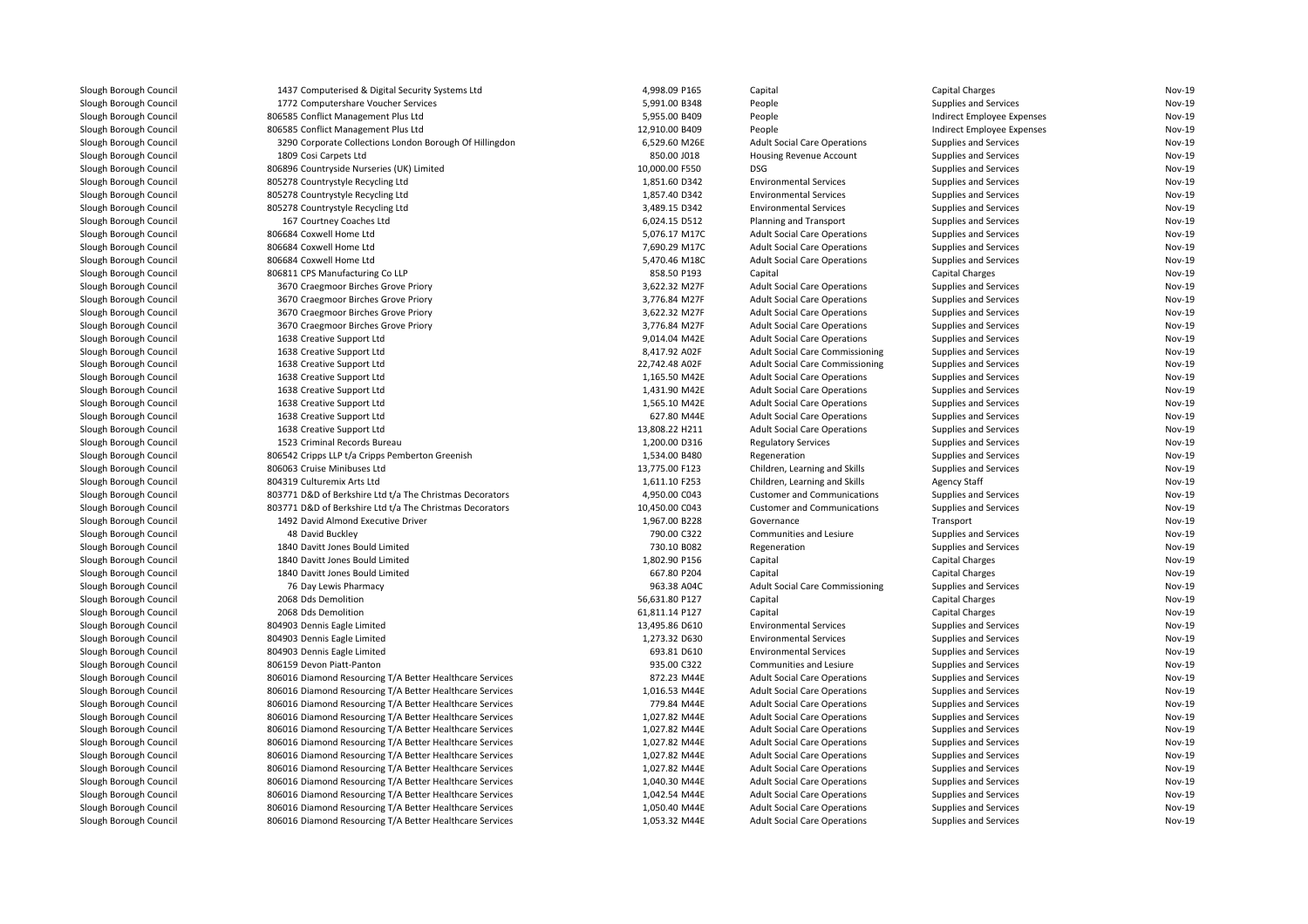| | | | | | | |
|---|---|---|---|---|---|---|
| Slough Borough Council | 1437 Computerised & Digital Security Systems Ltd | 4,998.09 P165 | Capital | Capital Charges | Nov-19 |
| Slough Borough Council | 1772 Computershare Voucher Services | 5,991.00 B348 | People | Supplies and Services | Nov-19 |
| Slough Borough Council | 806585 Conflict Management Plus Ltd | 5,955.00 B409 | People | Indirect Employee Expenses | Nov-19 |
| Slough Borough Council | 806585 Conflict Management Plus Ltd | 12,910.00 B409 | People | Indirect Employee Expenses | Nov-19 |
| Slough Borough Council | 3290 Corporate Collections London Borough Of Hillingdon | 6,529.60 M26E | Adult Social Care Operations | Supplies and Services | Nov-19 |
| Slough Borough Council | 1809 Cosi Carpets Ltd | 850.00 J018 | Housing Revenue Account | Supplies and Services | Nov-19 |
| Slough Borough Council | 806896 Countryside Nurseries (UK) Limited | 10,000.00 F550 | DSG | Supplies and Services | Nov-19 |
| Slough Borough Council | 805278 Countrystyle Recycling Ltd | 1,851.60 D342 | Environmental Services | Supplies and Services | Nov-19 |
| Slough Borough Council | 805278 Countrystyle Recycling Ltd | 1,857.40 D342 | Environmental Services | Supplies and Services | Nov-19 |
| Slough Borough Council | 805278 Countrystyle Recycling Ltd | 3,489.15 D342 | Environmental Services | Supplies and Services | Nov-19 |
| Slough Borough Council | 167 Courtney Coaches Ltd | 6,024.15 D512 | Planning and Transport | Supplies and Services | Nov-19 |
| Slough Borough Council | 806684 Coxwell Home Ltd | 5,076.17 M17C | Adult Social Care Operations | Supplies and Services | Nov-19 |
| Slough Borough Council | 806684 Coxwell Home Ltd | 7,690.29 M17C | Adult Social Care Operations | Supplies and Services | Nov-19 |
| Slough Borough Council | 806684 Coxwell Home Ltd | 5,470.46 M18C | Adult Social Care Operations | Supplies and Services | Nov-19 |
| Slough Borough Council | 806811 CPS Manufacturing Co LLP | 858.50 P193 | Capital | Capital Charges | Nov-19 |
| Slough Borough Council | 3670 Craegmoor Birches Grove Priory | 3,622.32 M27F | Adult Social Care Operations | Supplies and Services | Nov-19 |
| Slough Borough Council | 3670 Craegmoor Birches Grove Priory | 3,776.84 M27F | Adult Social Care Operations | Supplies and Services | Nov-19 |
| Slough Borough Council | 3670 Craegmoor Birches Grove Priory | 3,622.32 M27F | Adult Social Care Operations | Supplies and Services | Nov-19 |
| Slough Borough Council | 3670 Craegmoor Birches Grove Priory | 3,776.84 M27F | Adult Social Care Operations | Supplies and Services | Nov-19 |
| Slough Borough Council | 1638 Creative Support Ltd | 9,014.04 M42E | Adult Social Care Operations | Supplies and Services | Nov-19 |
| Slough Borough Council | 1638 Creative Support Ltd | 8,417.92 A02F | Adult Social Care Commissioning | Supplies and Services | Nov-19 |
| Slough Borough Council | 1638 Creative Support Ltd | 22,742.48 A02F | Adult Social Care Commissioning | Supplies and Services | Nov-19 |
| Slough Borough Council | 1638 Creative Support Ltd | 1,165.50 M42E | Adult Social Care Operations | Supplies and Services | Nov-19 |
| Slough Borough Council | 1638 Creative Support Ltd | 1,431.90 M42E | Adult Social Care Operations | Supplies and Services | Nov-19 |
| Slough Borough Council | 1638 Creative Support Ltd | 1,565.10 M42E | Adult Social Care Operations | Supplies and Services | Nov-19 |
| Slough Borough Council | 1638 Creative Support Ltd | 627.80 M44E | Adult Social Care Operations | Supplies and Services | Nov-19 |
| Slough Borough Council | 1638 Creative Support Ltd | 13,808.22 H211 | Adult Social Care Operations | Supplies and Services | Nov-19 |
| Slough Borough Council | 1523 Criminal Records Bureau | 1,200.00 D316 | Regulatory Services | Supplies and Services | Nov-19 |
| Slough Borough Council | 806542 Cripps LLP t/a Cripps Pemberton Greenish | 1,534.00 B480 | Regeneration | Supplies and Services | Nov-19 |
| Slough Borough Council | 806063 Cruise Minibuses Ltd | 13,775.00 F123 | Children, Learning and Skills | Supplies and Services | Nov-19 |
| Slough Borough Council | 804319 Culturemix Arts Ltd | 1,611.10 F253 | Children, Learning and Skills | Agency Staff | Nov-19 |
| Slough Borough Council | 803771 D&D of Berkshire Ltd t/a The Christmas Decorators | 4,950.00 C043 | Customer and Communications | Supplies and Services | Nov-19 |
| Slough Borough Council | 803771 D&D of Berkshire Ltd t/a The Christmas Decorators | 10,450.00 C043 | Customer and Communications | Supplies and Services | Nov-19 |
| Slough Borough Council | 1492 David Almond Executive Driver | 1,967.00 B228 | Governance | Transport | Nov-19 |
| Slough Borough Council | 48 David Buckley | 790.00 C322 | Communities and Lesiure | Supplies and Services | Nov-19 |
| Slough Borough Council | 1840 Davitt Jones Bould Limited | 730.10 B082 | Regeneration | Supplies and Services | Nov-19 |
| Slough Borough Council | 1840 Davitt Jones Bould Limited | 1,802.90 P156 | Capital | Capital Charges | Nov-19 |
| Slough Borough Council | 1840 Davitt Jones Bould Limited | 667.80 P204 | Capital | Capital Charges | Nov-19 |
| Slough Borough Council | 76 Day Lewis Pharmacy | 963.38 A04C | Adult Social Care Commissioning | Supplies and Services | Nov-19 |
| Slough Borough Council | 2068 Dds Demolition | 56,631.80 P127 | Capital | Capital Charges | Nov-19 |
| Slough Borough Council | 2068 Dds Demolition | 61,811.14 P127 | Capital | Capital Charges | Nov-19 |
| Slough Borough Council | 804903 Dennis Eagle Limited | 13,495.86 D610 | Environmental Services | Supplies and Services | Nov-19 |
| Slough Borough Council | 804903 Dennis Eagle Limited | 1,273.32 D630 | Environmental Services | Supplies and Services | Nov-19 |
| Slough Borough Council | 804903 Dennis Eagle Limited | 693.81 D610 | Environmental Services | Supplies and Services | Nov-19 |
| Slough Borough Council | 806159 Devon Piatt-Panton | 935.00 C322 | Communities and Lesiure | Supplies and Services | Nov-19 |
| Slough Borough Council | 806016 Diamond Resourcing T/A Better Healthcare Services | 872.23 M44E | Adult Social Care Operations | Supplies and Services | Nov-19 |
| Slough Borough Council | 806016 Diamond Resourcing T/A Better Healthcare Services | 1,016.53 M44E | Adult Social Care Operations | Supplies and Services | Nov-19 |
| Slough Borough Council | 806016 Diamond Resourcing T/A Better Healthcare Services | 779.84 M44E | Adult Social Care Operations | Supplies and Services | Nov-19 |
| Slough Borough Council | 806016 Diamond Resourcing T/A Better Healthcare Services | 1,027.82 M44E | Adult Social Care Operations | Supplies and Services | Nov-19 |
| Slough Borough Council | 806016 Diamond Resourcing T/A Better Healthcare Services | 1,027.82 M44E | Adult Social Care Operations | Supplies and Services | Nov-19 |
| Slough Borough Council | 806016 Diamond Resourcing T/A Better Healthcare Services | 1,027.82 M44E | Adult Social Care Operations | Supplies and Services | Nov-19 |
| Slough Borough Council | 806016 Diamond Resourcing T/A Better Healthcare Services | 1,027.82 M44E | Adult Social Care Operations | Supplies and Services | Nov-19 |
| Slough Borough Council | 806016 Diamond Resourcing T/A Better Healthcare Services | 1,027.82 M44E | Adult Social Care Operations | Supplies and Services | Nov-19 |
| Slough Borough Council | 806016 Diamond Resourcing T/A Better Healthcare Services | 1,040.30 M44E | Adult Social Care Operations | Supplies and Services | Nov-19 |
| Slough Borough Council | 806016 Diamond Resourcing T/A Better Healthcare Services | 1,042.54 M44E | Adult Social Care Operations | Supplies and Services | Nov-19 |
| Slough Borough Council | 806016 Diamond Resourcing T/A Better Healthcare Services | 1,050.40 M44E | Adult Social Care Operations | Supplies and Services | Nov-19 |
| Slough Borough Council | 806016 Diamond Resourcing T/A Better Healthcare Services | 1,053.32 M44E | Adult Social Care Operations | Supplies and Services | Nov-19 |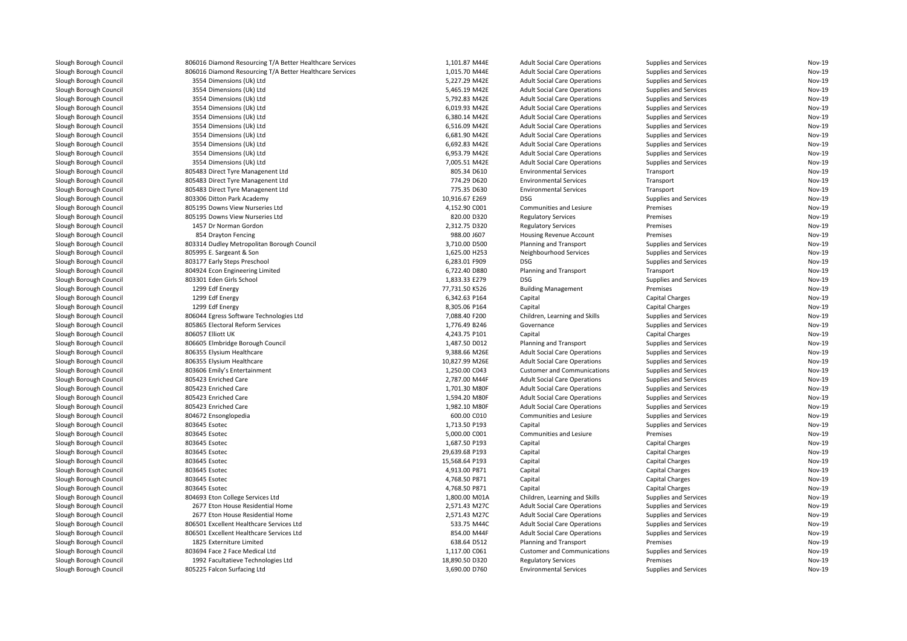| | | | | | | |
|---|---|---|---|---|---|---|
| Slough Borough Council | 806016 Diamond Resourcing T/A Better Healthcare Services | 1,101.87 M44E | Adult Social Care Operations | Supplies and Services | Nov-19 |
| Slough Borough Council | 806016 Diamond Resourcing T/A Better Healthcare Services | 1,015.70 M44E | Adult Social Care Operations | Supplies and Services | Nov-19 |
| Slough Borough Council | 3554 Dimensions (Uk) Ltd | 5,227.29 M42E | Adult Social Care Operations | Supplies and Services | Nov-19 |
| Slough Borough Council | 3554 Dimensions (Uk) Ltd | 5,465.19 M42E | Adult Social Care Operations | Supplies and Services | Nov-19 |
| Slough Borough Council | 3554 Dimensions (Uk) Ltd | 5,792.83 M42E | Adult Social Care Operations | Supplies and Services | Nov-19 |
| Slough Borough Council | 3554 Dimensions (Uk) Ltd | 6,019.93 M42E | Adult Social Care Operations | Supplies and Services | Nov-19 |
| Slough Borough Council | 3554 Dimensions (Uk) Ltd | 6,380.14 M42E | Adult Social Care Operations | Supplies and Services | Nov-19 |
| Slough Borough Council | 3554 Dimensions (Uk) Ltd | 6,516.09 M42E | Adult Social Care Operations | Supplies and Services | Nov-19 |
| Slough Borough Council | 3554 Dimensions (Uk) Ltd | 6,681.90 M42E | Adult Social Care Operations | Supplies and Services | Nov-19 |
| Slough Borough Council | 3554 Dimensions (Uk) Ltd | 6,692.83 M42E | Adult Social Care Operations | Supplies and Services | Nov-19 |
| Slough Borough Council | 3554 Dimensions (Uk) Ltd | 6,953.79 M42E | Adult Social Care Operations | Supplies and Services | Nov-19 |
| Slough Borough Council | 3554 Dimensions (Uk) Ltd | 7,005.51 M42E | Adult Social Care Operations | Supplies and Services | Nov-19 |
| Slough Borough Council | 805483 Direct Tyre Managenent Ltd | 805.34 D610 | Environmental Services | Transport | Nov-19 |
| Slough Borough Council | 805483 Direct Tyre Managenent Ltd | 774.29 D620 | Environmental Services | Transport | Nov-19 |
| Slough Borough Council | 805483 Direct Tyre Managenent Ltd | 775.35 D630 | Environmental Services | Transport | Nov-19 |
| Slough Borough Council | 803306 Ditton Park Academy | 10,916.67 E269 | DSG | Supplies and Services | Nov-19 |
| Slough Borough Council | 805195 Downs View Nurseries Ltd | 4,152.90 C001 | Communities and Lesiure | Premises | Nov-19 |
| Slough Borough Council | 805195 Downs View Nurseries Ltd | 820.00 D320 | Regulatory Services | Premises | Nov-19 |
| Slough Borough Council | 1457 Dr Norman Gordon | 2,312.75 D320 | Regulatory Services | Premises | Nov-19 |
| Slough Borough Council | 854 Drayton Fencing | 988.00 J607 | Housing Revenue Account | Premises | Nov-19 |
| Slough Borough Council | 803314 Dudley Metropolitan Borough Council | 3,710.00 D500 | Planning and Transport | Supplies and Services | Nov-19 |
| Slough Borough Council | 805995 E. Sargeant & Son | 1,625.00 H253 | Neighbourhood Services | Supplies and Services | Nov-19 |
| Slough Borough Council | 803177 Early Steps Preschool | 6,283.01 F909 | DSG | Supplies and Services | Nov-19 |
| Slough Borough Council | 804924 Econ Engineering Limited | 6,722.40 D880 | Planning and Transport | Transport | Nov-19 |
| Slough Borough Council | 803301 Eden Girls School | 1,833.33 E279 | DSG | Supplies and Services | Nov-19 |
| Slough Borough Council | 1299 Edf Energy | 77,731.50 K526 | Building Management | Premises | Nov-19 |
| Slough Borough Council | 1299 Edf Energy | 6,342.63 P164 | Capital | Capital Charges | Nov-19 |
| Slough Borough Council | 1299 Edf Energy | 8,305.06 P164 | Capital | Capital Charges | Nov-19 |
| Slough Borough Council | 806044 Egress Software Technologies Ltd | 7,088.40 F200 | Children, Learning and Skills | Supplies and Services | Nov-19 |
| Slough Borough Council | 805865 Electoral Reform Services | 1,776.49 B246 | Governance | Supplies and Services | Nov-19 |
| Slough Borough Council | 806057 Elliott UK | 4,243.75 P101 | Capital | Capital Charges | Nov-19 |
| Slough Borough Council | 806605 Elmbridge Borough Council | 1,487.50 D012 | Planning and Transport | Supplies and Services | Nov-19 |
| Slough Borough Council | 806355 Elysium Healthcare | 9,388.66 M26E | Adult Social Care Operations | Supplies and Services | Nov-19 |
| Slough Borough Council | 806355 Elysium Healthcare | 10,827.99 M26E | Adult Social Care Operations | Supplies and Services | Nov-19 |
| Slough Borough Council | 803606 Emily's Entertainment | 1,250.00 C043 | Customer and Communications | Supplies and Services | Nov-19 |
| Slough Borough Council | 805423 Enriched Care | 2,787.00 M44F | Adult Social Care Operations | Supplies and Services | Nov-19 |
| Slough Borough Council | 805423 Enriched Care | 1,701.30 M80F | Adult Social Care Operations | Supplies and Services | Nov-19 |
| Slough Borough Council | 805423 Enriched Care | 1,594.20 M80F | Adult Social Care Operations | Supplies and Services | Nov-19 |
| Slough Borough Council | 805423 Enriched Care | 1,982.10 M80F | Adult Social Care Operations | Supplies and Services | Nov-19 |
| Slough Borough Council | 804672 Ensonglopedia | 600.00 C010 | Communities and Lesiure | Supplies and Services | Nov-19 |
| Slough Borough Council | 803645 Esotec | 1,713.50 P193 | Capital | Supplies and Services | Nov-19 |
| Slough Borough Council | 803645 Esotec | 5,000.00 C001 | Communities and Lesiure | Premises | Nov-19 |
| Slough Borough Council | 803645 Esotec | 1,687.50 P193 | Capital | Capital Charges | Nov-19 |
| Slough Borough Council | 803645 Esotec | 29,639.68 P193 | Capital | Capital Charges | Nov-19 |
| Slough Borough Council | 803645 Esotec | 15,568.64 P193 | Capital | Capital Charges | Nov-19 |
| Slough Borough Council | 803645 Esotec | 4,913.00 P871 | Capital | Capital Charges | Nov-19 |
| Slough Borough Council | 803645 Esotec | 4,768.50 P871 | Capital | Capital Charges | Nov-19 |
| Slough Borough Council | 803645 Esotec | 4,768.50 P871 | Capital | Capital Charges | Nov-19 |
| Slough Borough Council | 804693 Eton College Services Ltd | 1,800.00 M01A | Children, Learning and Skills | Supplies and Services | Nov-19 |
| Slough Borough Council | 2677 Eton House Residential Home | 2,571.43 M27C | Adult Social Care Operations | Supplies and Services | Nov-19 |
| Slough Borough Council | 2677 Eton House Residential Home | 2,571.43 M27C | Adult Social Care Operations | Supplies and Services | Nov-19 |
| Slough Borough Council | 806501 Excellent Healthcare Services Ltd | 533.75 M44C | Adult Social Care Operations | Supplies and Services | Nov-19 |
| Slough Borough Council | 806501 Excellent Healthcare Services Ltd | 854.00 M44F | Adult Social Care Operations | Supplies and Services | Nov-19 |
| Slough Borough Council | 1825 Externiture Limited | 638.64 D512 | Planning and Transport | Premises | Nov-19 |
| Slough Borough Council | 803694 Face 2 Face Medical Ltd | 1,117.00 C061 | Customer and Communications | Supplies and Services | Nov-19 |
| Slough Borough Council | 1992 Facultatieve Technologies Ltd | 18,890.50 D320 | Regulatory Services | Premises | Nov-19 |
| Slough Borough Council | 805225 Falcon Surfacing Ltd | 3,690.00 D760 | Environmental Services | Supplies and Services | Nov-19 |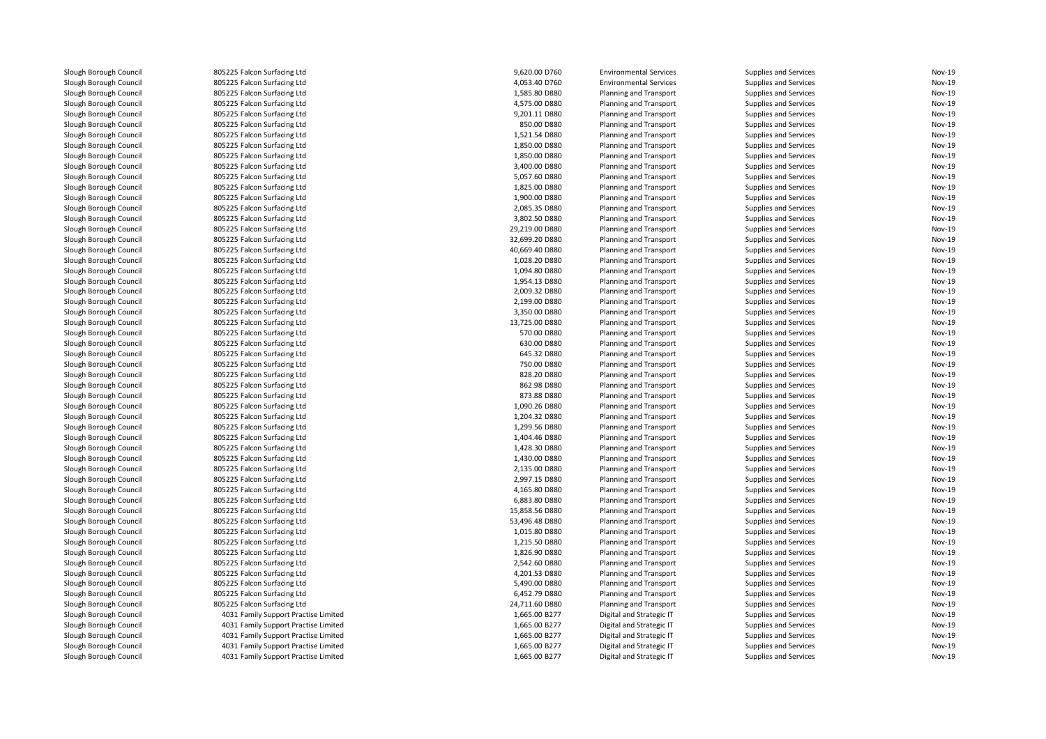| | | | | | | |
|---|---|---|---|---|---|---|
| Slough Borough Council | 805225 Falcon Surfacing Ltd | 9,620.00 D760 | Environmental Services | Supplies and Services | Nov-19 |
| Slough Borough Council | 805225 Falcon Surfacing Ltd | 4,053.40 D760 | Environmental Services | Supplies and Services | Nov-19 |
| Slough Borough Council | 805225 Falcon Surfacing Ltd | 1,585.80 D880 | Planning and Transport | Supplies and Services | Nov-19 |
| Slough Borough Council | 805225 Falcon Surfacing Ltd | 4,575.00 D880 | Planning and Transport | Supplies and Services | Nov-19 |
| Slough Borough Council | 805225 Falcon Surfacing Ltd | 9,201.11 D880 | Planning and Transport | Supplies and Services | Nov-19 |
| Slough Borough Council | 805225 Falcon Surfacing Ltd | 850.00 D880 | Planning and Transport | Supplies and Services | Nov-19 |
| Slough Borough Council | 805225 Falcon Surfacing Ltd | 1,521.54 D880 | Planning and Transport | Supplies and Services | Nov-19 |
| Slough Borough Council | 805225 Falcon Surfacing Ltd | 1,850.00 D880 | Planning and Transport | Supplies and Services | Nov-19 |
| Slough Borough Council | 805225 Falcon Surfacing Ltd | 1,850.00 D880 | Planning and Transport | Supplies and Services | Nov-19 |
| Slough Borough Council | 805225 Falcon Surfacing Ltd | 3,400.00 D880 | Planning and Transport | Supplies and Services | Nov-19 |
| Slough Borough Council | 805225 Falcon Surfacing Ltd | 5,057.60 D880 | Planning and Transport | Supplies and Services | Nov-19 |
| Slough Borough Council | 805225 Falcon Surfacing Ltd | 1,825.00 D880 | Planning and Transport | Supplies and Services | Nov-19 |
| Slough Borough Council | 805225 Falcon Surfacing Ltd | 1,900.00 D880 | Planning and Transport | Supplies and Services | Nov-19 |
| Slough Borough Council | 805225 Falcon Surfacing Ltd | 2,085.35 D880 | Planning and Transport | Supplies and Services | Nov-19 |
| Slough Borough Council | 805225 Falcon Surfacing Ltd | 3,802.50 D880 | Planning and Transport | Supplies and Services | Nov-19 |
| Slough Borough Council | 805225 Falcon Surfacing Ltd | 29,219.00 D880 | Planning and Transport | Supplies and Services | Nov-19 |
| Slough Borough Council | 805225 Falcon Surfacing Ltd | 32,699.20 D880 | Planning and Transport | Supplies and Services | Nov-19 |
| Slough Borough Council | 805225 Falcon Surfacing Ltd | 40,669.40 D880 | Planning and Transport | Supplies and Services | Nov-19 |
| Slough Borough Council | 805225 Falcon Surfacing Ltd | 1,028.20 D880 | Planning and Transport | Supplies and Services | Nov-19 |
| Slough Borough Council | 805225 Falcon Surfacing Ltd | 1,094.80 D880 | Planning and Transport | Supplies and Services | Nov-19 |
| Slough Borough Council | 805225 Falcon Surfacing Ltd | 1,954.13 D880 | Planning and Transport | Supplies and Services | Nov-19 |
| Slough Borough Council | 805225 Falcon Surfacing Ltd | 2,009.32 D880 | Planning and Transport | Supplies and Services | Nov-19 |
| Slough Borough Council | 805225 Falcon Surfacing Ltd | 2,199.00 D880 | Planning and Transport | Supplies and Services | Nov-19 |
| Slough Borough Council | 805225 Falcon Surfacing Ltd | 3,350.00 D880 | Planning and Transport | Supplies and Services | Nov-19 |
| Slough Borough Council | 805225 Falcon Surfacing Ltd | 13,725.00 D880 | Planning and Transport | Supplies and Services | Nov-19 |
| Slough Borough Council | 805225 Falcon Surfacing Ltd | 570.00 D880 | Planning and Transport | Supplies and Services | Nov-19 |
| Slough Borough Council | 805225 Falcon Surfacing Ltd | 630.00 D880 | Planning and Transport | Supplies and Services | Nov-19 |
| Slough Borough Council | 805225 Falcon Surfacing Ltd | 645.32 D880 | Planning and Transport | Supplies and Services | Nov-19 |
| Slough Borough Council | 805225 Falcon Surfacing Ltd | 750.00 D880 | Planning and Transport | Supplies and Services | Nov-19 |
| Slough Borough Council | 805225 Falcon Surfacing Ltd | 828.20 D880 | Planning and Transport | Supplies and Services | Nov-19 |
| Slough Borough Council | 805225 Falcon Surfacing Ltd | 862.98 D880 | Planning and Transport | Supplies and Services | Nov-19 |
| Slough Borough Council | 805225 Falcon Surfacing Ltd | 873.88 D880 | Planning and Transport | Supplies and Services | Nov-19 |
| Slough Borough Council | 805225 Falcon Surfacing Ltd | 1,090.26 D880 | Planning and Transport | Supplies and Services | Nov-19 |
| Slough Borough Council | 805225 Falcon Surfacing Ltd | 1,204.32 D880 | Planning and Transport | Supplies and Services | Nov-19 |
| Slough Borough Council | 805225 Falcon Surfacing Ltd | 1,299.56 D880 | Planning and Transport | Supplies and Services | Nov-19 |
| Slough Borough Council | 805225 Falcon Surfacing Ltd | 1,404.46 D880 | Planning and Transport | Supplies and Services | Nov-19 |
| Slough Borough Council | 805225 Falcon Surfacing Ltd | 1,428.30 D880 | Planning and Transport | Supplies and Services | Nov-19 |
| Slough Borough Council | 805225 Falcon Surfacing Ltd | 1,430.00 D880 | Planning and Transport | Supplies and Services | Nov-19 |
| Slough Borough Council | 805225 Falcon Surfacing Ltd | 2,135.00 D880 | Planning and Transport | Supplies and Services | Nov-19 |
| Slough Borough Council | 805225 Falcon Surfacing Ltd | 2,997.15 D880 | Planning and Transport | Supplies and Services | Nov-19 |
| Slough Borough Council | 805225 Falcon Surfacing Ltd | 4,165.80 D880 | Planning and Transport | Supplies and Services | Nov-19 |
| Slough Borough Council | 805225 Falcon Surfacing Ltd | 6,883.80 D880 | Planning and Transport | Supplies and Services | Nov-19 |
| Slough Borough Council | 805225 Falcon Surfacing Ltd | 15,858.56 D880 | Planning and Transport | Supplies and Services | Nov-19 |
| Slough Borough Council | 805225 Falcon Surfacing Ltd | 53,496.48 D880 | Planning and Transport | Supplies and Services | Nov-19 |
| Slough Borough Council | 805225 Falcon Surfacing Ltd | 1,015.80 D880 | Planning and Transport | Supplies and Services | Nov-19 |
| Slough Borough Council | 805225 Falcon Surfacing Ltd | 1,215.50 D880 | Planning and Transport | Supplies and Services | Nov-19 |
| Slough Borough Council | 805225 Falcon Surfacing Ltd | 1,826.90 D880 | Planning and Transport | Supplies and Services | Nov-19 |
| Slough Borough Council | 805225 Falcon Surfacing Ltd | 2,542.60 D880 | Planning and Transport | Supplies and Services | Nov-19 |
| Slough Borough Council | 805225 Falcon Surfacing Ltd | 4,201.53 D880 | Planning and Transport | Supplies and Services | Nov-19 |
| Slough Borough Council | 805225 Falcon Surfacing Ltd | 5,490.00 D880 | Planning and Transport | Supplies and Services | Nov-19 |
| Slough Borough Council | 805225 Falcon Surfacing Ltd | 6,452.79 D880 | Planning and Transport | Supplies and Services | Nov-19 |
| Slough Borough Council | 805225 Falcon Surfacing Ltd | 24,711.60 D880 | Planning and Transport | Supplies and Services | Nov-19 |
| Slough Borough Council | 4031 Family Support Practise Limited | 1,665.00 B277 | Digital and Strategic IT | Supplies and Services | Nov-19 |
| Slough Borough Council | 4031 Family Support Practise Limited | 1,665.00 B277 | Digital and Strategic IT | Supplies and Services | Nov-19 |
| Slough Borough Council | 4031 Family Support Practise Limited | 1,665.00 B277 | Digital and Strategic IT | Supplies and Services | Nov-19 |
| Slough Borough Council | 4031 Family Support Practise Limited | 1,665.00 B277 | Digital and Strategic IT | Supplies and Services | Nov-19 |
| Slough Borough Council | 4031 Family Support Practise Limited | 1,665.00 B277 | Digital and Strategic IT | Supplies and Services | Nov-19 |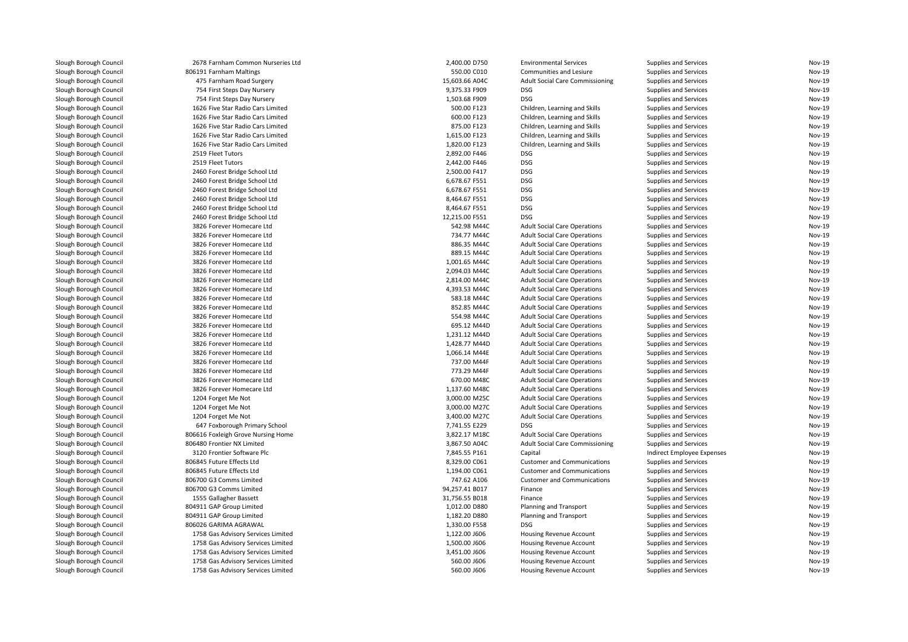| | | | | | | |
|---|---|---|---|---|---|---|
| Slough Borough Council | 2678 Farnham Common Nurseries Ltd | 2,400.00 D750 | Environmental Services | Supplies and Services | Nov-19 |
| Slough Borough Council | 806191 Farnham Maltings | 550.00 C010 | Communities and Lesiure | Supplies and Services | Nov-19 |
| Slough Borough Council | 475 Farnham Road Surgery | 15,603.66 A04C | Adult Social Care Commissioning | Supplies and Services | Nov-19 |
| Slough Borough Council | 754 First Steps Day Nursery | 9,375.33 F909 | DSG | Supplies and Services | Nov-19 |
| Slough Borough Council | 754 First Steps Day Nursery | 1,503.68 F909 | DSG | Supplies and Services | Nov-19 |
| Slough Borough Council | 1626 Five Star Radio Cars Limited | 500.00 F123 | Children, Learning and Skills | Supplies and Services | Nov-19 |
| Slough Borough Council | 1626 Five Star Radio Cars Limited | 600.00 F123 | Children, Learning and Skills | Supplies and Services | Nov-19 |
| Slough Borough Council | 1626 Five Star Radio Cars Limited | 875.00 F123 | Children, Learning and Skills | Supplies and Services | Nov-19 |
| Slough Borough Council | 1626 Five Star Radio Cars Limited | 1,615.00 F123 | Children, Learning and Skills | Supplies and Services | Nov-19 |
| Slough Borough Council | 1626 Five Star Radio Cars Limited | 1,820.00 F123 | Children, Learning and Skills | Supplies and Services | Nov-19 |
| Slough Borough Council | 2519 Fleet Tutors | 2,892.00 F446 | DSG | Supplies and Services | Nov-19 |
| Slough Borough Council | 2519 Fleet Tutors | 2,442.00 F446 | DSG | Supplies and Services | Nov-19 |
| Slough Borough Council | 2460 Forest Bridge School Ltd | 2,500.00 F417 | DSG | Supplies and Services | Nov-19 |
| Slough Borough Council | 2460 Forest Bridge School Ltd | 6,678.67 F551 | DSG | Supplies and Services | Nov-19 |
| Slough Borough Council | 2460 Forest Bridge School Ltd | 6,678.67 F551 | DSG | Supplies and Services | Nov-19 |
| Slough Borough Council | 2460 Forest Bridge School Ltd | 8,464.67 F551 | DSG | Supplies and Services | Nov-19 |
| Slough Borough Council | 2460 Forest Bridge School Ltd | 8,464.67 F551 | DSG | Supplies and Services | Nov-19 |
| Slough Borough Council | 2460 Forest Bridge School Ltd | 12,215.00 F551 | DSG | Supplies and Services | Nov-19 |
| Slough Borough Council | 3826 Forever Homecare Ltd | 542.98 M44C | Adult Social Care Operations | Supplies and Services | Nov-19 |
| Slough Borough Council | 3826 Forever Homecare Ltd | 734.77 M44C | Adult Social Care Operations | Supplies and Services | Nov-19 |
| Slough Borough Council | 3826 Forever Homecare Ltd | 886.35 M44C | Adult Social Care Operations | Supplies and Services | Nov-19 |
| Slough Borough Council | 3826 Forever Homecare Ltd | 889.15 M44C | Adult Social Care Operations | Supplies and Services | Nov-19 |
| Slough Borough Council | 3826 Forever Homecare Ltd | 1,001.65 M44C | Adult Social Care Operations | Supplies and Services | Nov-19 |
| Slough Borough Council | 3826 Forever Homecare Ltd | 2,094.03 M44C | Adult Social Care Operations | Supplies and Services | Nov-19 |
| Slough Borough Council | 3826 Forever Homecare Ltd | 2,814.00 M44C | Adult Social Care Operations | Supplies and Services | Nov-19 |
| Slough Borough Council | 3826 Forever Homecare Ltd | 4,393.53 M44C | Adult Social Care Operations | Supplies and Services | Nov-19 |
| Slough Borough Council | 3826 Forever Homecare Ltd | 583.18 M44C | Adult Social Care Operations | Supplies and Services | Nov-19 |
| Slough Borough Council | 3826 Forever Homecare Ltd | 852.85 M44C | Adult Social Care Operations | Supplies and Services | Nov-19 |
| Slough Borough Council | 3826 Forever Homecare Ltd | 554.98 M44C | Adult Social Care Operations | Supplies and Services | Nov-19 |
| Slough Borough Council | 3826 Forever Homecare Ltd | 695.12 M44D | Adult Social Care Operations | Supplies and Services | Nov-19 |
| Slough Borough Council | 3826 Forever Homecare Ltd | 1,231.12 M44D | Adult Social Care Operations | Supplies and Services | Nov-19 |
| Slough Borough Council | 3826 Forever Homecare Ltd | 1,428.77 M44D | Adult Social Care Operations | Supplies and Services | Nov-19 |
| Slough Borough Council | 3826 Forever Homecare Ltd | 1,066.14 M44E | Adult Social Care Operations | Supplies and Services | Nov-19 |
| Slough Borough Council | 3826 Forever Homecare Ltd | 737.00 M44F | Adult Social Care Operations | Supplies and Services | Nov-19 |
| Slough Borough Council | 3826 Forever Homecare Ltd | 773.29 M44F | Adult Social Care Operations | Supplies and Services | Nov-19 |
| Slough Borough Council | 3826 Forever Homecare Ltd | 670.00 M48C | Adult Social Care Operations | Supplies and Services | Nov-19 |
| Slough Borough Council | 3826 Forever Homecare Ltd | 1,137.60 M48C | Adult Social Care Operations | Supplies and Services | Nov-19 |
| Slough Borough Council | 1204 Forget Me Not | 3,000.00 M25C | Adult Social Care Operations | Supplies and Services | Nov-19 |
| Slough Borough Council | 1204 Forget Me Not | 3,000.00 M27C | Adult Social Care Operations | Supplies and Services | Nov-19 |
| Slough Borough Council | 1204 Forget Me Not | 3,400.00 M27C | Adult Social Care Operations | Supplies and Services | Nov-19 |
| Slough Borough Council | 647 Foxborough Primary School | 7,741.55 E229 | DSG | Supplies and Services | Nov-19 |
| Slough Borough Council | 806616 Foxleigh Grove Nursing Home | 3,822.17 M18C | Adult Social Care Operations | Supplies and Services | Nov-19 |
| Slough Borough Council | 806480 Frontier NX Limited | 3,867.50 A04C | Adult Social Care Commissioning | Supplies and Services | Nov-19 |
| Slough Borough Council | 3120 Frontier Software Plc | 7,845.55 P161 | Capital | Indirect Employee Expenses | Nov-19 |
| Slough Borough Council | 806845 Future Effects Ltd | 8,329.00 C061 | Customer and Communications | Supplies and Services | Nov-19 |
| Slough Borough Council | 806845 Future Effects Ltd | 1,194.00 C061 | Customer and Communications | Supplies and Services | Nov-19 |
| Slough Borough Council | 806700 G3 Comms Limited | 747.62 A106 | Customer and Communications | Supplies and Services | Nov-19 |
| Slough Borough Council | 806700 G3 Comms Limited | 94,257.41 B017 | Finance | Supplies and Services | Nov-19 |
| Slough Borough Council | 1555 Gallagher Bassett | 31,756.55 B018 | Finance | Supplies and Services | Nov-19 |
| Slough Borough Council | 804911 GAP Group Limited | 1,012.00 D880 | Planning and Transport | Supplies and Services | Nov-19 |
| Slough Borough Council | 804911 GAP Group Limited | 1,182.20 D880 | Planning and Transport | Supplies and Services | Nov-19 |
| Slough Borough Council | 806026 GARIMA AGRAWAL | 1,330.00 F558 | DSG | Supplies and Services | Nov-19 |
| Slough Borough Council | 1758 Gas Advisory Services Limited | 1,122.00 J606 | Housing Revenue Account | Supplies and Services | Nov-19 |
| Slough Borough Council | 1758 Gas Advisory Services Limited | 1,500.00 J606 | Housing Revenue Account | Supplies and Services | Nov-19 |
| Slough Borough Council | 1758 Gas Advisory Services Limited | 3,451.00 J606 | Housing Revenue Account | Supplies and Services | Nov-19 |
| Slough Borough Council | 1758 Gas Advisory Services Limited | 560.00 J606 | Housing Revenue Account | Supplies and Services | Nov-19 |
| Slough Borough Council | 1758 Gas Advisory Services Limited | 560.00 J606 | Housing Revenue Account | Supplies and Services | Nov-19 |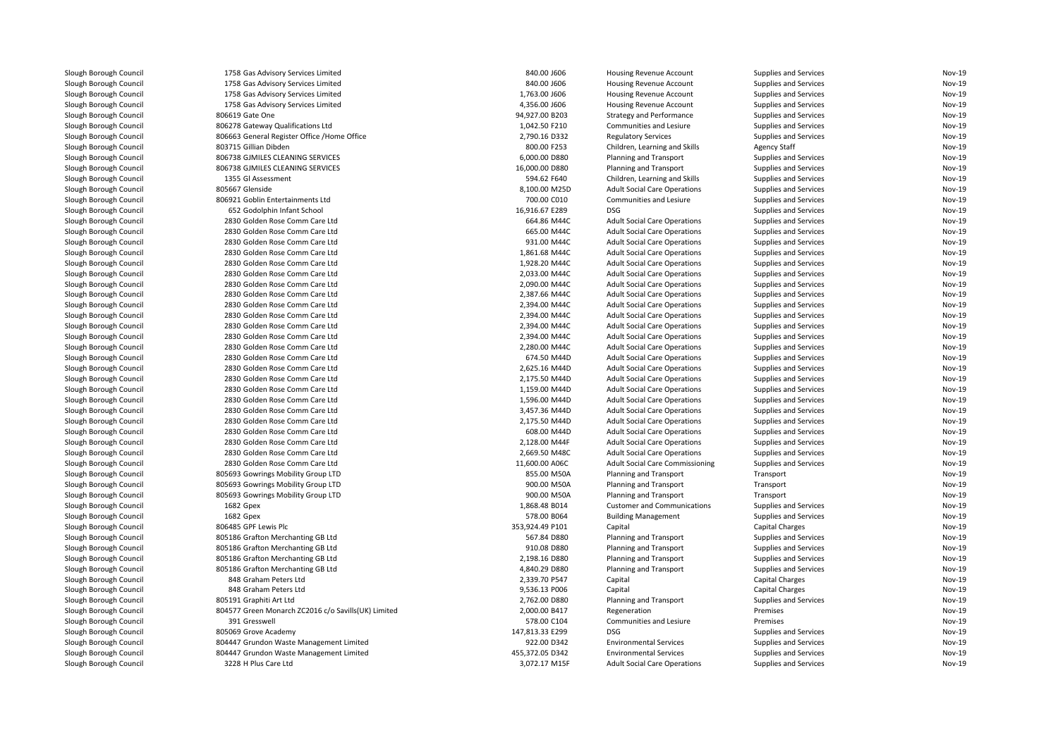| | | | | | | |
|---|---|---|---|---|---|---|
| Slough Borough Council | 1758 Gas Advisory Services Limited | 840.00 J606 | Housing Revenue Account | Supplies and Services | Nov-19 |
| Slough Borough Council | 1758 Gas Advisory Services Limited | 840.00 J606 | Housing Revenue Account | Supplies and Services | Nov-19 |
| Slough Borough Council | 1758 Gas Advisory Services Limited | 1,763.00 J606 | Housing Revenue Account | Supplies and Services | Nov-19 |
| Slough Borough Council | 1758 Gas Advisory Services Limited | 4,356.00 J606 | Housing Revenue Account | Supplies and Services | Nov-19 |
| Slough Borough Council | 806619 Gate One | 94,927.00 B203 | Strategy and Performance | Supplies and Services | Nov-19 |
| Slough Borough Council | 806278 Gateway Qualifications Ltd | 1,042.50 F210 | Communities and Lesiure | Supplies and Services | Nov-19 |
| Slough Borough Council | 806663 General Register Office /Home Office | 2,790.16 D332 | Regulatory Services | Supplies and Services | Nov-19 |
| Slough Borough Council | 803715 Gillian Dibden | 800.00 F253 | Children, Learning and Skills | Agency Staff | Nov-19 |
| Slough Borough Council | 806738 GJMILES CLEANING SERVICES | 6,000.00 D880 | Planning and Transport | Supplies and Services | Nov-19 |
| Slough Borough Council | 806738 GJMILES CLEANING SERVICES | 16,000.00 D880 | Planning and Transport | Supplies and Services | Nov-19 |
| Slough Borough Council | 1355 Gl Assessment | 594.62 F640 | Children, Learning and Skills | Supplies and Services | Nov-19 |
| Slough Borough Council | 805667 Glenside | 8,100.00 M25D | Adult Social Care Operations | Supplies and Services | Nov-19 |
| Slough Borough Council | 806921 Goblin Entertainments Ltd | 700.00 C010 | Communities and Lesiure | Supplies and Services | Nov-19 |
| Slough Borough Council | 652 Godolphin Infant School | 16,916.67 E289 | DSG | Supplies and Services | Nov-19 |
| Slough Borough Council | 2830 Golden Rose Comm Care Ltd | 664.86 M44C | Adult Social Care Operations | Supplies and Services | Nov-19 |
| Slough Borough Council | 2830 Golden Rose Comm Care Ltd | 665.00 M44C | Adult Social Care Operations | Supplies and Services | Nov-19 |
| Slough Borough Council | 2830 Golden Rose Comm Care Ltd | 931.00 M44C | Adult Social Care Operations | Supplies and Services | Nov-19 |
| Slough Borough Council | 2830 Golden Rose Comm Care Ltd | 1,861.68 M44C | Adult Social Care Operations | Supplies and Services | Nov-19 |
| Slough Borough Council | 2830 Golden Rose Comm Care Ltd | 1,928.20 M44C | Adult Social Care Operations | Supplies and Services | Nov-19 |
| Slough Borough Council | 2830 Golden Rose Comm Care Ltd | 2,033.00 M44C | Adult Social Care Operations | Supplies and Services | Nov-19 |
| Slough Borough Council | 2830 Golden Rose Comm Care Ltd | 2,090.00 M44C | Adult Social Care Operations | Supplies and Services | Nov-19 |
| Slough Borough Council | 2830 Golden Rose Comm Care Ltd | 2,387.66 M44C | Adult Social Care Operations | Supplies and Services | Nov-19 |
| Slough Borough Council | 2830 Golden Rose Comm Care Ltd | 2,394.00 M44C | Adult Social Care Operations | Supplies and Services | Nov-19 |
| Slough Borough Council | 2830 Golden Rose Comm Care Ltd | 2,394.00 M44C | Adult Social Care Operations | Supplies and Services | Nov-19 |
| Slough Borough Council | 2830 Golden Rose Comm Care Ltd | 2,394.00 M44C | Adult Social Care Operations | Supplies and Services | Nov-19 |
| Slough Borough Council | 2830 Golden Rose Comm Care Ltd | 2,394.00 M44C | Adult Social Care Operations | Supplies and Services | Nov-19 |
| Slough Borough Council | 2830 Golden Rose Comm Care Ltd | 2,280.00 M44C | Adult Social Care Operations | Supplies and Services | Nov-19 |
| Slough Borough Council | 2830 Golden Rose Comm Care Ltd | 674.50 M44D | Adult Social Care Operations | Supplies and Services | Nov-19 |
| Slough Borough Council | 2830 Golden Rose Comm Care Ltd | 2,625.16 M44D | Adult Social Care Operations | Supplies and Services | Nov-19 |
| Slough Borough Council | 2830 Golden Rose Comm Care Ltd | 2,175.50 M44D | Adult Social Care Operations | Supplies and Services | Nov-19 |
| Slough Borough Council | 2830 Golden Rose Comm Care Ltd | 1,159.00 M44D | Adult Social Care Operations | Supplies and Services | Nov-19 |
| Slough Borough Council | 2830 Golden Rose Comm Care Ltd | 1,596.00 M44D | Adult Social Care Operations | Supplies and Services | Nov-19 |
| Slough Borough Council | 2830 Golden Rose Comm Care Ltd | 3,457.36 M44D | Adult Social Care Operations | Supplies and Services | Nov-19 |
| Slough Borough Council | 2830 Golden Rose Comm Care Ltd | 2,175.50 M44D | Adult Social Care Operations | Supplies and Services | Nov-19 |
| Slough Borough Council | 2830 Golden Rose Comm Care Ltd | 608.00 M44D | Adult Social Care Operations | Supplies and Services | Nov-19 |
| Slough Borough Council | 2830 Golden Rose Comm Care Ltd | 2,128.00 M44F | Adult Social Care Operations | Supplies and Services | Nov-19 |
| Slough Borough Council | 2830 Golden Rose Comm Care Ltd | 2,669.50 M48C | Adult Social Care Operations | Supplies and Services | Nov-19 |
| Slough Borough Council | 2830 Golden Rose Comm Care Ltd | 11,600.00 A06C | Adult Social Care Commissioning | Supplies and Services | Nov-19 |
| Slough Borough Council | 805693 Gowrings Mobility Group LTD | 855.00 M50A | Planning and Transport | Transport | Nov-19 |
| Slough Borough Council | 805693 Gowrings Mobility Group LTD | 900.00 M50A | Planning and Transport | Transport | Nov-19 |
| Slough Borough Council | 805693 Gowrings Mobility Group LTD | 900.00 M50A | Planning and Transport | Transport | Nov-19 |
| Slough Borough Council | 1682 Gpex | 1,868.48 B014 | Customer and Communications | Supplies and Services | Nov-19 |
| Slough Borough Council | 1682 Gpex | 578.00 B064 | Building Management | Supplies and Services | Nov-19 |
| Slough Borough Council | 806485 GPF Lewis Plc | 353,924.49 P101 | Capital | Capital Charges | Nov-19 |
| Slough Borough Council | 805186 Grafton Merchanting GB Ltd | 567.84 D880 | Planning and Transport | Supplies and Services | Nov-19 |
| Slough Borough Council | 805186 Grafton Merchanting GB Ltd | 910.08 D880 | Planning and Transport | Supplies and Services | Nov-19 |
| Slough Borough Council | 805186 Grafton Merchanting GB Ltd | 2,198.16 D880 | Planning and Transport | Supplies and Services | Nov-19 |
| Slough Borough Council | 805186 Grafton Merchanting GB Ltd | 4,840.29 D880 | Planning and Transport | Supplies and Services | Nov-19 |
| Slough Borough Council | 848 Graham Peters Ltd | 2,339.70 P547 | Capital | Capital Charges | Nov-19 |
| Slough Borough Council | 848 Graham Peters Ltd | 9,536.13 P006 | Capital | Capital Charges | Nov-19 |
| Slough Borough Council | 805191 Graphiti Art Ltd | 2,762.00 D880 | Planning and Transport | Supplies and Services | Nov-19 |
| Slough Borough Council | 804577 Green Monarch ZC2016 c/o Savills(UK) Limited | 2,000.00 B417 | Regeneration | Premises | Nov-19 |
| Slough Borough Council | 391 Gresswell | 578.00 C104 | Communities and Lesiure | Premises | Nov-19 |
| Slough Borough Council | 805069 Grove Academy | 147,813.33 E299 | DSG | Supplies and Services | Nov-19 |
| Slough Borough Council | 804447 Grundon Waste Management Limited | 922.00 D342 | Environmental Services | Supplies and Services | Nov-19 |
| Slough Borough Council | 804447 Grundon Waste Management Limited | 455,372.05 D342 | Environmental Services | Supplies and Services | Nov-19 |
| Slough Borough Council | 3228 H Plus Care Ltd | 3,072.17 M15F | Adult Social Care Operations | Supplies and Services | Nov-19 |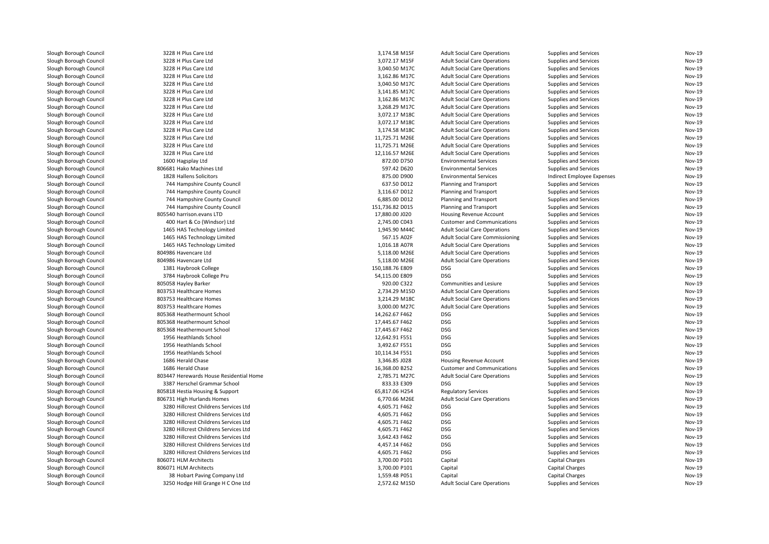| | | | | | | |
|---|---|---|---|---|---|---|
| Slough Borough Council | 3228 H Plus Care Ltd | 3,174.58 M15F | Adult Social Care Operations | Supplies and Services | Nov-19 |
| Slough Borough Council | 3228 H Plus Care Ltd | 3,072.17 M15F | Adult Social Care Operations | Supplies and Services | Nov-19 |
| Slough Borough Council | 3228 H Plus Care Ltd | 3,040.50 M17C | Adult Social Care Operations | Supplies and Services | Nov-19 |
| Slough Borough Council | 3228 H Plus Care Ltd | 3,162.86 M17C | Adult Social Care Operations | Supplies and Services | Nov-19 |
| Slough Borough Council | 3228 H Plus Care Ltd | 3,040.50 M17C | Adult Social Care Operations | Supplies and Services | Nov-19 |
| Slough Borough Council | 3228 H Plus Care Ltd | 3,141.85 M17C | Adult Social Care Operations | Supplies and Services | Nov-19 |
| Slough Borough Council | 3228 H Plus Care Ltd | 3,162.86 M17C | Adult Social Care Operations | Supplies and Services | Nov-19 |
| Slough Borough Council | 3228 H Plus Care Ltd | 3,268.29 M17C | Adult Social Care Operations | Supplies and Services | Nov-19 |
| Slough Borough Council | 3228 H Plus Care Ltd | 3,072.17 M18C | Adult Social Care Operations | Supplies and Services | Nov-19 |
| Slough Borough Council | 3228 H Plus Care Ltd | 3,072.17 M18C | Adult Social Care Operations | Supplies and Services | Nov-19 |
| Slough Borough Council | 3228 H Plus Care Ltd | 3,174.58 M18C | Adult Social Care Operations | Supplies and Services | Nov-19 |
| Slough Borough Council | 3228 H Plus Care Ltd | 11,725.71 M26E | Adult Social Care Operations | Supplies and Services | Nov-19 |
| Slough Borough Council | 3228 H Plus Care Ltd | 11,725.71 M26E | Adult Social Care Operations | Supplies and Services | Nov-19 |
| Slough Borough Council | 3228 H Plus Care Ltd | 12,116.57 M26E | Adult Social Care Operations | Supplies and Services | Nov-19 |
| Slough Borough Council | 1600 Hagsplay Ltd | 872.00 D750 | Environmental Services | Supplies and Services | Nov-19 |
| Slough Borough Council | 806681 Hako Machines Ltd | 597.42 D620 | Environmental Services | Supplies and Services | Nov-19 |
| Slough Borough Council | 1828 Hallens Solicitors | 875.00 D900 | Environmental Services | Indirect Employee Expenses | Nov-19 |
| Slough Borough Council | 744 Hampshire County Council | 637.50 D012 | Planning and Transport | Supplies and Services | Nov-19 |
| Slough Borough Council | 744 Hampshire County Council | 3,116.67 D012 | Planning and Transport | Supplies and Services | Nov-19 |
| Slough Borough Council | 744 Hampshire County Council | 6,885.00 D012 | Planning and Transport | Supplies and Services | Nov-19 |
| Slough Borough Council | 744 Hampshire County Council | 151,736.82 D015 | Planning and Transport | Supplies and Services | Nov-19 |
| Slough Borough Council | 805540 harrison.evans LTD | 17,880.00 J020 | Housing Revenue Account | Supplies and Services | Nov-19 |
| Slough Borough Council | 400 Hart & Co (Windsor) Ltd | 2,745.00 C043 | Customer and Communications | Supplies and Services | Nov-19 |
| Slough Borough Council | 1465 HAS Technology Limited | 1,945.90 M44C | Adult Social Care Operations | Supplies and Services | Nov-19 |
| Slough Borough Council | 1465 HAS Technology Limited | 567.15 A02F | Adult Social Care Commissioning | Supplies and Services | Nov-19 |
| Slough Borough Council | 1465 HAS Technology Limited | 1,016.18 A07R | Adult Social Care Operations | Supplies and Services | Nov-19 |
| Slough Borough Council | 804986 Havencare Ltd | 5,118.00 M26E | Adult Social Care Operations | Supplies and Services | Nov-19 |
| Slough Borough Council | 804986 Havencare Ltd | 5,118.00 M26E | Adult Social Care Operations | Supplies and Services | Nov-19 |
| Slough Borough Council | 1381 Haybrook College | 150,188.76 E809 | DSG | Supplies and Services | Nov-19 |
| Slough Borough Council | 3784 Haybrook College Pru | 54,115.00 E809 | DSG | Supplies and Services | Nov-19 |
| Slough Borough Council | 805058 Hayley Barker | 920.00 C322 | Communities and Lesiure | Supplies and Services | Nov-19 |
| Slough Borough Council | 803753 Healthcare Homes | 2,734.29 M15D | Adult Social Care Operations | Supplies and Services | Nov-19 |
| Slough Borough Council | 803753 Healthcare Homes | 3,214.29 M18C | Adult Social Care Operations | Supplies and Services | Nov-19 |
| Slough Borough Council | 803753 Healthcare Homes | 3,000.00 M27C | Adult Social Care Operations | Supplies and Services | Nov-19 |
| Slough Borough Council | 805368 Heathermount School | 14,262.67 F462 | DSG | Supplies and Services | Nov-19 |
| Slough Borough Council | 805368 Heathermount School | 17,445.67 F462 | DSG | Supplies and Services | Nov-19 |
| Slough Borough Council | 805368 Heathermount School | 17,445.67 F462 | DSG | Supplies and Services | Nov-19 |
| Slough Borough Council | 1956 Heathlands School | 12,642.91 F551 | DSG | Supplies and Services | Nov-19 |
| Slough Borough Council | 1956 Heathlands School | 3,492.67 F551 | DSG | Supplies and Services | Nov-19 |
| Slough Borough Council | 1956 Heathlands School | 10,114.34 F551 | DSG | Supplies and Services | Nov-19 |
| Slough Borough Council | 1686 Herald Chase | 3,346.85 J028 | Housing Revenue Account | Supplies and Services | Nov-19 |
| Slough Borough Council | 1686 Herald Chase | 16,368.00 B252 | Customer and Communications | Supplies and Services | Nov-19 |
| Slough Borough Council | 803447 Herewards House Residential Home | 2,785.71 M27C | Adult Social Care Operations | Supplies and Services | Nov-19 |
| Slough Borough Council | 3387 Herschel Grammar School | 833.33 E309 | DSG | Supplies and Services | Nov-19 |
| Slough Borough Council | 805818 Hestia Housing & Support | 65,817.06 H254 | Regulatory Services | Supplies and Services | Nov-19 |
| Slough Borough Council | 806731 High Hurlands Homes | 6,770.66 M26E | Adult Social Care Operations | Supplies and Services | Nov-19 |
| Slough Borough Council | 3280 Hillcrest Childrens Services Ltd | 4,605.71 F462 | DSG | Supplies and Services | Nov-19 |
| Slough Borough Council | 3280 Hillcrest Childrens Services Ltd | 4,605.71 F462 | DSG | Supplies and Services | Nov-19 |
| Slough Borough Council | 3280 Hillcrest Childrens Services Ltd | 4,605.71 F462 | DSG | Supplies and Services | Nov-19 |
| Slough Borough Council | 3280 Hillcrest Childrens Services Ltd | 4,605.71 F462 | DSG | Supplies and Services | Nov-19 |
| Slough Borough Council | 3280 Hillcrest Childrens Services Ltd | 3,642.43 F462 | DSG | Supplies and Services | Nov-19 |
| Slough Borough Council | 3280 Hillcrest Childrens Services Ltd | 4,457.14 F462 | DSG | Supplies and Services | Nov-19 |
| Slough Borough Council | 3280 Hillcrest Childrens Services Ltd | 4,605.71 F462 | DSG | Supplies and Services | Nov-19 |
| Slough Borough Council | 806071 HLM Architects | 3,700.00 P101 | Capital | Capital Charges | Nov-19 |
| Slough Borough Council | 806071 HLM Architects | 3,700.00 P101 | Capital | Capital Charges | Nov-19 |
| Slough Borough Council | 38 Hobart Paving Company Ltd | 1,559.48 P051 | Capital | Capital Charges | Nov-19 |
| Slough Borough Council | 3250 Hodge Hill Grange H C One Ltd | 2,572.62 M15D | Adult Social Care Operations | Supplies and Services | Nov-19 |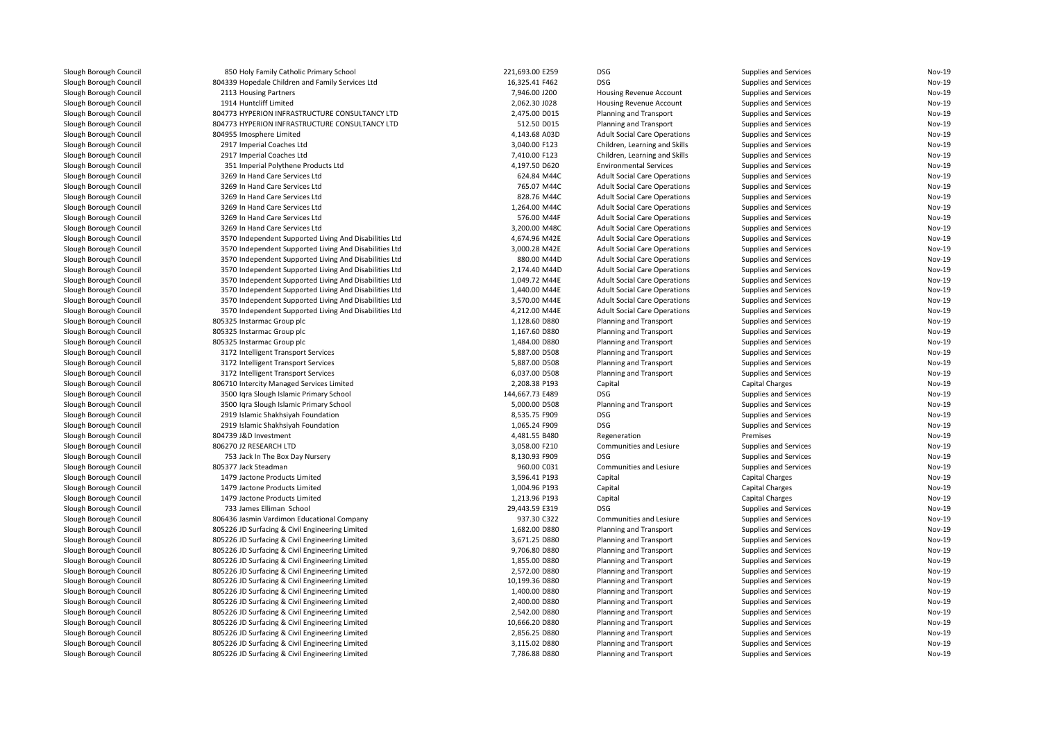| | | | | | | |
|---|---|---|---|---|---|---|
| Slough Borough Council | 850 Holy Family Catholic Primary School | 221,693.00 E259 | DSG | Supplies and Services | Nov-19 |
| Slough Borough Council | 804339 Hopedale Children and Family Services Ltd | 16,325.41 F462 | DSG | Supplies and Services | Nov-19 |
| Slough Borough Council | 2113 Housing Partners | 7,946.00 J200 | Housing Revenue Account | Supplies and Services | Nov-19 |
| Slough Borough Council | 1914 Huntcliff Limited | 2,062.30 J028 | Housing Revenue Account | Supplies and Services | Nov-19 |
| Slough Borough Council | 804773 HYPERION INFRASTRUCTURE CONSULTANCY LTD | 2,475.00 D015 | Planning and Transport | Supplies and Services | Nov-19 |
| Slough Borough Council | 804773 HYPERION INFRASTRUCTURE CONSULTANCY LTD | 512.50 D015 | Planning and Transport | Supplies and Services | Nov-19 |
| Slough Borough Council | 804955 Imosphere Limited | 4,143.68 A03D | Adult Social Care Operations | Supplies and Services | Nov-19 |
| Slough Borough Council | 2917 Imperial Coaches Ltd | 3,040.00 F123 | Children, Learning and Skills | Supplies and Services | Nov-19 |
| Slough Borough Council | 2917 Imperial Coaches Ltd | 7,410.00 F123 | Children, Learning and Skills | Supplies and Services | Nov-19 |
| Slough Borough Council | 351 Imperial Polythene Products Ltd | 4,197.50 D620 | Environmental Services | Supplies and Services | Nov-19 |
| Slough Borough Council | 3269 In Hand Care Services Ltd | 624.84 M44C | Adult Social Care Operations | Supplies and Services | Nov-19 |
| Slough Borough Council | 3269 In Hand Care Services Ltd | 765.07 M44C | Adult Social Care Operations | Supplies and Services | Nov-19 |
| Slough Borough Council | 3269 In Hand Care Services Ltd | 828.76 M44C | Adult Social Care Operations | Supplies and Services | Nov-19 |
| Slough Borough Council | 3269 In Hand Care Services Ltd | 1,264.00 M44C | Adult Social Care Operations | Supplies and Services | Nov-19 |
| Slough Borough Council | 3269 In Hand Care Services Ltd | 576.00 M44F | Adult Social Care Operations | Supplies and Services | Nov-19 |
| Slough Borough Council | 3269 In Hand Care Services Ltd | 3,200.00 M48C | Adult Social Care Operations | Supplies and Services | Nov-19 |
| Slough Borough Council | 3570 Independent Supported Living And Disabilities Ltd | 4,674.96 M42E | Adult Social Care Operations | Supplies and Services | Nov-19 |
| Slough Borough Council | 3570 Independent Supported Living And Disabilities Ltd | 3,000.28 M42E | Adult Social Care Operations | Supplies and Services | Nov-19 |
| Slough Borough Council | 3570 Independent Supported Living And Disabilities Ltd | 880.00 M44D | Adult Social Care Operations | Supplies and Services | Nov-19 |
| Slough Borough Council | 3570 Independent Supported Living And Disabilities Ltd | 2,174.40 M44D | Adult Social Care Operations | Supplies and Services | Nov-19 |
| Slough Borough Council | 3570 Independent Supported Living And Disabilities Ltd | 1,049.72 M44E | Adult Social Care Operations | Supplies and Services | Nov-19 |
| Slough Borough Council | 3570 Independent Supported Living And Disabilities Ltd | 1,440.00 M44E | Adult Social Care Operations | Supplies and Services | Nov-19 |
| Slough Borough Council | 3570 Independent Supported Living And Disabilities Ltd | 3,570.00 M44E | Adult Social Care Operations | Supplies and Services | Nov-19 |
| Slough Borough Council | 3570 Independent Supported Living And Disabilities Ltd | 4,212.00 M44E | Adult Social Care Operations | Supplies and Services | Nov-19 |
| Slough Borough Council | 805325 Instarmac Group plc | 1,128.60 D880 | Planning and Transport | Supplies and Services | Nov-19 |
| Slough Borough Council | 805325 Instarmac Group plc | 1,167.60 D880 | Planning and Transport | Supplies and Services | Nov-19 |
| Slough Borough Council | 805325 Instarmac Group plc | 1,484.00 D880 | Planning and Transport | Supplies and Services | Nov-19 |
| Slough Borough Council | 3172 Intelligent Transport Services | 5,887.00 D508 | Planning and Transport | Supplies and Services | Nov-19 |
| Slough Borough Council | 3172 Intelligent Transport Services | 5,887.00 D508 | Planning and Transport | Supplies and Services | Nov-19 |
| Slough Borough Council | 3172 Intelligent Transport Services | 6,037.00 D508 | Planning and Transport | Supplies and Services | Nov-19 |
| Slough Borough Council | 806710 Intercity Managed Services Limited | 2,208.38 P193 | Capital | Capital Charges | Nov-19 |
| Slough Borough Council | 3500 Iqra Slough Islamic Primary School | 144,667.73 E489 | DSG | Supplies and Services | Nov-19 |
| Slough Borough Council | 3500 Iqra Slough Islamic Primary School | 5,000.00 D508 | Planning and Transport | Supplies and Services | Nov-19 |
| Slough Borough Council | 2919 Islamic Shakhsiyah Foundation | 8,535.75 F909 | DSG | Supplies and Services | Nov-19 |
| Slough Borough Council | 2919 Islamic Shakhsiyah Foundation | 1,065.24 F909 | DSG | Supplies and Services | Nov-19 |
| Slough Borough Council | 804739 J&D Investment | 4,481.55 B480 | Regeneration | Premises | Nov-19 |
| Slough Borough Council | 806270 J2 RESEARCH LTD | 3,058.00 F210 | Communities and Lesiure | Supplies and Services | Nov-19 |
| Slough Borough Council | 753 Jack In The Box Day Nursery | 8,130.93 F909 | DSG | Supplies and Services | Nov-19 |
| Slough Borough Council | 805377 Jack Steadman | 960.00 C031 | Communities and Lesiure | Supplies and Services | Nov-19 |
| Slough Borough Council | 1479 Jactone Products Limited | 3,596.41 P193 | Capital | Capital Charges | Nov-19 |
| Slough Borough Council | 1479 Jactone Products Limited | 1,004.96 P193 | Capital | Capital Charges | Nov-19 |
| Slough Borough Council | 1479 Jactone Products Limited | 1,213.96 P193 | Capital | Capital Charges | Nov-19 |
| Slough Borough Council | 733 James Elliman School | 29,443.59 E319 | DSG | Supplies and Services | Nov-19 |
| Slough Borough Council | 806436 Jasmin Vardimon Educational Company | 937.30 C322 | Communities and Lesiure | Supplies and Services | Nov-19 |
| Slough Borough Council | 805226 JD Surfacing & Civil Engineering Limited | 1,682.00 D880 | Planning and Transport | Supplies and Services | Nov-19 |
| Slough Borough Council | 805226 JD Surfacing & Civil Engineering Limited | 3,671.25 D880 | Planning and Transport | Supplies and Services | Nov-19 |
| Slough Borough Council | 805226 JD Surfacing & Civil Engineering Limited | 9,706.80 D880 | Planning and Transport | Supplies and Services | Nov-19 |
| Slough Borough Council | 805226 JD Surfacing & Civil Engineering Limited | 1,855.00 D880 | Planning and Transport | Supplies and Services | Nov-19 |
| Slough Borough Council | 805226 JD Surfacing & Civil Engineering Limited | 2,572.00 D880 | Planning and Transport | Supplies and Services | Nov-19 |
| Slough Borough Council | 805226 JD Surfacing & Civil Engineering Limited | 10,199.36 D880 | Planning and Transport | Supplies and Services | Nov-19 |
| Slough Borough Council | 805226 JD Surfacing & Civil Engineering Limited | 1,400.00 D880 | Planning and Transport | Supplies and Services | Nov-19 |
| Slough Borough Council | 805226 JD Surfacing & Civil Engineering Limited | 2,400.00 D880 | Planning and Transport | Supplies and Services | Nov-19 |
| Slough Borough Council | 805226 JD Surfacing & Civil Engineering Limited | 2,542.00 D880 | Planning and Transport | Supplies and Services | Nov-19 |
| Slough Borough Council | 805226 JD Surfacing & Civil Engineering Limited | 10,666.20 D880 | Planning and Transport | Supplies and Services | Nov-19 |
| Slough Borough Council | 805226 JD Surfacing & Civil Engineering Limited | 2,856.25 D880 | Planning and Transport | Supplies and Services | Nov-19 |
| Slough Borough Council | 805226 JD Surfacing & Civil Engineering Limited | 3,115.02 D880 | Planning and Transport | Supplies and Services | Nov-19 |
| Slough Borough Council | 805226 JD Surfacing & Civil Engineering Limited | 7,786.88 D880 | Planning and Transport | Supplies and Services | Nov-19 |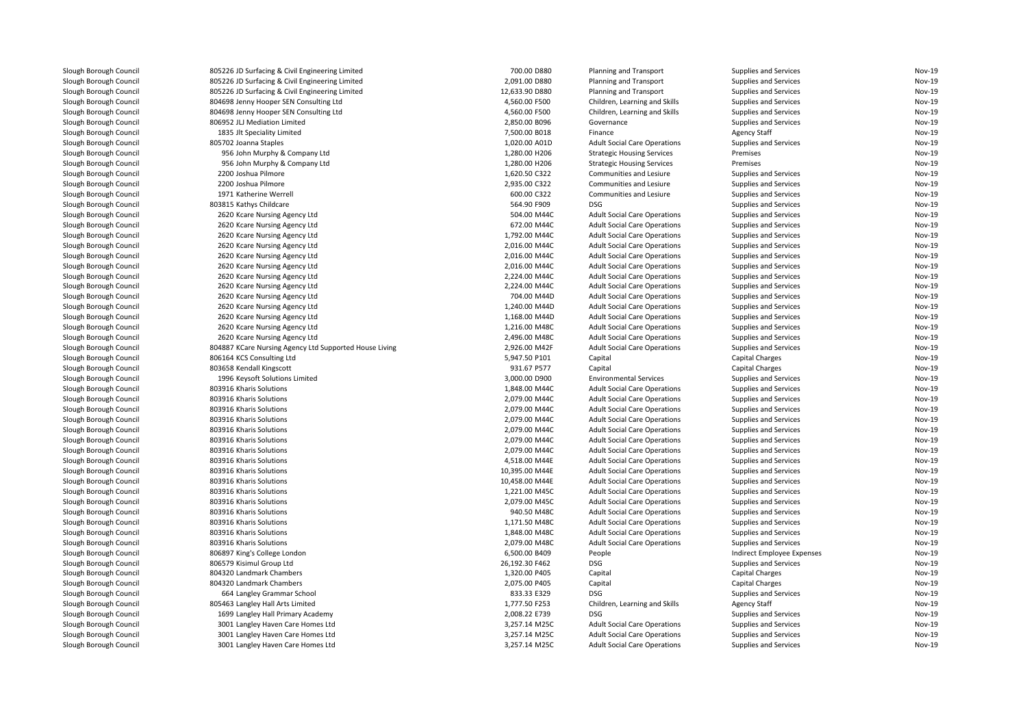| | | | | | |
|---|---|---|---|---|---|
| Slough Borough Council | 805226 JD Surfacing & Civil Engineering Limited | 700.00 D880 | Planning and Transport | Supplies and Services | Nov-19 |
| Slough Borough Council | 805226 JD Surfacing & Civil Engineering Limited | 2,091.00 D880 | Planning and Transport | Supplies and Services | Nov-19 |
| Slough Borough Council | 805226 JD Surfacing & Civil Engineering Limited | 12,633.90 D880 | Planning and Transport | Supplies and Services | Nov-19 |
| Slough Borough Council | 804698 Jenny Hooper SEN Consulting Ltd | 4,560.00 F500 | Children, Learning and Skills | Supplies and Services | Nov-19 |
| Slough Borough Council | 804698 Jenny Hooper SEN Consulting Ltd | 4,560.00 F500 | Children, Learning and Skills | Supplies and Services | Nov-19 |
| Slough Borough Council | 806952 JLJ Mediation Limited | 2,850.00 B096 | Governance | Supplies and Services | Nov-19 |
| Slough Borough Council | 1835 Jlt Speciality Limited | 7,500.00 B018 | Finance | Agency Staff | Nov-19 |
| Slough Borough Council | 805702 Joanna Staples | 1,020.00 A01D | Adult Social Care Operations | Supplies and Services | Nov-19 |
| Slough Borough Council | 956 John Murphy & Company Ltd | 1,280.00 H206 | Strategic Housing Services | Premises | Nov-19 |
| Slough Borough Council | 956 John Murphy & Company Ltd | 1,280.00 H206 | Strategic Housing Services | Premises | Nov-19 |
| Slough Borough Council | 2200 Joshua Pilmore | 1,620.50 C322 | Communities and Lesiure | Supplies and Services | Nov-19 |
| Slough Borough Council | 2200 Joshua Pilmore | 2,935.00 C322 | Communities and Lesiure | Supplies and Services | Nov-19 |
| Slough Borough Council | 1971 Katherine Werrell | 600.00 C322 | Communities and Lesiure | Supplies and Services | Nov-19 |
| Slough Borough Council | 803815 Kathys Childcare | 564.90 F909 | DSG | Supplies and Services | Nov-19 |
| Slough Borough Council | 2620 Kcare Nursing Agency Ltd | 504.00 M44C | Adult Social Care Operations | Supplies and Services | Nov-19 |
| Slough Borough Council | 2620 Kcare Nursing Agency Ltd | 672.00 M44C | Adult Social Care Operations | Supplies and Services | Nov-19 |
| Slough Borough Council | 2620 Kcare Nursing Agency Ltd | 1,792.00 M44C | Adult Social Care Operations | Supplies and Services | Nov-19 |
| Slough Borough Council | 2620 Kcare Nursing Agency Ltd | 2,016.00 M44C | Adult Social Care Operations | Supplies and Services | Nov-19 |
| Slough Borough Council | 2620 Kcare Nursing Agency Ltd | 2,016.00 M44C | Adult Social Care Operations | Supplies and Services | Nov-19 |
| Slough Borough Council | 2620 Kcare Nursing Agency Ltd | 2,016.00 M44C | Adult Social Care Operations | Supplies and Services | Nov-19 |
| Slough Borough Council | 2620 Kcare Nursing Agency Ltd | 2,224.00 M44C | Adult Social Care Operations | Supplies and Services | Nov-19 |
| Slough Borough Council | 2620 Kcare Nursing Agency Ltd | 2,224.00 M44C | Adult Social Care Operations | Supplies and Services | Nov-19 |
| Slough Borough Council | 2620 Kcare Nursing Agency Ltd | 704.00 M44D | Adult Social Care Operations | Supplies and Services | Nov-19 |
| Slough Borough Council | 2620 Kcare Nursing Agency Ltd | 1,240.00 M44D | Adult Social Care Operations | Supplies and Services | Nov-19 |
| Slough Borough Council | 2620 Kcare Nursing Agency Ltd | 1,168.00 M44D | Adult Social Care Operations | Supplies and Services | Nov-19 |
| Slough Borough Council | 2620 Kcare Nursing Agency Ltd | 1,216.00 M48C | Adult Social Care Operations | Supplies and Services | Nov-19 |
| Slough Borough Council | 2620 Kcare Nursing Agency Ltd | 2,496.00 M48C | Adult Social Care Operations | Supplies and Services | Nov-19 |
| Slough Borough Council | 804887 KCare Nursing Agency Ltd Supported House Living | 2,926.00 M42F | Adult Social Care Operations | Supplies and Services | Nov-19 |
| Slough Borough Council | 806164 KCS Consulting Ltd | 5,947.50 P101 | Capital | Capital Charges | Nov-19 |
| Slough Borough Council | 803658 Kendall Kingscott | 931.67 P577 | Capital | Capital Charges | Nov-19 |
| Slough Borough Council | 1996 Keysoft Solutions Limited | 3,000.00 D900 | Environmental Services | Supplies and Services | Nov-19 |
| Slough Borough Council | 803916 Kharis Solutions | 1,848.00 M44C | Adult Social Care Operations | Supplies and Services | Nov-19 |
| Slough Borough Council | 803916 Kharis Solutions | 2,079.00 M44C | Adult Social Care Operations | Supplies and Services | Nov-19 |
| Slough Borough Council | 803916 Kharis Solutions | 2,079.00 M44C | Adult Social Care Operations | Supplies and Services | Nov-19 |
| Slough Borough Council | 803916 Kharis Solutions | 2,079.00 M44C | Adult Social Care Operations | Supplies and Services | Nov-19 |
| Slough Borough Council | 803916 Kharis Solutions | 2,079.00 M44C | Adult Social Care Operations | Supplies and Services | Nov-19 |
| Slough Borough Council | 803916 Kharis Solutions | 2,079.00 M44C | Adult Social Care Operations | Supplies and Services | Nov-19 |
| Slough Borough Council | 803916 Kharis Solutions | 2,079.00 M44C | Adult Social Care Operations | Supplies and Services | Nov-19 |
| Slough Borough Council | 803916 Kharis Solutions | 4,518.00 M44E | Adult Social Care Operations | Supplies and Services | Nov-19 |
| Slough Borough Council | 803916 Kharis Solutions | 10,395.00 M44E | Adult Social Care Operations | Supplies and Services | Nov-19 |
| Slough Borough Council | 803916 Kharis Solutions | 10,458.00 M44E | Adult Social Care Operations | Supplies and Services | Nov-19 |
| Slough Borough Council | 803916 Kharis Solutions | 1,221.00 M45C | Adult Social Care Operations | Supplies and Services | Nov-19 |
| Slough Borough Council | 803916 Kharis Solutions | 2,079.00 M45C | Adult Social Care Operations | Supplies and Services | Nov-19 |
| Slough Borough Council | 803916 Kharis Solutions | 940.50 M48C | Adult Social Care Operations | Supplies and Services | Nov-19 |
| Slough Borough Council | 803916 Kharis Solutions | 1,171.50 M48C | Adult Social Care Operations | Supplies and Services | Nov-19 |
| Slough Borough Council | 803916 Kharis Solutions | 1,848.00 M48C | Adult Social Care Operations | Supplies and Services | Nov-19 |
| Slough Borough Council | 803916 Kharis Solutions | 2,079.00 M48C | Adult Social Care Operations | Supplies and Services | Nov-19 |
| Slough Borough Council | 806897 King's College London | 6,500.00 B409 | People | Indirect Employee Expenses | Nov-19 |
| Slough Borough Council | 806579 Kisimul Group Ltd | 26,192.30 F462 | DSG | Supplies and Services | Nov-19 |
| Slough Borough Council | 804320 Landmark Chambers | 1,320.00 P405 | Capital | Capital Charges | Nov-19 |
| Slough Borough Council | 804320 Landmark Chambers | 2,075.00 P405 | Capital | Capital Charges | Nov-19 |
| Slough Borough Council | 664 Langley Grammar School | 833.33 E329 | DSG | Supplies and Services | Nov-19 |
| Slough Borough Council | 805463 Langley Hall Arts Limited | 1,777.50 F253 | Children, Learning and Skills | Agency Staff | Nov-19 |
| Slough Borough Council | 1699 Langley Hall Primary Academy | 2,008.22 E739 | DSG | Supplies and Services | Nov-19 |
| Slough Borough Council | 3001 Langley Haven Care Homes Ltd | 3,257.14 M25C | Adult Social Care Operations | Supplies and Services | Nov-19 |
| Slough Borough Council | 3001 Langley Haven Care Homes Ltd | 3,257.14 M25C | Adult Social Care Operations | Supplies and Services | Nov-19 |
| Slough Borough Council | 3001 Langley Haven Care Homes Ltd | 3,257.14 M25C | Adult Social Care Operations | Supplies and Services | Nov-19 |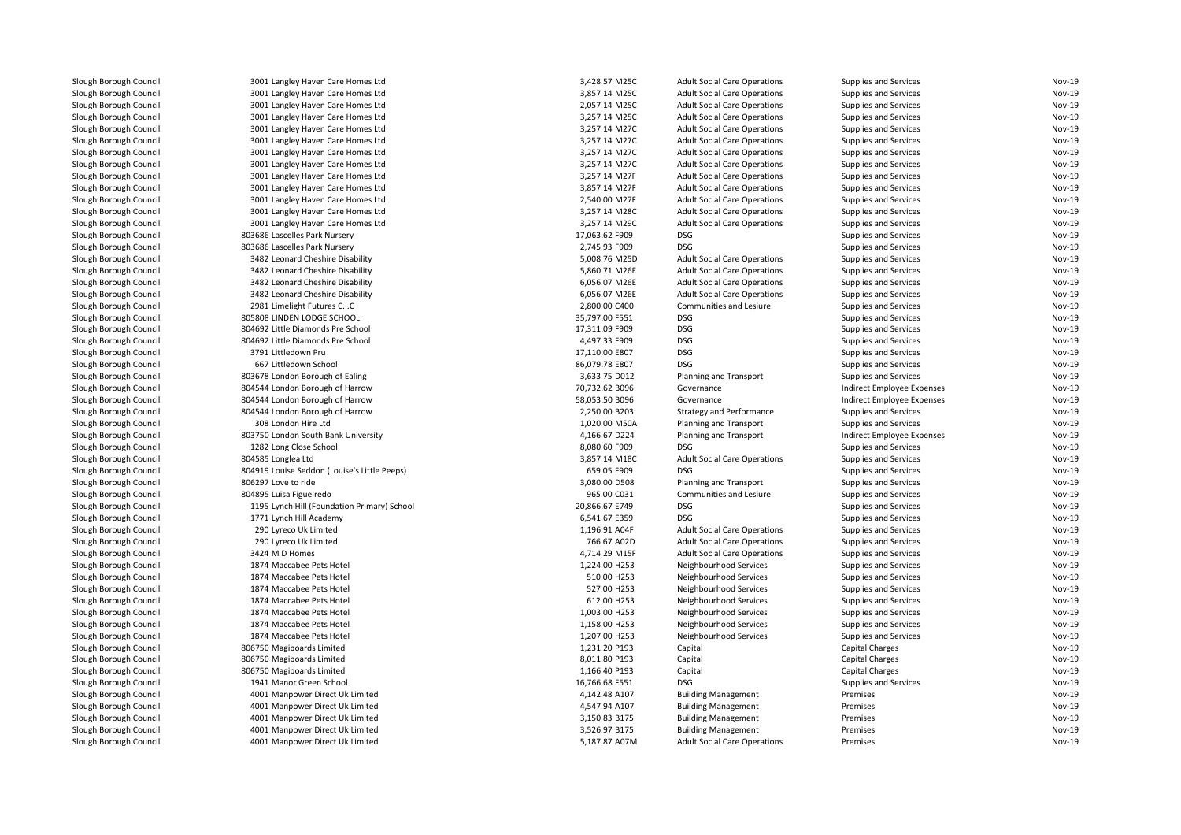| | | | | | | | |
|---|---|---|---|---|---|---|---|
| Slough Borough Council | 3001 Langley Haven Care Homes Ltd | 3,428.57 | M25C | Adult Social Care Operations | Supplies and Services | Nov-19 |
| Slough Borough Council | 3001 Langley Haven Care Homes Ltd | 3,857.14 | M25C | Adult Social Care Operations | Supplies and Services | Nov-19 |
| Slough Borough Council | 3001 Langley Haven Care Homes Ltd | 2,057.14 | M25C | Adult Social Care Operations | Supplies and Services | Nov-19 |
| Slough Borough Council | 3001 Langley Haven Care Homes Ltd | 3,257.14 | M25C | Adult Social Care Operations | Supplies and Services | Nov-19 |
| Slough Borough Council | 3001 Langley Haven Care Homes Ltd | 3,257.14 | M27C | Adult Social Care Operations | Supplies and Services | Nov-19 |
| Slough Borough Council | 3001 Langley Haven Care Homes Ltd | 3,257.14 | M27C | Adult Social Care Operations | Supplies and Services | Nov-19 |
| Slough Borough Council | 3001 Langley Haven Care Homes Ltd | 3,257.14 | M27C | Adult Social Care Operations | Supplies and Services | Nov-19 |
| Slough Borough Council | 3001 Langley Haven Care Homes Ltd | 3,257.14 | M27C | Adult Social Care Operations | Supplies and Services | Nov-19 |
| Slough Borough Council | 3001 Langley Haven Care Homes Ltd | 3,257.14 | M27F | Adult Social Care Operations | Supplies and Services | Nov-19 |
| Slough Borough Council | 3001 Langley Haven Care Homes Ltd | 3,857.14 | M27F | Adult Social Care Operations | Supplies and Services | Nov-19 |
| Slough Borough Council | 3001 Langley Haven Care Homes Ltd | 2,540.00 | M27F | Adult Social Care Operations | Supplies and Services | Nov-19 |
| Slough Borough Council | 3001 Langley Haven Care Homes Ltd | 3,257.14 | M28C | Adult Social Care Operations | Supplies and Services | Nov-19 |
| Slough Borough Council | 3001 Langley Haven Care Homes Ltd | 3,257.14 | M29C | Adult Social Care Operations | Supplies and Services | Nov-19 |
| Slough Borough Council | 803686 Lascelles Park Nursery | 17,063.62 | F909 | DSG | Supplies and Services | Nov-19 |
| Slough Borough Council | 803686 Lascelles Park Nursery | 2,745.93 | F909 | DSG | Supplies and Services | Nov-19 |
| Slough Borough Council | 3482 Leonard Cheshire Disability | 5,008.76 | M25D | Adult Social Care Operations | Supplies and Services | Nov-19 |
| Slough Borough Council | 3482 Leonard Cheshire Disability | 5,860.71 | M26E | Adult Social Care Operations | Supplies and Services | Nov-19 |
| Slough Borough Council | 3482 Leonard Cheshire Disability | 6,056.07 | M26E | Adult Social Care Operations | Supplies and Services | Nov-19 |
| Slough Borough Council | 3482 Leonard Cheshire Disability | 6,056.07 | M26E | Adult Social Care Operations | Supplies and Services | Nov-19 |
| Slough Borough Council | 2981 Limelight Futures C.I.C | 2,800.00 | C400 | Communities and Lesiure | Supplies and Services | Nov-19 |
| Slough Borough Council | 805808 LINDEN LODGE SCHOOL | 35,797.00 | F551 | DSG | Supplies and Services | Nov-19 |
| Slough Borough Council | 804692 Little Diamonds Pre School | 17,311.09 | F909 | DSG | Supplies and Services | Nov-19 |
| Slough Borough Council | 804692 Little Diamonds Pre School | 4,497.33 | F909 | DSG | Supplies and Services | Nov-19 |
| Slough Borough Council | 3791 Littledown Pru | 17,110.00 | E807 | DSG | Supplies and Services | Nov-19 |
| Slough Borough Council | 667 Littledown School | 86,079.78 | E807 | DSG | Supplies and Services | Nov-19 |
| Slough Borough Council | 803678 London Borough of Ealing | 3,633.75 | D012 | Planning and Transport | Supplies and Services | Nov-19 |
| Slough Borough Council | 804544 London Borough of Harrow | 70,732.62 | B096 | Governance | Indirect Employee Expenses | Nov-19 |
| Slough Borough Council | 804544 London Borough of Harrow | 58,053.50 | B096 | Governance | Indirect Employee Expenses | Nov-19 |
| Slough Borough Council | 804544 London Borough of Harrow | 2,250.00 | B203 | Strategy and Performance | Supplies and Services | Nov-19 |
| Slough Borough Council | 308 London Hire Ltd | 1,020.00 | M50A | Planning and Transport | Supplies and Services | Nov-19 |
| Slough Borough Council | 803750 London South Bank University | 4,166.67 | D224 | Planning and Transport | Indirect Employee Expenses | Nov-19 |
| Slough Borough Council | 1282 Long Close School | 8,080.60 | F909 | DSG | Supplies and Services | Nov-19 |
| Slough Borough Council | 804585 Longlea Ltd | 3,857.14 | M18C | Adult Social Care Operations | Supplies and Services | Nov-19 |
| Slough Borough Council | 804919 Louise Seddon (Louise's Little Peeps) | 659.05 | F909 | DSG | Supplies and Services | Nov-19 |
| Slough Borough Council | 806297 Love to ride | 3,080.00 | D508 | Planning and Transport | Supplies and Services | Nov-19 |
| Slough Borough Council | 804895 Luisa Figueiredo | 965.00 | C031 | Communities and Lesiure | Supplies and Services | Nov-19 |
| Slough Borough Council | 1195 Lynch Hill (Foundation Primary) School | 20,866.67 | E749 | DSG | Supplies and Services | Nov-19 |
| Slough Borough Council | 1771 Lynch Hill Academy | 6,541.67 | E359 | DSG | Supplies and Services | Nov-19 |
| Slough Borough Council | 290 Lyreco Uk Limited | 1,196.91 | A04F | Adult Social Care Operations | Supplies and Services | Nov-19 |
| Slough Borough Council | 290 Lyreco Uk Limited | 766.67 | A02D | Adult Social Care Operations | Supplies and Services | Nov-19 |
| Slough Borough Council | 3424 M D Homes | 4,714.29 | M15F | Adult Social Care Operations | Supplies and Services | Nov-19 |
| Slough Borough Council | 1874 Maccabee Pets Hotel | 1,224.00 | H253 | Neighbourhood Services | Supplies and Services | Nov-19 |
| Slough Borough Council | 1874 Maccabee Pets Hotel | 510.00 | H253 | Neighbourhood Services | Supplies and Services | Nov-19 |
| Slough Borough Council | 1874 Maccabee Pets Hotel | 527.00 | H253 | Neighbourhood Services | Supplies and Services | Nov-19 |
| Slough Borough Council | 1874 Maccabee Pets Hotel | 612.00 | H253 | Neighbourhood Services | Supplies and Services | Nov-19 |
| Slough Borough Council | 1874 Maccabee Pets Hotel | 1,003.00 | H253 | Neighbourhood Services | Supplies and Services | Nov-19 |
| Slough Borough Council | 1874 Maccabee Pets Hotel | 1,158.00 | H253 | Neighbourhood Services | Supplies and Services | Nov-19 |
| Slough Borough Council | 1874 Maccabee Pets Hotel | 1,207.00 | H253 | Neighbourhood Services | Supplies and Services | Nov-19 |
| Slough Borough Council | 806750 Magiboards Limited | 1,231.20 | P193 | Capital | Capital Charges | Nov-19 |
| Slough Borough Council | 806750 Magiboards Limited | 8,011.80 | P193 | Capital | Capital Charges | Nov-19 |
| Slough Borough Council | 806750 Magiboards Limited | 1,166.40 | P193 | Capital | Capital Charges | Nov-19 |
| Slough Borough Council | 1941 Manor Green School | 16,766.68 | F551 | DSG | Supplies and Services | Nov-19 |
| Slough Borough Council | 4001 Manpower Direct Uk Limited | 4,142.48 | A107 | Building Management | Premises | Nov-19 |
| Slough Borough Council | 4001 Manpower Direct Uk Limited | 4,547.94 | A107 | Building Management | Premises | Nov-19 |
| Slough Borough Council | 4001 Manpower Direct Uk Limited | 3,150.83 | B175 | Building Management | Premises | Nov-19 |
| Slough Borough Council | 4001 Manpower Direct Uk Limited | 3,526.97 | B175 | Building Management | Premises | Nov-19 |
| Slough Borough Council | 4001 Manpower Direct Uk Limited | 5,187.87 | A07M | Adult Social Care Operations | Premises | Nov-19 |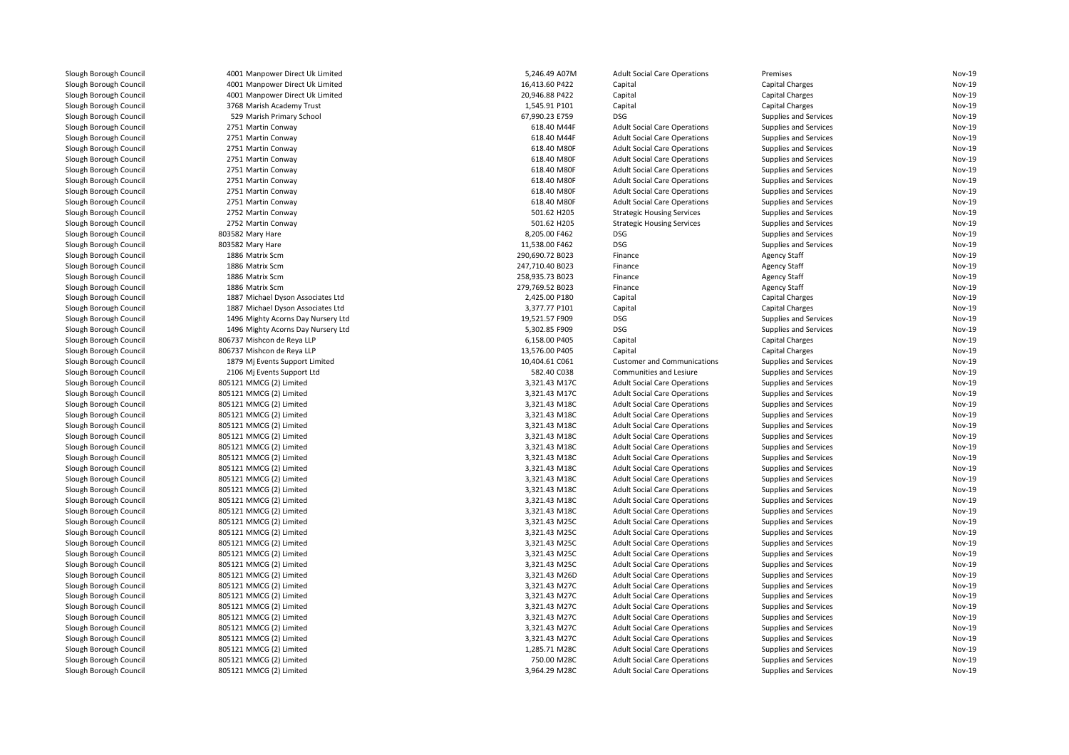| | | | | | |
|---|---|---|---|---|---|
| Slough Borough Council | 4001 Manpower Direct Uk Limited | 5,246.49 A07M | Adult Social Care Operations | Premises | Nov-19 |
| Slough Borough Council | 4001 Manpower Direct Uk Limited | 16,413.60 P422 | Capital | Capital Charges | Nov-19 |
| Slough Borough Council | 4001 Manpower Direct Uk Limited | 20,946.88 P422 | Capital | Capital Charges | Nov-19 |
| Slough Borough Council | 3768 Marish Academy Trust | 1,545.91 P101 | Capital | Capital Charges | Nov-19 |
| Slough Borough Council | 529 Marish Primary School | 67,990.23 E759 | DSG | Supplies and Services | Nov-19 |
| Slough Borough Council | 2751 Martin Conway | 618.40 M44F | Adult Social Care Operations | Supplies and Services | Nov-19 |
| Slough Borough Council | 2751 Martin Conway | 618.40 M44F | Adult Social Care Operations | Supplies and Services | Nov-19 |
| Slough Borough Council | 2751 Martin Conway | 618.40 M80F | Adult Social Care Operations | Supplies and Services | Nov-19 |
| Slough Borough Council | 2751 Martin Conway | 618.40 M80F | Adult Social Care Operations | Supplies and Services | Nov-19 |
| Slough Borough Council | 2751 Martin Conway | 618.40 M80F | Adult Social Care Operations | Supplies and Services | Nov-19 |
| Slough Borough Council | 2751 Martin Conway | 618.40 M80F | Adult Social Care Operations | Supplies and Services | Nov-19 |
| Slough Borough Council | 2751 Martin Conway | 618.40 M80F | Adult Social Care Operations | Supplies and Services | Nov-19 |
| Slough Borough Council | 2751 Martin Conway | 618.40 M80F | Adult Social Care Operations | Supplies and Services | Nov-19 |
| Slough Borough Council | 2752 Martin Conway | 501.62 H205 | Strategic Housing Services | Supplies and Services | Nov-19 |
| Slough Borough Council | 2752 Martin Conway | 501.62 H205 | Strategic Housing Services | Supplies and Services | Nov-19 |
| Slough Borough Council | 803582 Mary Hare | 8,205.00 F462 | DSG | Supplies and Services | Nov-19 |
| Slough Borough Council | 803582 Mary Hare | 11,538.00 F462 | DSG | Supplies and Services | Nov-19 |
| Slough Borough Council | 1886 Matrix Scm | 290,690.72 B023 | Finance | Agency Staff | Nov-19 |
| Slough Borough Council | 1886 Matrix Scm | 247,710.40 B023 | Finance | Agency Staff | Nov-19 |
| Slough Borough Council | 1886 Matrix Scm | 258,935.73 B023 | Finance | Agency Staff | Nov-19 |
| Slough Borough Council | 1886 Matrix Scm | 279,769.52 B023 | Finance | Agency Staff | Nov-19 |
| Slough Borough Council | 1887 Michael Dyson Associates Ltd | 2,425.00 P180 | Capital | Capital Charges | Nov-19 |
| Slough Borough Council | 1887 Michael Dyson Associates Ltd | 3,377.77 P101 | Capital | Capital Charges | Nov-19 |
| Slough Borough Council | 1496 Mighty Acorns Day Nursery Ltd | 19,521.57 F909 | DSG | Supplies and Services | Nov-19 |
| Slough Borough Council | 1496 Mighty Acorns Day Nursery Ltd | 5,302.85 F909 | DSG | Supplies and Services | Nov-19 |
| Slough Borough Council | 806737 Mishcon de Reya LLP | 6,158.00 P405 | Capital | Capital Charges | Nov-19 |
| Slough Borough Council | 806737 Mishcon de Reya LLP | 13,576.00 P405 | Capital | Capital Charges | Nov-19 |
| Slough Borough Council | 1879 Mj Events Support Limited | 10,404.61 C061 | Customer and Communications | Supplies and Services | Nov-19 |
| Slough Borough Council | 2106 Mj Events Support Ltd | 582.40 C038 | Communities and Lesiure | Supplies and Services | Nov-19 |
| Slough Borough Council | 805121 MMCG (2) Limited | 3,321.43 M17C | Adult Social Care Operations | Supplies and Services | Nov-19 |
| Slough Borough Council | 805121 MMCG (2) Limited | 3,321.43 M17C | Adult Social Care Operations | Supplies and Services | Nov-19 |
| Slough Borough Council | 805121 MMCG (2) Limited | 3,321.43 M18C | Adult Social Care Operations | Supplies and Services | Nov-19 |
| Slough Borough Council | 805121 MMCG (2) Limited | 3,321.43 M18C | Adult Social Care Operations | Supplies and Services | Nov-19 |
| Slough Borough Council | 805121 MMCG (2) Limited | 3,321.43 M18C | Adult Social Care Operations | Supplies and Services | Nov-19 |
| Slough Borough Council | 805121 MMCG (2) Limited | 3,321.43 M18C | Adult Social Care Operations | Supplies and Services | Nov-19 |
| Slough Borough Council | 805121 MMCG (2) Limited | 3,321.43 M18C | Adult Social Care Operations | Supplies and Services | Nov-19 |
| Slough Borough Council | 805121 MMCG (2) Limited | 3,321.43 M18C | Adult Social Care Operations | Supplies and Services | Nov-19 |
| Slough Borough Council | 805121 MMCG (2) Limited | 3,321.43 M18C | Adult Social Care Operations | Supplies and Services | Nov-19 |
| Slough Borough Council | 805121 MMCG (2) Limited | 3,321.43 M18C | Adult Social Care Operations | Supplies and Services | Nov-19 |
| Slough Borough Council | 805121 MMCG (2) Limited | 3,321.43 M18C | Adult Social Care Operations | Supplies and Services | Nov-19 |
| Slough Borough Council | 805121 MMCG (2) Limited | 3,321.43 M18C | Adult Social Care Operations | Supplies and Services | Nov-19 |
| Slough Borough Council | 805121 MMCG (2) Limited | 3,321.43 M18C | Adult Social Care Operations | Supplies and Services | Nov-19 |
| Slough Borough Council | 805121 MMCG (2) Limited | 3,321.43 M25C | Adult Social Care Operations | Supplies and Services | Nov-19 |
| Slough Borough Council | 805121 MMCG (2) Limited | 3,321.43 M25C | Adult Social Care Operations | Supplies and Services | Nov-19 |
| Slough Borough Council | 805121 MMCG (2) Limited | 3,321.43 M25C | Adult Social Care Operations | Supplies and Services | Nov-19 |
| Slough Borough Council | 805121 MMCG (2) Limited | 3,321.43 M25C | Adult Social Care Operations | Supplies and Services | Nov-19 |
| Slough Borough Council | 805121 MMCG (2) Limited | 3,321.43 M25C | Adult Social Care Operations | Supplies and Services | Nov-19 |
| Slough Borough Council | 805121 MMCG (2) Limited | 3,321.43 M26D | Adult Social Care Operations | Supplies and Services | Nov-19 |
| Slough Borough Council | 805121 MMCG (2) Limited | 3,321.43 M27C | Adult Social Care Operations | Supplies and Services | Nov-19 |
| Slough Borough Council | 805121 MMCG (2) Limited | 3,321.43 M27C | Adult Social Care Operations | Supplies and Services | Nov-19 |
| Slough Borough Council | 805121 MMCG (2) Limited | 3,321.43 M27C | Adult Social Care Operations | Supplies and Services | Nov-19 |
| Slough Borough Council | 805121 MMCG (2) Limited | 3,321.43 M27C | Adult Social Care Operations | Supplies and Services | Nov-19 |
| Slough Borough Council | 805121 MMCG (2) Limited | 3,321.43 M27C | Adult Social Care Operations | Supplies and Services | Nov-19 |
| Slough Borough Council | 805121 MMCG (2) Limited | 3,321.43 M27C | Adult Social Care Operations | Supplies and Services | Nov-19 |
| Slough Borough Council | 805121 MMCG (2) Limited | 1,285.71 M28C | Adult Social Care Operations | Supplies and Services | Nov-19 |
| Slough Borough Council | 805121 MMCG (2) Limited | 750.00 M28C | Adult Social Care Operations | Supplies and Services | Nov-19 |
| Slough Borough Council | 805121 MMCG (2) Limited | 3,964.29 M28C | Adult Social Care Operations | Supplies and Services | Nov-19 |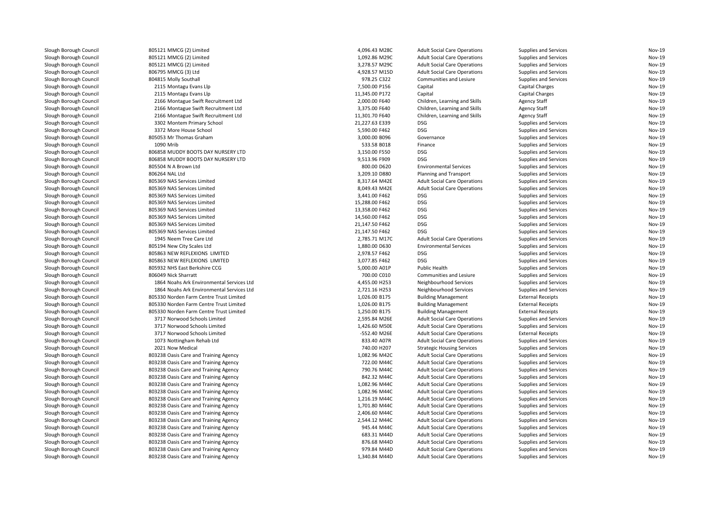| | | | | | | |
|---|---|---|---|---|---|---|
| Slough Borough Council | 805121 MMCG (2) Limited | 4,096.43 M28C | Adult Social Care Operations | Supplies and Services | Nov-19 |
| Slough Borough Council | 805121 MMCG (2) Limited | 1,092.86 M29C | Adult Social Care Operations | Supplies and Services | Nov-19 |
| Slough Borough Council | 805121 MMCG (2) Limited | 3,278.57 M29C | Adult Social Care Operations | Supplies and Services | Nov-19 |
| Slough Borough Council | 806795 MMCG (3) Ltd | 4,928.57 M15D | Adult Social Care Operations | Supplies and Services | Nov-19 |
| Slough Borough Council | 804815 Molly Southall | 978.25 C322 | Communities and Lesiure | Supplies and Services | Nov-19 |
| Slough Borough Council | 2115 Montagu Evans Llp | 7,500.00 P156 | Capital | Capital Charges | Nov-19 |
| Slough Borough Council | 2115 Montagu Evans Llp | 11,345.00 P172 | Capital | Capital Charges | Nov-19 |
| Slough Borough Council | 2166 Montague Swift Recruitment Ltd | 2,000.00 F640 | Children, Learning and Skills | Agency Staff | Nov-19 |
| Slough Borough Council | 2166 Montague Swift Recruitment Ltd | 3,375.00 F640 | Children, Learning and Skills | Agency Staff | Nov-19 |
| Slough Borough Council | 2166 Montague Swift Recruitment Ltd | 11,301.70 F640 | Children, Learning and Skills | Agency Staff | Nov-19 |
| Slough Borough Council | 3302 Montem Primary School | 21,227.63 E339 | DSG | Supplies and Services | Nov-19 |
| Slough Borough Council | 3372 More House School | 5,590.00 F462 | DSG | Supplies and Services | Nov-19 |
| Slough Borough Council | 805053 Mr Thomas Graham | 3,000.00 B096 | Governance | Supplies and Services | Nov-19 |
| Slough Borough Council | 1090 Mrib | 533.58 B018 | Finance | Supplies and Services | Nov-19 |
| Slough Borough Council | 806858 MUDDY BOOTS DAY NURSERY LTD | 3,150.00 F550 | DSG | Supplies and Services | Nov-19 |
| Slough Borough Council | 806858 MUDDY BOOTS DAY NURSERY LTD | 9,513.96 F909 | DSG | Supplies and Services | Nov-19 |
| Slough Borough Council | 805504 N A Brown Ltd | 800.00 D620 | Environmental Services | Supplies and Services | Nov-19 |
| Slough Borough Council | 806264 NAL Ltd | 3,209.10 D880 | Planning and Transport | Supplies and Services | Nov-19 |
| Slough Borough Council | 805369 NAS Services Limited | 8,317.64 M42E | Adult Social Care Operations | Supplies and Services | Nov-19 |
| Slough Borough Council | 805369 NAS Services Limited | 8,049.43 M42E | Adult Social Care Operations | Supplies and Services | Nov-19 |
| Slough Borough Council | 805369 NAS Services Limited | 3,441.00 F462 | DSG | Supplies and Services | Nov-19 |
| Slough Borough Council | 805369 NAS Services Limited | 15,288.00 F462 | DSG | Supplies and Services | Nov-19 |
| Slough Borough Council | 805369 NAS Services Limited | 13,358.00 F462 | DSG | Supplies and Services | Nov-19 |
| Slough Borough Council | 805369 NAS Services Limited | 14,560.00 F462 | DSG | Supplies and Services | Nov-19 |
| Slough Borough Council | 805369 NAS Services Limited | 21,147.50 F462 | DSG | Supplies and Services | Nov-19 |
| Slough Borough Council | 805369 NAS Services Limited | 21,147.50 F462 | DSG | Supplies and Services | Nov-19 |
| Slough Borough Council | 1945 Neem Tree Care Ltd | 2,785.71 M17C | Adult Social Care Operations | Supplies and Services | Nov-19 |
| Slough Borough Council | 805194 New City Scales Ltd | 1,880.00 D630 | Environmental Services | Supplies and Services | Nov-19 |
| Slough Borough Council | 805863 NEW REFLEXIONS LIMITED | 2,978.57 F462 | DSG | Supplies and Services | Nov-19 |
| Slough Borough Council | 805863 NEW REFLEXIONS LIMITED | 3,077.85 F462 | DSG | Supplies and Services | Nov-19 |
| Slough Borough Council | 805932 NHS East Berkshire CCG | 5,000.00 A01P | Public Health | Supplies and Services | Nov-19 |
| Slough Borough Council | 806049 Nick Sharratt | 700.00 C010 | Communities and Lesiure | Supplies and Services | Nov-19 |
| Slough Borough Council | 1864 Noahs Ark Environmental Services Ltd | 4,455.00 H253 | Neighbourhood Services | Supplies and Services | Nov-19 |
| Slough Borough Council | 1864 Noahs Ark Environmental Services Ltd | 2,721.16 H253 | Neighbourhood Services | Supplies and Services | Nov-19 |
| Slough Borough Council | 805330 Norden Farm Centre Trust Limited | 1,026.00 B175 | Building Management | External Receipts | Nov-19 |
| Slough Borough Council | 805330 Norden Farm Centre Trust Limited | 1,026.00 B175 | Building Management | External Receipts | Nov-19 |
| Slough Borough Council | 805330 Norden Farm Centre Trust Limited | 1,250.00 B175 | Building Management | External Receipts | Nov-19 |
| Slough Borough Council | 3717 Norwood Schools Limited | 2,595.84 M26E | Adult Social Care Operations | Supplies and Services | Nov-19 |
| Slough Borough Council | 3717 Norwood Schools Limited | 1,426.60 M50E | Adult Social Care Operations | Supplies and Services | Nov-19 |
| Slough Borough Council | 3717 Norwood Schools Limited | -552.40 M26E | Adult Social Care Operations | External Receipts | Nov-19 |
| Slough Borough Council | 1073 Nottingham Rehab Ltd | 833.40 A07R | Adult Social Care Operations | Supplies and Services | Nov-19 |
| Slough Borough Council | 2021 Now Medical | 740.00 H207 | Strategic Housing Services | Supplies and Services | Nov-19 |
| Slough Borough Council | 803238 Oasis Care and Training Agency | 1,082.96 M42C | Adult Social Care Operations | Supplies and Services | Nov-19 |
| Slough Borough Council | 803238 Oasis Care and Training Agency | 722.00 M44C | Adult Social Care Operations | Supplies and Services | Nov-19 |
| Slough Borough Council | 803238 Oasis Care and Training Agency | 790.76 M44C | Adult Social Care Operations | Supplies and Services | Nov-19 |
| Slough Borough Council | 803238 Oasis Care and Training Agency | 842.32 M44C | Adult Social Care Operations | Supplies and Services | Nov-19 |
| Slough Borough Council | 803238 Oasis Care and Training Agency | 1,082.96 M44C | Adult Social Care Operations | Supplies and Services | Nov-19 |
| Slough Borough Council | 803238 Oasis Care and Training Agency | 1,082.96 M44C | Adult Social Care Operations | Supplies and Services | Nov-19 |
| Slough Borough Council | 803238 Oasis Care and Training Agency | 1,216.19 M44C | Adult Social Care Operations | Supplies and Services | Nov-19 |
| Slough Borough Council | 803238 Oasis Care and Training Agency | 1,701.80 M44C | Adult Social Care Operations | Supplies and Services | Nov-19 |
| Slough Borough Council | 803238 Oasis Care and Training Agency | 2,406.60 M44C | Adult Social Care Operations | Supplies and Services | Nov-19 |
| Slough Borough Council | 803238 Oasis Care and Training Agency | 2,544.12 M44C | Adult Social Care Operations | Supplies and Services | Nov-19 |
| Slough Borough Council | 803238 Oasis Care and Training Agency | 945.44 M44C | Adult Social Care Operations | Supplies and Services | Nov-19 |
| Slough Borough Council | 803238 Oasis Care and Training Agency | 683.31 M44D | Adult Social Care Operations | Supplies and Services | Nov-19 |
| Slough Borough Council | 803238 Oasis Care and Training Agency | 876.68 M44D | Adult Social Care Operations | Supplies and Services | Nov-19 |
| Slough Borough Council | 803238 Oasis Care and Training Agency | 979.84 M44D | Adult Social Care Operations | Supplies and Services | Nov-19 |
| Slough Borough Council | 803238 Oasis Care and Training Agency | 1,340.84 M44D | Adult Social Care Operations | Supplies and Services | Nov-19 |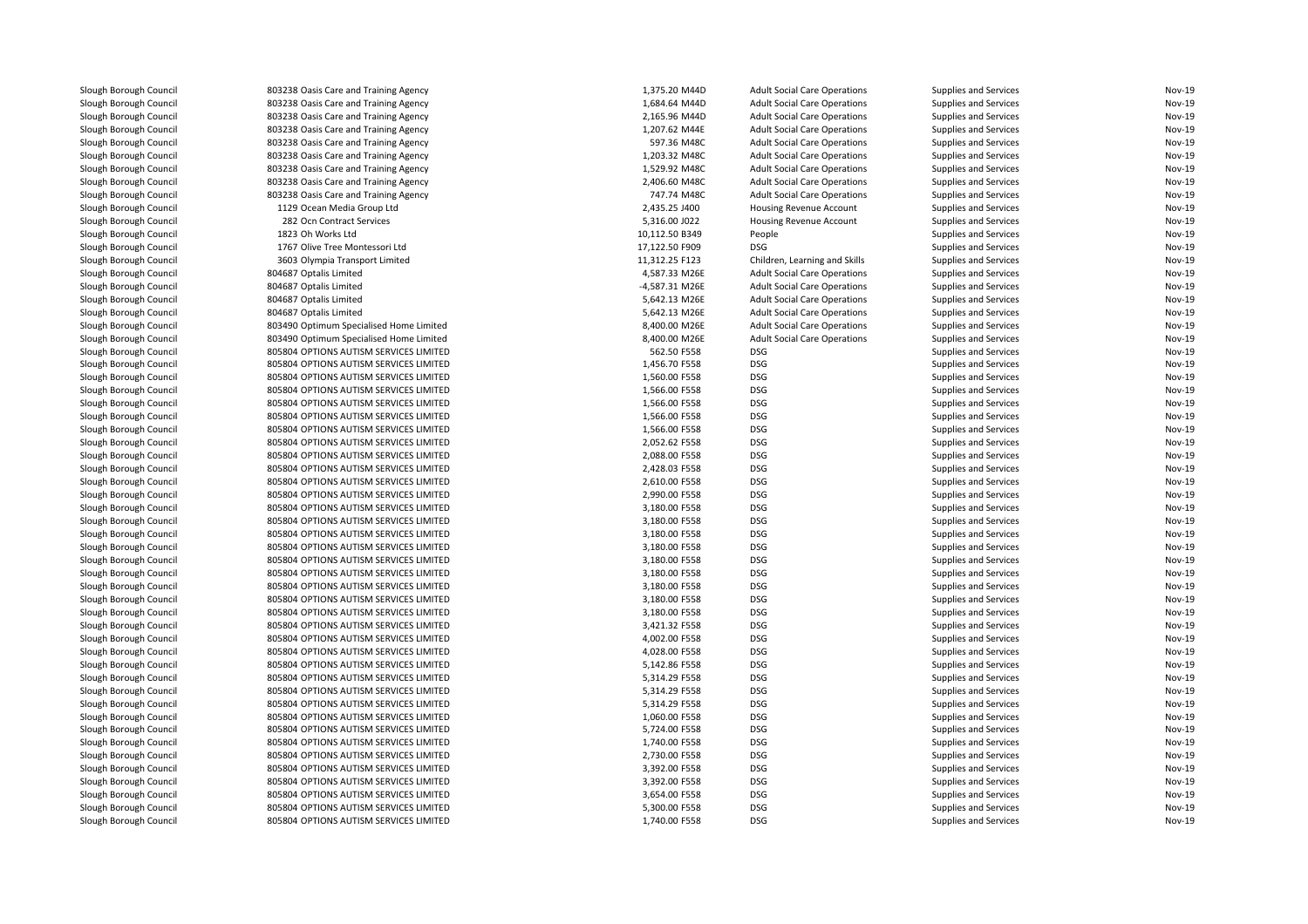| | | | | | |
|---|---|---|---|---|---|
| Slough Borough Council | 803238 Oasis Care and Training Agency | 1,375.20 M44D | Adult Social Care Operations | Supplies and Services | Nov-19 |
| Slough Borough Council | 803238 Oasis Care and Training Agency | 1,684.64 M44D | Adult Social Care Operations | Supplies and Services | Nov-19 |
| Slough Borough Council | 803238 Oasis Care and Training Agency | 2,165.96 M44D | Adult Social Care Operations | Supplies and Services | Nov-19 |
| Slough Borough Council | 803238 Oasis Care and Training Agency | 1,207.62 M44E | Adult Social Care Operations | Supplies and Services | Nov-19 |
| Slough Borough Council | 803238 Oasis Care and Training Agency | 597.36 M48C | Adult Social Care Operations | Supplies and Services | Nov-19 |
| Slough Borough Council | 803238 Oasis Care and Training Agency | 1,203.32 M48C | Adult Social Care Operations | Supplies and Services | Nov-19 |
| Slough Borough Council | 803238 Oasis Care and Training Agency | 1,529.92 M48C | Adult Social Care Operations | Supplies and Services | Nov-19 |
| Slough Borough Council | 803238 Oasis Care and Training Agency | 2,406.60 M48C | Adult Social Care Operations | Supplies and Services | Nov-19 |
| Slough Borough Council | 803238 Oasis Care and Training Agency | 747.74 M48C | Adult Social Care Operations | Supplies and Services | Nov-19 |
| Slough Borough Council | 1129 Ocean Media Group Ltd | 2,435.25 J400 | Housing Revenue Account | Supplies and Services | Nov-19 |
| Slough Borough Council | 282 Ocn Contract Services | 5,316.00 J022 | Housing Revenue Account | Supplies and Services | Nov-19 |
| Slough Borough Council | 1823 Oh Works Ltd | 10,112.50 B349 | People | Supplies and Services | Nov-19 |
| Slough Borough Council | 1767 Olive Tree Montessori Ltd | 17,122.50 F909 | DSG | Supplies and Services | Nov-19 |
| Slough Borough Council | 3603 Olympia Transport Limited | 11,312.25 F123 | Children, Learning and Skills | Supplies and Services | Nov-19 |
| Slough Borough Council | 804687 Optalis Limited | 4,587.33 M26E | Adult Social Care Operations | Supplies and Services | Nov-19 |
| Slough Borough Council | 804687 Optalis Limited | -4,587.31 M26E | Adult Social Care Operations | Supplies and Services | Nov-19 |
| Slough Borough Council | 804687 Optalis Limited | 5,642.13 M26E | Adult Social Care Operations | Supplies and Services | Nov-19 |
| Slough Borough Council | 804687 Optalis Limited | 5,642.13 M26E | Adult Social Care Operations | Supplies and Services | Nov-19 |
| Slough Borough Council | 803490 Optimum Specialised Home Limited | 8,400.00 M26E | Adult Social Care Operations | Supplies and Services | Nov-19 |
| Slough Borough Council | 803490 Optimum Specialised Home Limited | 8,400.00 M26E | Adult Social Care Operations | Supplies and Services | Nov-19 |
| Slough Borough Council | 805804 OPTIONS AUTISM SERVICES LIMITED | 562.50 F558 | DSG | Supplies and Services | Nov-19 |
| Slough Borough Council | 805804 OPTIONS AUTISM SERVICES LIMITED | 1,456.70 F558 | DSG | Supplies and Services | Nov-19 |
| Slough Borough Council | 805804 OPTIONS AUTISM SERVICES LIMITED | 1,560.00 F558 | DSG | Supplies and Services | Nov-19 |
| Slough Borough Council | 805804 OPTIONS AUTISM SERVICES LIMITED | 1,566.00 F558 | DSG | Supplies and Services | Nov-19 |
| Slough Borough Council | 805804 OPTIONS AUTISM SERVICES LIMITED | 1,566.00 F558 | DSG | Supplies and Services | Nov-19 |
| Slough Borough Council | 805804 OPTIONS AUTISM SERVICES LIMITED | 1,566.00 F558 | DSG | Supplies and Services | Nov-19 |
| Slough Borough Council | 805804 OPTIONS AUTISM SERVICES LIMITED | 1,566.00 F558 | DSG | Supplies and Services | Nov-19 |
| Slough Borough Council | 805804 OPTIONS AUTISM SERVICES LIMITED | 2,052.62 F558 | DSG | Supplies and Services | Nov-19 |
| Slough Borough Council | 805804 OPTIONS AUTISM SERVICES LIMITED | 2,088.00 F558 | DSG | Supplies and Services | Nov-19 |
| Slough Borough Council | 805804 OPTIONS AUTISM SERVICES LIMITED | 2,428.03 F558 | DSG | Supplies and Services | Nov-19 |
| Slough Borough Council | 805804 OPTIONS AUTISM SERVICES LIMITED | 2,610.00 F558 | DSG | Supplies and Services | Nov-19 |
| Slough Borough Council | 805804 OPTIONS AUTISM SERVICES LIMITED | 2,990.00 F558 | DSG | Supplies and Services | Nov-19 |
| Slough Borough Council | 805804 OPTIONS AUTISM SERVICES LIMITED | 3,180.00 F558 | DSG | Supplies and Services | Nov-19 |
| Slough Borough Council | 805804 OPTIONS AUTISM SERVICES LIMITED | 3,180.00 F558 | DSG | Supplies and Services | Nov-19 |
| Slough Borough Council | 805804 OPTIONS AUTISM SERVICES LIMITED | 3,180.00 F558 | DSG | Supplies and Services | Nov-19 |
| Slough Borough Council | 805804 OPTIONS AUTISM SERVICES LIMITED | 3,180.00 F558 | DSG | Supplies and Services | Nov-19 |
| Slough Borough Council | 805804 OPTIONS AUTISM SERVICES LIMITED | 3,180.00 F558 | DSG | Supplies and Services | Nov-19 |
| Slough Borough Council | 805804 OPTIONS AUTISM SERVICES LIMITED | 3,180.00 F558 | DSG | Supplies and Services | Nov-19 |
| Slough Borough Council | 805804 OPTIONS AUTISM SERVICES LIMITED | 3,180.00 F558 | DSG | Supplies and Services | Nov-19 |
| Slough Borough Council | 805804 OPTIONS AUTISM SERVICES LIMITED | 3,180.00 F558 | DSG | Supplies and Services | Nov-19 |
| Slough Borough Council | 805804 OPTIONS AUTISM SERVICES LIMITED | 3,180.00 F558 | DSG | Supplies and Services | Nov-19 |
| Slough Borough Council | 805804 OPTIONS AUTISM SERVICES LIMITED | 3,421.32 F558 | DSG | Supplies and Services | Nov-19 |
| Slough Borough Council | 805804 OPTIONS AUTISM SERVICES LIMITED | 4,002.00 F558 | DSG | Supplies and Services | Nov-19 |
| Slough Borough Council | 805804 OPTIONS AUTISM SERVICES LIMITED | 4,028.00 F558 | DSG | Supplies and Services | Nov-19 |
| Slough Borough Council | 805804 OPTIONS AUTISM SERVICES LIMITED | 5,142.86 F558 | DSG | Supplies and Services | Nov-19 |
| Slough Borough Council | 805804 OPTIONS AUTISM SERVICES LIMITED | 5,314.29 F558 | DSG | Supplies and Services | Nov-19 |
| Slough Borough Council | 805804 OPTIONS AUTISM SERVICES LIMITED | 5,314.29 F558 | DSG | Supplies and Services | Nov-19 |
| Slough Borough Council | 805804 OPTIONS AUTISM SERVICES LIMITED | 5,314.29 F558 | DSG | Supplies and Services | Nov-19 |
| Slough Borough Council | 805804 OPTIONS AUTISM SERVICES LIMITED | 1,060.00 F558 | DSG | Supplies and Services | Nov-19 |
| Slough Borough Council | 805804 OPTIONS AUTISM SERVICES LIMITED | 5,724.00 F558 | DSG | Supplies and Services | Nov-19 |
| Slough Borough Council | 805804 OPTIONS AUTISM SERVICES LIMITED | 1,740.00 F558 | DSG | Supplies and Services | Nov-19 |
| Slough Borough Council | 805804 OPTIONS AUTISM SERVICES LIMITED | 2,730.00 F558 | DSG | Supplies and Services | Nov-19 |
| Slough Borough Council | 805804 OPTIONS AUTISM SERVICES LIMITED | 3,392.00 F558 | DSG | Supplies and Services | Nov-19 |
| Slough Borough Council | 805804 OPTIONS AUTISM SERVICES LIMITED | 3,392.00 F558 | DSG | Supplies and Services | Nov-19 |
| Slough Borough Council | 805804 OPTIONS AUTISM SERVICES LIMITED | 3,654.00 F558 | DSG | Supplies and Services | Nov-19 |
| Slough Borough Council | 805804 OPTIONS AUTISM SERVICES LIMITED | 5,300.00 F558 | DSG | Supplies and Services | Nov-19 |
| Slough Borough Council | 805804 OPTIONS AUTISM SERVICES LIMITED | 1,740.00 F558 | DSG | Supplies and Services | Nov-19 |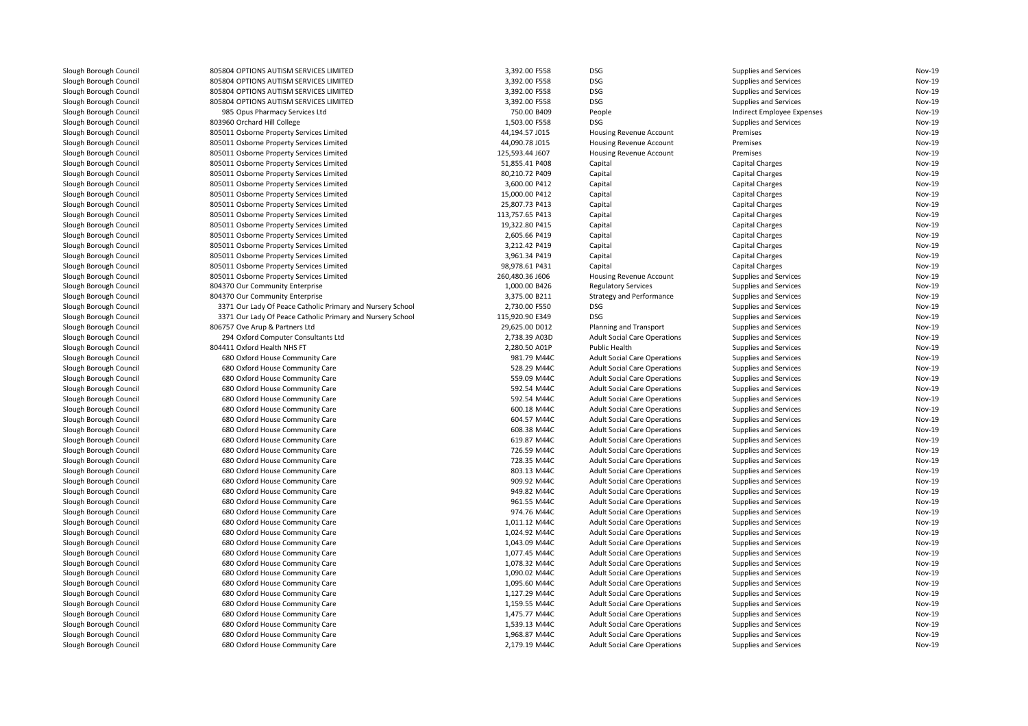| | | | | | | |
|---|---|---|---|---|---|---|
| Slough Borough Council | 805804 OPTIONS AUTISM SERVICES LIMITED | 3,392.00 F558 | DSG | Supplies and Services | Nov-19 |
| Slough Borough Council | 805804 OPTIONS AUTISM SERVICES LIMITED | 3,392.00 F558 | DSG | Supplies and Services | Nov-19 |
| Slough Borough Council | 805804 OPTIONS AUTISM SERVICES LIMITED | 3,392.00 F558 | DSG | Supplies and Services | Nov-19 |
| Slough Borough Council | 805804 OPTIONS AUTISM SERVICES LIMITED | 3,392.00 F558 | DSG | Supplies and Services | Nov-19 |
| Slough Borough Council | 985 Opus Pharmacy Services Ltd | 750.00 B409 | People | Indirect Employee Expenses | Nov-19 |
| Slough Borough Council | 803960 Orchard Hill College | 1,503.00 F558 | DSG | Supplies and Services | Nov-19 |
| Slough Borough Council | 805011 Osborne Property Services Limited | 44,194.57 J015 | Housing Revenue Account | Premises | Nov-19 |
| Slough Borough Council | 805011 Osborne Property Services Limited | 44,090.78 J015 | Housing Revenue Account | Premises | Nov-19 |
| Slough Borough Council | 805011 Osborne Property Services Limited | 125,593.44 J607 | Housing Revenue Account | Premises | Nov-19 |
| Slough Borough Council | 805011 Osborne Property Services Limited | 51,855.41 P408 | Capital | Capital Charges | Nov-19 |
| Slough Borough Council | 805011 Osborne Property Services Limited | 80,210.72 P409 | Capital | Capital Charges | Nov-19 |
| Slough Borough Council | 805011 Osborne Property Services Limited | 3,600.00 P412 | Capital | Capital Charges | Nov-19 |
| Slough Borough Council | 805011 Osborne Property Services Limited | 15,000.00 P412 | Capital | Capital Charges | Nov-19 |
| Slough Borough Council | 805011 Osborne Property Services Limited | 25,807.73 P413 | Capital | Capital Charges | Nov-19 |
| Slough Borough Council | 805011 Osborne Property Services Limited | 113,757.65 P413 | Capital | Capital Charges | Nov-19 |
| Slough Borough Council | 805011 Osborne Property Services Limited | 19,322.80 P415 | Capital | Capital Charges | Nov-19 |
| Slough Borough Council | 805011 Osborne Property Services Limited | 2,605.66 P419 | Capital | Capital Charges | Nov-19 |
| Slough Borough Council | 805011 Osborne Property Services Limited | 3,212.42 P419 | Capital | Capital Charges | Nov-19 |
| Slough Borough Council | 805011 Osborne Property Services Limited | 3,961.34 P419 | Capital | Capital Charges | Nov-19 |
| Slough Borough Council | 805011 Osborne Property Services Limited | 98,978.61 P431 | Capital | Capital Charges | Nov-19 |
| Slough Borough Council | 805011 Osborne Property Services Limited | 260,480.36 J606 | Housing Revenue Account | Supplies and Services | Nov-19 |
| Slough Borough Council | 804370 Our Community Enterprise | 1,000.00 B426 | Regulatory Services | Supplies and Services | Nov-19 |
| Slough Borough Council | 804370 Our Community Enterprise | 3,375.00 B211 | Strategy and Performance | Supplies and Services | Nov-19 |
| Slough Borough Council | 3371 Our Lady Of Peace Catholic Primary and Nursery School | 2,730.00 F550 | DSG | Supplies and Services | Nov-19 |
| Slough Borough Council | 3371 Our Lady Of Peace Catholic Primary and Nursery School | 115,920.90 E349 | DSG | Supplies and Services | Nov-19 |
| Slough Borough Council | 806757 Ove Arup & Partners Ltd | 29,625.00 D012 | Planning and Transport | Supplies and Services | Nov-19 |
| Slough Borough Council | 294 Oxford Computer Consultants Ltd | 2,738.39 A03D | Adult Social Care Operations | Supplies and Services | Nov-19 |
| Slough Borough Council | 804411 Oxford Health NHS FT | 2,280.50 A01P | Public Health | Supplies and Services | Nov-19 |
| Slough Borough Council | 680 Oxford House Community Care | 981.79 M44C | Adult Social Care Operations | Supplies and Services | Nov-19 |
| Slough Borough Council | 680 Oxford House Community Care | 528.29 M44C | Adult Social Care Operations | Supplies and Services | Nov-19 |
| Slough Borough Council | 680 Oxford House Community Care | 559.09 M44C | Adult Social Care Operations | Supplies and Services | Nov-19 |
| Slough Borough Council | 680 Oxford House Community Care | 592.54 M44C | Adult Social Care Operations | Supplies and Services | Nov-19 |
| Slough Borough Council | 680 Oxford House Community Care | 592.54 M44C | Adult Social Care Operations | Supplies and Services | Nov-19 |
| Slough Borough Council | 680 Oxford House Community Care | 600.18 M44C | Adult Social Care Operations | Supplies and Services | Nov-19 |
| Slough Borough Council | 680 Oxford House Community Care | 604.57 M44C | Adult Social Care Operations | Supplies and Services | Nov-19 |
| Slough Borough Council | 680 Oxford House Community Care | 608.38 M44C | Adult Social Care Operations | Supplies and Services | Nov-19 |
| Slough Borough Council | 680 Oxford House Community Care | 619.87 M44C | Adult Social Care Operations | Supplies and Services | Nov-19 |
| Slough Borough Council | 680 Oxford House Community Care | 726.59 M44C | Adult Social Care Operations | Supplies and Services | Nov-19 |
| Slough Borough Council | 680 Oxford House Community Care | 728.35 M44C | Adult Social Care Operations | Supplies and Services | Nov-19 |
| Slough Borough Council | 680 Oxford House Community Care | 803.13 M44C | Adult Social Care Operations | Supplies and Services | Nov-19 |
| Slough Borough Council | 680 Oxford House Community Care | 909.92 M44C | Adult Social Care Operations | Supplies and Services | Nov-19 |
| Slough Borough Council | 680 Oxford House Community Care | 949.82 M44C | Adult Social Care Operations | Supplies and Services | Nov-19 |
| Slough Borough Council | 680 Oxford House Community Care | 961.55 M44C | Adult Social Care Operations | Supplies and Services | Nov-19 |
| Slough Borough Council | 680 Oxford House Community Care | 974.76 M44C | Adult Social Care Operations | Supplies and Services | Nov-19 |
| Slough Borough Council | 680 Oxford House Community Care | 1,011.12 M44C | Adult Social Care Operations | Supplies and Services | Nov-19 |
| Slough Borough Council | 680 Oxford House Community Care | 1,024.92 M44C | Adult Social Care Operations | Supplies and Services | Nov-19 |
| Slough Borough Council | 680 Oxford House Community Care | 1,043.09 M44C | Adult Social Care Operations | Supplies and Services | Nov-19 |
| Slough Borough Council | 680 Oxford House Community Care | 1,077.45 M44C | Adult Social Care Operations | Supplies and Services | Nov-19 |
| Slough Borough Council | 680 Oxford House Community Care | 1,078.32 M44C | Adult Social Care Operations | Supplies and Services | Nov-19 |
| Slough Borough Council | 680 Oxford House Community Care | 1,090.02 M44C | Adult Social Care Operations | Supplies and Services | Nov-19 |
| Slough Borough Council | 680 Oxford House Community Care | 1,095.60 M44C | Adult Social Care Operations | Supplies and Services | Nov-19 |
| Slough Borough Council | 680 Oxford House Community Care | 1,127.29 M44C | Adult Social Care Operations | Supplies and Services | Nov-19 |
| Slough Borough Council | 680 Oxford House Community Care | 1,159.55 M44C | Adult Social Care Operations | Supplies and Services | Nov-19 |
| Slough Borough Council | 680 Oxford House Community Care | 1,475.77 M44C | Adult Social Care Operations | Supplies and Services | Nov-19 |
| Slough Borough Council | 680 Oxford House Community Care | 1,539.13 M44C | Adult Social Care Operations | Supplies and Services | Nov-19 |
| Slough Borough Council | 680 Oxford House Community Care | 1,968.87 M44C | Adult Social Care Operations | Supplies and Services | Nov-19 |
| Slough Borough Council | 680 Oxford House Community Care | 2,179.19 M44C | Adult Social Care Operations | Supplies and Services | Nov-19 |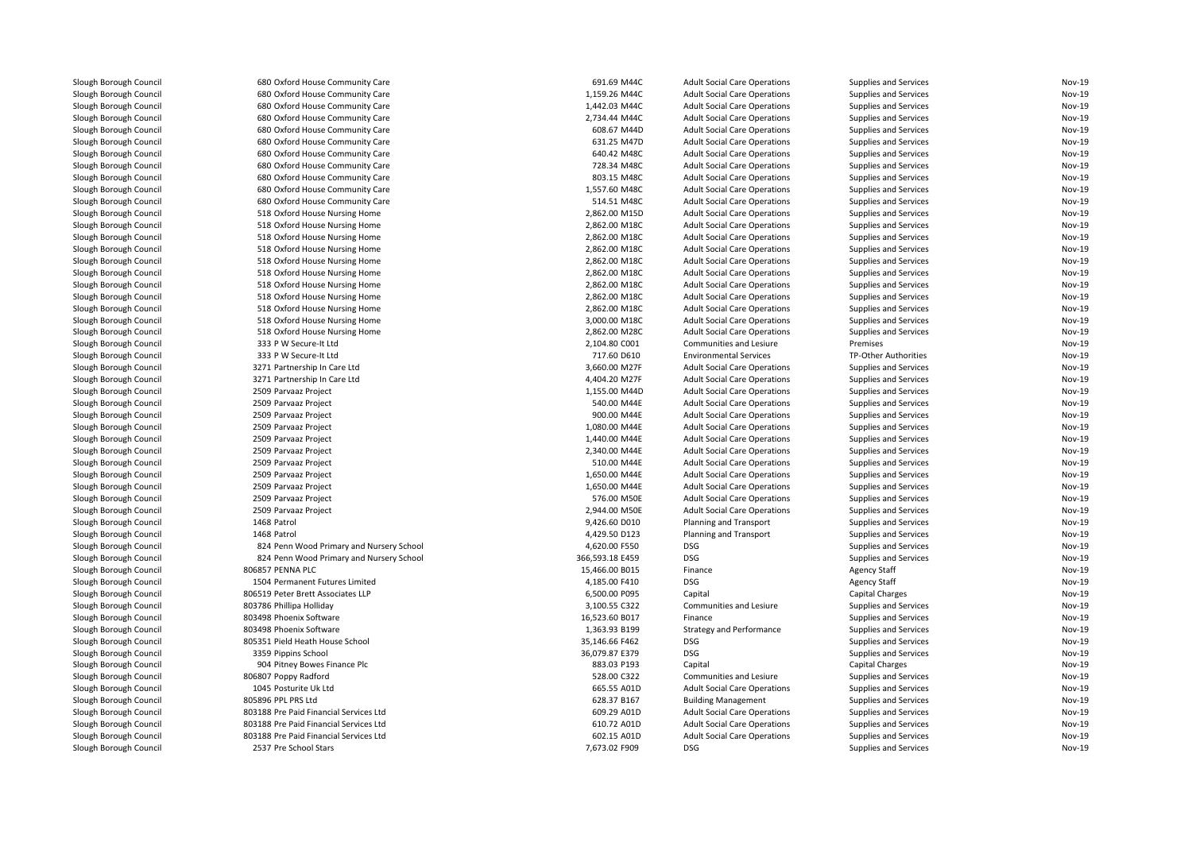| | | | | | | |
|---|---|---|---|---|---|---|
| Slough Borough Council | 680 Oxford House Community Care | 691.69 M44C | Adult Social Care Operations | Supplies and Services | Nov-19 |
| Slough Borough Council | 680 Oxford House Community Care | 1,159.26 M44C | Adult Social Care Operations | Supplies and Services | Nov-19 |
| Slough Borough Council | 680 Oxford House Community Care | 1,442.03 M44C | Adult Social Care Operations | Supplies and Services | Nov-19 |
| Slough Borough Council | 680 Oxford House Community Care | 2,734.44 M44C | Adult Social Care Operations | Supplies and Services | Nov-19 |
| Slough Borough Council | 680 Oxford House Community Care | 608.67 M44D | Adult Social Care Operations | Supplies and Services | Nov-19 |
| Slough Borough Council | 680 Oxford House Community Care | 631.25 M47D | Adult Social Care Operations | Supplies and Services | Nov-19 |
| Slough Borough Council | 680 Oxford House Community Care | 640.42 M48C | Adult Social Care Operations | Supplies and Services | Nov-19 |
| Slough Borough Council | 680 Oxford House Community Care | 728.34 M48C | Adult Social Care Operations | Supplies and Services | Nov-19 |
| Slough Borough Council | 680 Oxford House Community Care | 803.15 M48C | Adult Social Care Operations | Supplies and Services | Nov-19 |
| Slough Borough Council | 680 Oxford House Community Care | 1,557.60 M48C | Adult Social Care Operations | Supplies and Services | Nov-19 |
| Slough Borough Council | 680 Oxford House Community Care | 514.51 M48C | Adult Social Care Operations | Supplies and Services | Nov-19 |
| Slough Borough Council | 518 Oxford House Nursing Home | 2,862.00 M15D | Adult Social Care Operations | Supplies and Services | Nov-19 |
| Slough Borough Council | 518 Oxford House Nursing Home | 2,862.00 M18C | Adult Social Care Operations | Supplies and Services | Nov-19 |
| Slough Borough Council | 518 Oxford House Nursing Home | 2,862.00 M18C | Adult Social Care Operations | Supplies and Services | Nov-19 |
| Slough Borough Council | 518 Oxford House Nursing Home | 2,862.00 M18C | Adult Social Care Operations | Supplies and Services | Nov-19 |
| Slough Borough Council | 518 Oxford House Nursing Home | 2,862.00 M18C | Adult Social Care Operations | Supplies and Services | Nov-19 |
| Slough Borough Council | 518 Oxford House Nursing Home | 2,862.00 M18C | Adult Social Care Operations | Supplies and Services | Nov-19 |
| Slough Borough Council | 518 Oxford House Nursing Home | 2,862.00 M18C | Adult Social Care Operations | Supplies and Services | Nov-19 |
| Slough Borough Council | 518 Oxford House Nursing Home | 2,862.00 M18C | Adult Social Care Operations | Supplies and Services | Nov-19 |
| Slough Borough Council | 518 Oxford House Nursing Home | 2,862.00 M18C | Adult Social Care Operations | Supplies and Services | Nov-19 |
| Slough Borough Council | 518 Oxford House Nursing Home | 3,000.00 M18C | Adult Social Care Operations | Supplies and Services | Nov-19 |
| Slough Borough Council | 518 Oxford House Nursing Home | 2,862.00 M28C | Adult Social Care Operations | Supplies and Services | Nov-19 |
| Slough Borough Council | 333 P W Secure-It Ltd | 2,104.80 C001 | Communities and Lesiure | Premises | Nov-19 |
| Slough Borough Council | 333 P W Secure-It Ltd | 717.60 D610 | Environmental Services | TP-Other Authorities | Nov-19 |
| Slough Borough Council | 3271 Partnership In Care Ltd | 3,660.00 M27F | Adult Social Care Operations | Supplies and Services | Nov-19 |
| Slough Borough Council | 3271 Partnership In Care Ltd | 4,404.20 M27F | Adult Social Care Operations | Supplies and Services | Nov-19 |
| Slough Borough Council | 2509 Parvaaz Project | 1,155.00 M44D | Adult Social Care Operations | Supplies and Services | Nov-19 |
| Slough Borough Council | 2509 Parvaaz Project | 540.00 M44E | Adult Social Care Operations | Supplies and Services | Nov-19 |
| Slough Borough Council | 2509 Parvaaz Project | 900.00 M44E | Adult Social Care Operations | Supplies and Services | Nov-19 |
| Slough Borough Council | 2509 Parvaaz Project | 1,080.00 M44E | Adult Social Care Operations | Supplies and Services | Nov-19 |
| Slough Borough Council | 2509 Parvaaz Project | 1,440.00 M44E | Adult Social Care Operations | Supplies and Services | Nov-19 |
| Slough Borough Council | 2509 Parvaaz Project | 2,340.00 M44E | Adult Social Care Operations | Supplies and Services | Nov-19 |
| Slough Borough Council | 2509 Parvaaz Project | 510.00 M44E | Adult Social Care Operations | Supplies and Services | Nov-19 |
| Slough Borough Council | 2509 Parvaaz Project | 1,650.00 M44E | Adult Social Care Operations | Supplies and Services | Nov-19 |
| Slough Borough Council | 2509 Parvaaz Project | 1,650.00 M44E | Adult Social Care Operations | Supplies and Services | Nov-19 |
| Slough Borough Council | 2509 Parvaaz Project | 576.00 M50E | Adult Social Care Operations | Supplies and Services | Nov-19 |
| Slough Borough Council | 2509 Parvaaz Project | 2,944.00 M50E | Adult Social Care Operations | Supplies and Services | Nov-19 |
| Slough Borough Council | 1468 Patrol | 9,426.60 D010 | Planning and Transport | Supplies and Services | Nov-19 |
| Slough Borough Council | 1468 Patrol | 4,429.50 D123 | Planning and Transport | Supplies and Services | Nov-19 |
| Slough Borough Council | 824 Penn Wood Primary and Nursery School | 4,620.00 F550 | DSG | Supplies and Services | Nov-19 |
| Slough Borough Council | 824 Penn Wood Primary and Nursery School | 366,593.18 E459 | DSG | Supplies and Services | Nov-19 |
| Slough Borough Council | 806857 PENNA PLC | 15,466.00 B015 | Finance | Agency Staff | Nov-19 |
| Slough Borough Council | 1504 Permanent Futures Limited | 4,185.00 F410 | DSG | Agency Staff | Nov-19 |
| Slough Borough Council | 806519 Peter Brett Associates LLP | 6,500.00 P095 | Capital | Capital Charges | Nov-19 |
| Slough Borough Council | 803786 Phillipa Holliday | 3,100.55 C322 | Communities and Lesiure | Supplies and Services | Nov-19 |
| Slough Borough Council | 803498 Phoenix Software | 16,523.60 B017 | Finance | Supplies and Services | Nov-19 |
| Slough Borough Council | 803498 Phoenix Software | 1,363.93 B199 | Strategy and Performance | Supplies and Services | Nov-19 |
| Slough Borough Council | 805351 Pield Heath House School | 35,146.66 F462 | DSG | Supplies and Services | Nov-19 |
| Slough Borough Council | 3359 Pippins School | 36,079.87 E379 | DSG | Supplies and Services | Nov-19 |
| Slough Borough Council | 904 Pitney Bowes Finance Plc | 883.03 P193 | Capital | Capital Charges | Nov-19 |
| Slough Borough Council | 806807 Poppy Radford | 528.00 C322 | Communities and Lesiure | Supplies and Services | Nov-19 |
| Slough Borough Council | 1045 Posturite Uk Ltd | 665.55 A01D | Adult Social Care Operations | Supplies and Services | Nov-19 |
| Slough Borough Council | 805896 PPL PRS Ltd | 628.37 B167 | Building Management | Supplies and Services | Nov-19 |
| Slough Borough Council | 803188 Pre Paid Financial Services Ltd | 609.29 A01D | Adult Social Care Operations | Supplies and Services | Nov-19 |
| Slough Borough Council | 803188 Pre Paid Financial Services Ltd | 610.72 A01D | Adult Social Care Operations | Supplies and Services | Nov-19 |
| Slough Borough Council | 803188 Pre Paid Financial Services Ltd | 602.15 A01D | Adult Social Care Operations | Supplies and Services | Nov-19 |
| Slough Borough Council | 2537 Pre School Stars | 7,673.02 F909 | DSG | Supplies and Services | Nov-19 |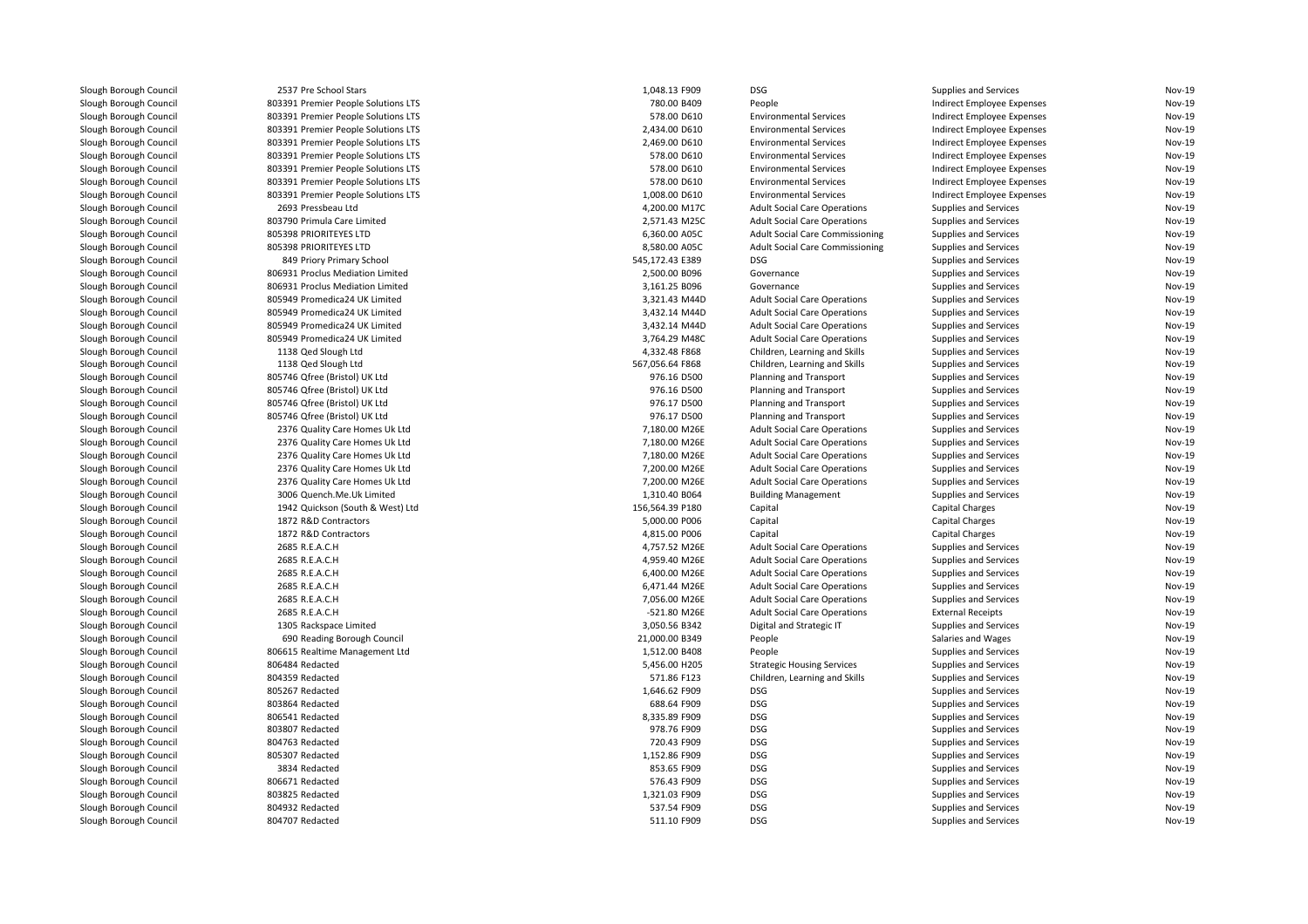| | | | | | | |
|---|---|---|---|---|---|---|
| Slough Borough Council | 2537 Pre School Stars | 1,048.13 F909 | DSG | Supplies and Services | Nov-19 |
| Slough Borough Council | 803391 Premier People Solutions LTS | 780.00 B409 | People | Indirect Employee Expenses | Nov-19 |
| Slough Borough Council | 803391 Premier People Solutions LTS | 578.00 D610 | Environmental Services | Indirect Employee Expenses | Nov-19 |
| Slough Borough Council | 803391 Premier People Solutions LTS | 2,434.00 D610 | Environmental Services | Indirect Employee Expenses | Nov-19 |
| Slough Borough Council | 803391 Premier People Solutions LTS | 2,469.00 D610 | Environmental Services | Indirect Employee Expenses | Nov-19 |
| Slough Borough Council | 803391 Premier People Solutions LTS | 578.00 D610 | Environmental Services | Indirect Employee Expenses | Nov-19 |
| Slough Borough Council | 803391 Premier People Solutions LTS | 578.00 D610 | Environmental Services | Indirect Employee Expenses | Nov-19 |
| Slough Borough Council | 803391 Premier People Solutions LTS | 578.00 D610 | Environmental Services | Indirect Employee Expenses | Nov-19 |
| Slough Borough Council | 803391 Premier People Solutions LTS | 1,008.00 D610 | Environmental Services | Indirect Employee Expenses | Nov-19 |
| Slough Borough Council | 2693 Pressbeau Ltd | 4,200.00 M17C | Adult Social Care Operations | Supplies and Services | Nov-19 |
| Slough Borough Council | 803790 Primula Care Limited | 2,571.43 M25C | Adult Social Care Operations | Supplies and Services | Nov-19 |
| Slough Borough Council | 805398 PRIORITEYES LTD | 6,360.00 A05C | Adult Social Care Commissioning | Supplies and Services | Nov-19 |
| Slough Borough Council | 805398 PRIORITEYES LTD | 8,580.00 A05C | Adult Social Care Commissioning | Supplies and Services | Nov-19 |
| Slough Borough Council | 849 Priory Primary School | 545,172.43 E389 | DSG | Supplies and Services | Nov-19 |
| Slough Borough Council | 806931 Proclus Mediation Limited | 2,500.00 B096 | Governance | Supplies and Services | Nov-19 |
| Slough Borough Council | 806931 Proclus Mediation Limited | 3,161.25 B096 | Governance | Supplies and Services | Nov-19 |
| Slough Borough Council | 805949 Promedica24 UK Limited | 3,321.43 M44D | Adult Social Care Operations | Supplies and Services | Nov-19 |
| Slough Borough Council | 805949 Promedica24 UK Limited | 3,432.14 M44D | Adult Social Care Operations | Supplies and Services | Nov-19 |
| Slough Borough Council | 805949 Promedica24 UK Limited | 3,432.14 M44D | Adult Social Care Operations | Supplies and Services | Nov-19 |
| Slough Borough Council | 805949 Promedica24 UK Limited | 3,764.29 M48C | Adult Social Care Operations | Supplies and Services | Nov-19 |
| Slough Borough Council | 1138 Qed Slough Ltd | 4,332.48 F868 | Children, Learning and Skills | Supplies and Services | Nov-19 |
| Slough Borough Council | 1138 Qed Slough Ltd | 567,056.64 F868 | Children, Learning and Skills | Supplies and Services | Nov-19 |
| Slough Borough Council | 805746 Qfree (Bristol) UK Ltd | 976.16 D500 | Planning and Transport | Supplies and Services | Nov-19 |
| Slough Borough Council | 805746 Qfree (Bristol) UK Ltd | 976.16 D500 | Planning and Transport | Supplies and Services | Nov-19 |
| Slough Borough Council | 805746 Qfree (Bristol) UK Ltd | 976.17 D500 | Planning and Transport | Supplies and Services | Nov-19 |
| Slough Borough Council | 805746 Qfree (Bristol) UK Ltd | 976.17 D500 | Planning and Transport | Supplies and Services | Nov-19 |
| Slough Borough Council | 2376 Quality Care Homes Uk Ltd | 7,180.00 M26E | Adult Social Care Operations | Supplies and Services | Nov-19 |
| Slough Borough Council | 2376 Quality Care Homes Uk Ltd | 7,180.00 M26E | Adult Social Care Operations | Supplies and Services | Nov-19 |
| Slough Borough Council | 2376 Quality Care Homes Uk Ltd | 7,180.00 M26E | Adult Social Care Operations | Supplies and Services | Nov-19 |
| Slough Borough Council | 2376 Quality Care Homes Uk Ltd | 7,200.00 M26E | Adult Social Care Operations | Supplies and Services | Nov-19 |
| Slough Borough Council | 2376 Quality Care Homes Uk Ltd | 7,200.00 M26E | Adult Social Care Operations | Supplies and Services | Nov-19 |
| Slough Borough Council | 3006 Quench.Me.Uk Limited | 1,310.40 B064 | Building Management | Supplies and Services | Nov-19 |
| Slough Borough Council | 1942 Quickson (South & West) Ltd | 156,564.39 P180 | Capital | Capital Charges | Nov-19 |
| Slough Borough Council | 1872 R&D Contractors | 5,000.00 P006 | Capital | Capital Charges | Nov-19 |
| Slough Borough Council | 1872 R&D Contractors | 4,815.00 P006 | Capital | Capital Charges | Nov-19 |
| Slough Borough Council | 2685 R.E.A.C.H | 4,757.52 M26E | Adult Social Care Operations | Supplies and Services | Nov-19 |
| Slough Borough Council | 2685 R.E.A.C.H | 4,959.40 M26E | Adult Social Care Operations | Supplies and Services | Nov-19 |
| Slough Borough Council | 2685 R.E.A.C.H | 6,400.00 M26E | Adult Social Care Operations | Supplies and Services | Nov-19 |
| Slough Borough Council | 2685 R.E.A.C.H | 6,471.44 M26E | Adult Social Care Operations | Supplies and Services | Nov-19 |
| Slough Borough Council | 2685 R.E.A.C.H | 7,056.00 M26E | Adult Social Care Operations | Supplies and Services | Nov-19 |
| Slough Borough Council | 2685 R.E.A.C.H | -521.80 M26E | Adult Social Care Operations | External Receipts | Nov-19 |
| Slough Borough Council | 1305 Rackspace Limited | 3,050.56 B342 | Digital and Strategic IT | Supplies and Services | Nov-19 |
| Slough Borough Council | 690 Reading Borough Council | 21,000.00 B349 | People | Salaries and Wages | Nov-19 |
| Slough Borough Council | 806615 Realtime Management Ltd | 1,512.00 B408 | People | Supplies and Services | Nov-19 |
| Slough Borough Council | 806484 Redacted | 5,456.00 H205 | Strategic Housing Services | Supplies and Services | Nov-19 |
| Slough Borough Council | 804359 Redacted | 571.86 F123 | Children, Learning and Skills | Supplies and Services | Nov-19 |
| Slough Borough Council | 805267 Redacted | 1,646.62 F909 | DSG | Supplies and Services | Nov-19 |
| Slough Borough Council | 803864 Redacted | 688.64 F909 | DSG | Supplies and Services | Nov-19 |
| Slough Borough Council | 806541 Redacted | 8,335.89 F909 | DSG | Supplies and Services | Nov-19 |
| Slough Borough Council | 803807 Redacted | 978.76 F909 | DSG | Supplies and Services | Nov-19 |
| Slough Borough Council | 804763 Redacted | 720.43 F909 | DSG | Supplies and Services | Nov-19 |
| Slough Borough Council | 805307 Redacted | 1,152.86 F909 | DSG | Supplies and Services | Nov-19 |
| Slough Borough Council | 3834 Redacted | 853.65 F909 | DSG | Supplies and Services | Nov-19 |
| Slough Borough Council | 806671 Redacted | 576.43 F909 | DSG | Supplies and Services | Nov-19 |
| Slough Borough Council | 803825 Redacted | 1,321.03 F909 | DSG | Supplies and Services | Nov-19 |
| Slough Borough Council | 804932 Redacted | 537.54 F909 | DSG | Supplies and Services | Nov-19 |
| Slough Borough Council | 804707 Redacted | 511.10 F909 | DSG | Supplies and Services | Nov-19 |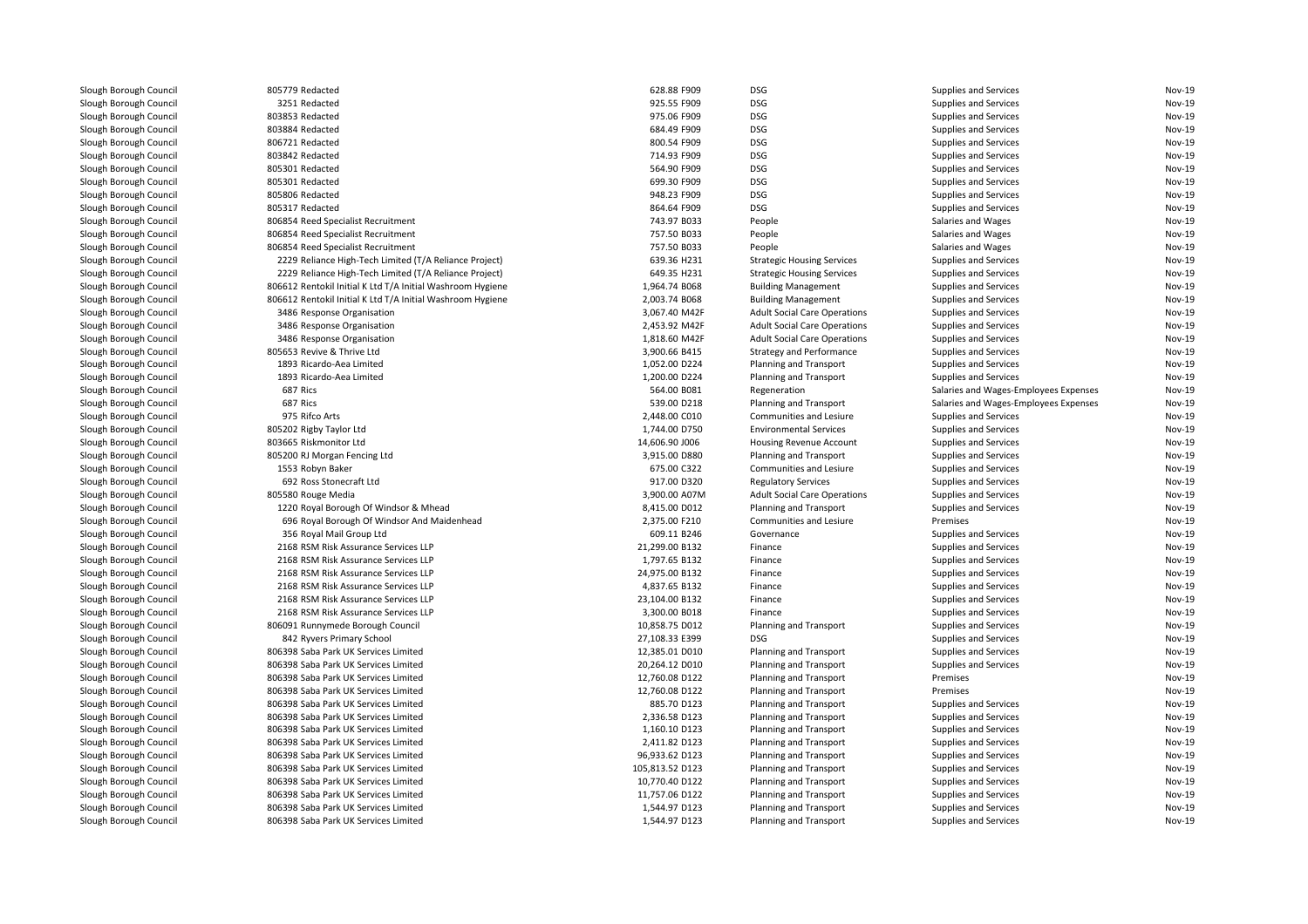| | | | | | |
|---|---|---|---|---|---|
| Slough Borough Council | 805779 Redacted | 628.88 F909 | DSG | Supplies and Services | Nov-19 |
| Slough Borough Council | 3251 Redacted | 925.55 F909 | DSG | Supplies and Services | Nov-19 |
| Slough Borough Council | 803853 Redacted | 975.06 F909 | DSG | Supplies and Services | Nov-19 |
| Slough Borough Council | 803884 Redacted | 684.49 F909 | DSG | Supplies and Services | Nov-19 |
| Slough Borough Council | 806721 Redacted | 800.54 F909 | DSG | Supplies and Services | Nov-19 |
| Slough Borough Council | 803842 Redacted | 714.93 F909 | DSG | Supplies and Services | Nov-19 |
| Slough Borough Council | 805301 Redacted | 564.90 F909 | DSG | Supplies and Services | Nov-19 |
| Slough Borough Council | 805301 Redacted | 699.30 F909 | DSG | Supplies and Services | Nov-19 |
| Slough Borough Council | 805806 Redacted | 948.23 F909 | DSG | Supplies and Services | Nov-19 |
| Slough Borough Council | 805317 Redacted | 864.64 F909 | DSG | Supplies and Services | Nov-19 |
| Slough Borough Council | 806854 Reed Specialist Recruitment | 743.97 B033 | People | Salaries and Wages | Nov-19 |
| Slough Borough Council | 806854 Reed Specialist Recruitment | 757.50 B033 | People | Salaries and Wages | Nov-19 |
| Slough Borough Council | 806854 Reed Specialist Recruitment | 757.50 B033 | People | Salaries and Wages | Nov-19 |
| Slough Borough Council | 2229 Reliance High-Tech Limited (T/A Reliance Project) | 639.36 H231 | Strategic Housing Services | Supplies and Services | Nov-19 |
| Slough Borough Council | 2229 Reliance High-Tech Limited (T/A Reliance Project) | 649.35 H231 | Strategic Housing Services | Supplies and Services | Nov-19 |
| Slough Borough Council | 806612 Rentokil Initial K Ltd T/A Initial Washroom Hygiene | 1,964.74 B068 | Building Management | Supplies and Services | Nov-19 |
| Slough Borough Council | 806612 Rentokil Initial K Ltd T/A Initial Washroom Hygiene | 2,003.74 B068 | Building Management | Supplies and Services | Nov-19 |
| Slough Borough Council | 3486 Response Organisation | 3,067.40 M42F | Adult Social Care Operations | Supplies and Services | Nov-19 |
| Slough Borough Council | 3486 Response Organisation | 2,453.92 M42F | Adult Social Care Operations | Supplies and Services | Nov-19 |
| Slough Borough Council | 3486 Response Organisation | 1,818.60 M42F | Adult Social Care Operations | Supplies and Services | Nov-19 |
| Slough Borough Council | 805653 Revive & Thrive Ltd | 3,900.66 B415 | Strategy and Performance | Supplies and Services | Nov-19 |
| Slough Borough Council | 1893 Ricardo-Aea Limited | 1,052.00 D224 | Planning and Transport | Supplies and Services | Nov-19 |
| Slough Borough Council | 1893 Ricardo-Aea Limited | 1,200.00 D224 | Planning and Transport | Supplies and Services | Nov-19 |
| Slough Borough Council | 687 Rics | 564.00 B081 | Regeneration | Salaries and Wages-Employees Expenses | Nov-19 |
| Slough Borough Council | 687 Rics | 539.00 D218 | Planning and Transport | Salaries and Wages-Employees Expenses | Nov-19 |
| Slough Borough Council | 975 Rifco Arts | 2,448.00 C010 | Communities and Lesiure | Supplies and Services | Nov-19 |
| Slough Borough Council | 805202 Rigby Taylor Ltd | 1,744.00 D750 | Environmental Services | Supplies and Services | Nov-19 |
| Slough Borough Council | 803665 Riskmonitor Ltd | 14,606.90 J006 | Housing Revenue Account | Supplies and Services | Nov-19 |
| Slough Borough Council | 805200 RJ Morgan Fencing Ltd | 3,915.00 D880 | Planning and Transport | Supplies and Services | Nov-19 |
| Slough Borough Council | 1553 Robyn Baker | 675.00 C322 | Communities and Lesiure | Supplies and Services | Nov-19 |
| Slough Borough Council | 692 Ross Stonecraft Ltd | 917.00 D320 | Regulatory Services | Supplies and Services | Nov-19 |
| Slough Borough Council | 805580 Rouge Media | 3,900.00 A07M | Adult Social Care Operations | Supplies and Services | Nov-19 |
| Slough Borough Council | 1220 Royal Borough Of Windsor & Mhead | 8,415.00 D012 | Planning and Transport | Supplies and Services | Nov-19 |
| Slough Borough Council | 696 Royal Borough Of Windsor And Maidenhead | 2,375.00 F210 | Communities and Lesiure | Premises | Nov-19 |
| Slough Borough Council | 356 Royal Mail Group Ltd | 609.11 B246 | Governance | Supplies and Services | Nov-19 |
| Slough Borough Council | 2168 RSM Risk Assurance Services LLP | 21,299.00 B132 | Finance | Supplies and Services | Nov-19 |
| Slough Borough Council | 2168 RSM Risk Assurance Services LLP | 1,797.65 B132 | Finance | Supplies and Services | Nov-19 |
| Slough Borough Council | 2168 RSM Risk Assurance Services LLP | 24,975.00 B132 | Finance | Supplies and Services | Nov-19 |
| Slough Borough Council | 2168 RSM Risk Assurance Services LLP | 4,837.65 B132 | Finance | Supplies and Services | Nov-19 |
| Slough Borough Council | 2168 RSM Risk Assurance Services LLP | 23,104.00 B132 | Finance | Supplies and Services | Nov-19 |
| Slough Borough Council | 2168 RSM Risk Assurance Services LLP | 3,300.00 B018 | Finance | Supplies and Services | Nov-19 |
| Slough Borough Council | 806091 Runnymede Borough Council | 10,858.75 D012 | Planning and Transport | Supplies and Services | Nov-19 |
| Slough Borough Council | 842 Ryvers Primary School | 27,108.33 E399 | DSG | Supplies and Services | Nov-19 |
| Slough Borough Council | 806398 Saba Park UK Services Limited | 12,385.01 D010 | Planning and Transport | Supplies and Services | Nov-19 |
| Slough Borough Council | 806398 Saba Park UK Services Limited | 20,264.12 D010 | Planning and Transport | Supplies and Services | Nov-19 |
| Slough Borough Council | 806398 Saba Park UK Services Limited | 12,760.08 D122 | Planning and Transport | Premises | Nov-19 |
| Slough Borough Council | 806398 Saba Park UK Services Limited | 12,760.08 D122 | Planning and Transport | Premises | Nov-19 |
| Slough Borough Council | 806398 Saba Park UK Services Limited | 885.70 D123 | Planning and Transport | Supplies and Services | Nov-19 |
| Slough Borough Council | 806398 Saba Park UK Services Limited | 2,336.58 D123 | Planning and Transport | Supplies and Services | Nov-19 |
| Slough Borough Council | 806398 Saba Park UK Services Limited | 1,160.10 D123 | Planning and Transport | Supplies and Services | Nov-19 |
| Slough Borough Council | 806398 Saba Park UK Services Limited | 2,411.82 D123 | Planning and Transport | Supplies and Services | Nov-19 |
| Slough Borough Council | 806398 Saba Park UK Services Limited | 96,933.62 D123 | Planning and Transport | Supplies and Services | Nov-19 |
| Slough Borough Council | 806398 Saba Park UK Services Limited | 105,813.52 D123 | Planning and Transport | Supplies and Services | Nov-19 |
| Slough Borough Council | 806398 Saba Park UK Services Limited | 10,770.40 D122 | Planning and Transport | Supplies and Services | Nov-19 |
| Slough Borough Council | 806398 Saba Park UK Services Limited | 11,757.06 D122 | Planning and Transport | Supplies and Services | Nov-19 |
| Slough Borough Council | 806398 Saba Park UK Services Limited | 1,544.97 D123 | Planning and Transport | Supplies and Services | Nov-19 |
| Slough Borough Council | 806398 Saba Park UK Services Limited | 1,544.97 D123 | Planning and Transport | Supplies and Services | Nov-19 |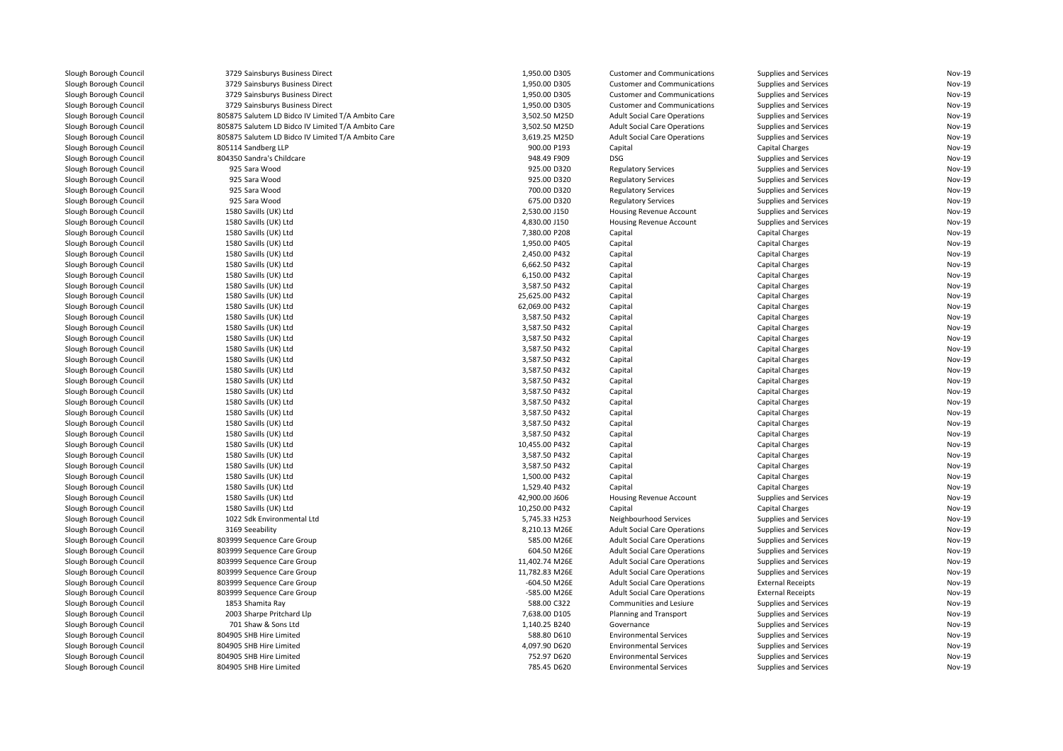| | | | | | | |
|---|---|---|---|---|---|---|
| Slough Borough Council | 3729 Sainsburys Business Direct | 1,950.00 D305 | Customer and Communications | Supplies and Services | Nov-19 |
| Slough Borough Council | 3729 Sainsburys Business Direct | 1,950.00 D305 | Customer and Communications | Supplies and Services | Nov-19 |
| Slough Borough Council | 3729 Sainsburys Business Direct | 1,950.00 D305 | Customer and Communications | Supplies and Services | Nov-19 |
| Slough Borough Council | 3729 Sainsburys Business Direct | 1,950.00 D305 | Customer and Communications | Supplies and Services | Nov-19 |
| Slough Borough Council | 805875 Salutem LD Bidco IV Limited T/A Ambito Care | 3,502.50 M25D | Adult Social Care Operations | Supplies and Services | Nov-19 |
| Slough Borough Council | 805875 Salutem LD Bidco IV Limited T/A Ambito Care | 3,502.50 M25D | Adult Social Care Operations | Supplies and Services | Nov-19 |
| Slough Borough Council | 805875 Salutem LD Bidco IV Limited T/A Ambito Care | 3,619.25 M25D | Adult Social Care Operations | Supplies and Services | Nov-19 |
| Slough Borough Council | 805114 Sandberg LLP | 900.00 P193 | Capital | Capital Charges | Nov-19 |
| Slough Borough Council | 804350 Sandra's Childcare | 948.49 F909 | DSG | Supplies and Services | Nov-19 |
| Slough Borough Council | 925 Sara Wood | 925.00 D320 | Regulatory Services | Supplies and Services | Nov-19 |
| Slough Borough Council | 925 Sara Wood | 925.00 D320 | Regulatory Services | Supplies and Services | Nov-19 |
| Slough Borough Council | 925 Sara Wood | 700.00 D320 | Regulatory Services | Supplies and Services | Nov-19 |
| Slough Borough Council | 925 Sara Wood | 675.00 D320 | Regulatory Services | Supplies and Services | Nov-19 |
| Slough Borough Council | 1580 Savills (UK) Ltd | 2,530.00 J150 | Housing Revenue Account | Supplies and Services | Nov-19 |
| Slough Borough Council | 1580 Savills (UK) Ltd | 4,830.00 J150 | Housing Revenue Account | Supplies and Services | Nov-19 |
| Slough Borough Council | 1580 Savills (UK) Ltd | 7,380.00 P208 | Capital | Capital Charges | Nov-19 |
| Slough Borough Council | 1580 Savills (UK) Ltd | 1,950.00 P405 | Capital | Capital Charges | Nov-19 |
| Slough Borough Council | 1580 Savills (UK) Ltd | 2,450.00 P432 | Capital | Capital Charges | Nov-19 |
| Slough Borough Council | 1580 Savills (UK) Ltd | 6,662.50 P432 | Capital | Capital Charges | Nov-19 |
| Slough Borough Council | 1580 Savills (UK) Ltd | 6,150.00 P432 | Capital | Capital Charges | Nov-19 |
| Slough Borough Council | 1580 Savills (UK) Ltd | 3,587.50 P432 | Capital | Capital Charges | Nov-19 |
| Slough Borough Council | 1580 Savills (UK) Ltd | 25,625.00 P432 | Capital | Capital Charges | Nov-19 |
| Slough Borough Council | 1580 Savills (UK) Ltd | 62,069.00 P432 | Capital | Capital Charges | Nov-19 |
| Slough Borough Council | 1580 Savills (UK) Ltd | 3,587.50 P432 | Capital | Capital Charges | Nov-19 |
| Slough Borough Council | 1580 Savills (UK) Ltd | 3,587.50 P432 | Capital | Capital Charges | Nov-19 |
| Slough Borough Council | 1580 Savills (UK) Ltd | 3,587.50 P432 | Capital | Capital Charges | Nov-19 |
| Slough Borough Council | 1580 Savills (UK) Ltd | 3,587.50 P432 | Capital | Capital Charges | Nov-19 |
| Slough Borough Council | 1580 Savills (UK) Ltd | 3,587.50 P432 | Capital | Capital Charges | Nov-19 |
| Slough Borough Council | 1580 Savills (UK) Ltd | 3,587.50 P432 | Capital | Capital Charges | Nov-19 |
| Slough Borough Council | 1580 Savills (UK) Ltd | 3,587.50 P432 | Capital | Capital Charges | Nov-19 |
| Slough Borough Council | 1580 Savills (UK) Ltd | 3,587.50 P432 | Capital | Capital Charges | Nov-19 |
| Slough Borough Council | 1580 Savills (UK) Ltd | 3,587.50 P432 | Capital | Capital Charges | Nov-19 |
| Slough Borough Council | 1580 Savills (UK) Ltd | 3,587.50 P432 | Capital | Capital Charges | Nov-19 |
| Slough Borough Council | 1580 Savills (UK) Ltd | 3,587.50 P432 | Capital | Capital Charges | Nov-19 |
| Slough Borough Council | 1580 Savills (UK) Ltd | 3,587.50 P432 | Capital | Capital Charges | Nov-19 |
| Slough Borough Council | 1580 Savills (UK) Ltd | 10,455.00 P432 | Capital | Capital Charges | Nov-19 |
| Slough Borough Council | 1580 Savills (UK) Ltd | 3,587.50 P432 | Capital | Capital Charges | Nov-19 |
| Slough Borough Council | 1580 Savills (UK) Ltd | 3,587.50 P432 | Capital | Capital Charges | Nov-19 |
| Slough Borough Council | 1580 Savills (UK) Ltd | 1,500.00 P432 | Capital | Capital Charges | Nov-19 |
| Slough Borough Council | 1580 Savills (UK) Ltd | 1,529.40 P432 | Capital | Capital Charges | Nov-19 |
| Slough Borough Council | 1580 Savills (UK) Ltd | 42,900.00 J606 | Housing Revenue Account | Supplies and Services | Nov-19 |
| Slough Borough Council | 1580 Savills (UK) Ltd | 10,250.00 P432 | Capital | Capital Charges | Nov-19 |
| Slough Borough Council | 1022 Sdk Environmental Ltd | 5,745.33 H253 | Neighbourhood Services | Supplies and Services | Nov-19 |
| Slough Borough Council | 3169 Seeability | 8,210.13 M26E | Adult Social Care Operations | Supplies and Services | Nov-19 |
| Slough Borough Council | 803999 Sequence Care Group | 585.00 M26E | Adult Social Care Operations | Supplies and Services | Nov-19 |
| Slough Borough Council | 803999 Sequence Care Group | 604.50 M26E | Adult Social Care Operations | Supplies and Services | Nov-19 |
| Slough Borough Council | 803999 Sequence Care Group | 11,402.74 M26E | Adult Social Care Operations | Supplies and Services | Nov-19 |
| Slough Borough Council | 803999 Sequence Care Group | 11,782.83 M26E | Adult Social Care Operations | Supplies and Services | Nov-19 |
| Slough Borough Council | 803999 Sequence Care Group | -604.50 M26E | Adult Social Care Operations | External Receipts | Nov-19 |
| Slough Borough Council | 803999 Sequence Care Group | -585.00 M26E | Adult Social Care Operations | External Receipts | Nov-19 |
| Slough Borough Council | 1853 Shamita Ray | 588.00 C322 | Communities and Lesiure | Supplies and Services | Nov-19 |
| Slough Borough Council | 2003 Sharpe Pritchard Llp | 7,638.00 D105 | Planning and Transport | Supplies and Services | Nov-19 |
| Slough Borough Council | 701 Shaw & Sons Ltd | 1,140.25 B240 | Governance | Supplies and Services | Nov-19 |
| Slough Borough Council | 804905 SHB Hire Limited | 588.80 D610 | Environmental Services | Supplies and Services | Nov-19 |
| Slough Borough Council | 804905 SHB Hire Limited | 4,097.90 D620 | Environmental Services | Supplies and Services | Nov-19 |
| Slough Borough Council | 804905 SHB Hire Limited | 752.97 D620 | Environmental Services | Supplies and Services | Nov-19 |
| Slough Borough Council | 804905 SHB Hire Limited | 785.45 D620 | Environmental Services | Supplies and Services | Nov-19 |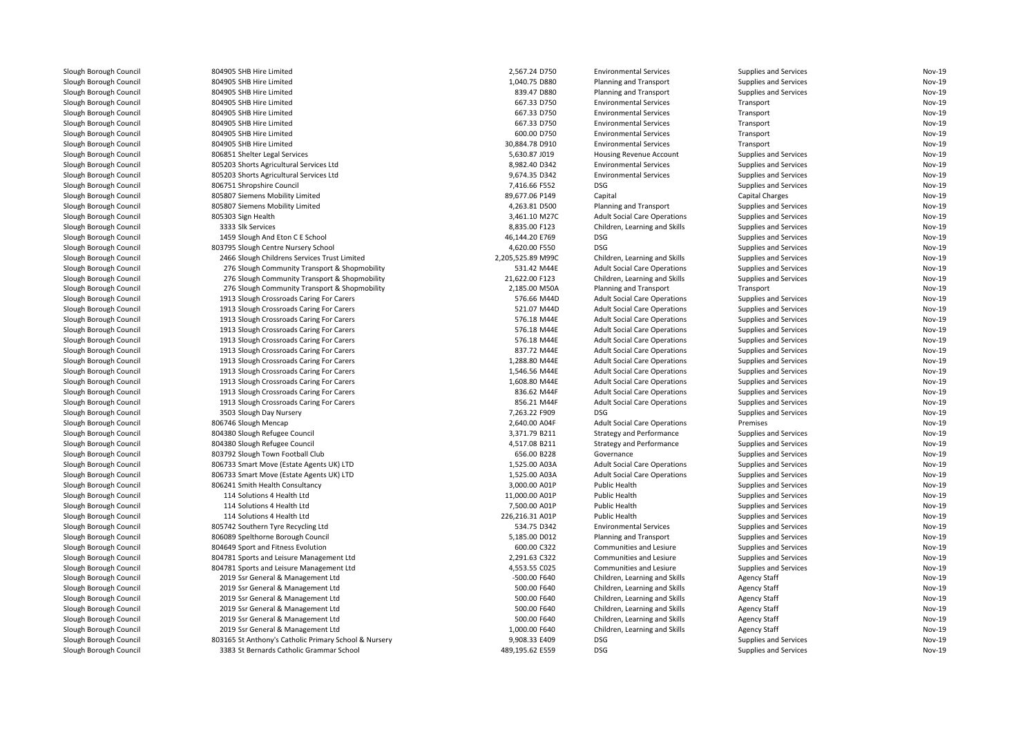| | | | | | | |
|---|---|---|---|---|---|---|
| Slough Borough Council | 804905 SHB Hire Limited | 2,567.24 D750 | Environmental Services | Supplies and Services | Nov-19 |
| Slough Borough Council | 804905 SHB Hire Limited | 1,040.75 D880 | Planning and Transport | Supplies and Services | Nov-19 |
| Slough Borough Council | 804905 SHB Hire Limited | 839.47 D880 | Planning and Transport | Supplies and Services | Nov-19 |
| Slough Borough Council | 804905 SHB Hire Limited | 667.33 D750 | Environmental Services | Transport | Nov-19 |
| Slough Borough Council | 804905 SHB Hire Limited | 667.33 D750 | Environmental Services | Transport | Nov-19 |
| Slough Borough Council | 804905 SHB Hire Limited | 667.33 D750 | Environmental Services | Transport | Nov-19 |
| Slough Borough Council | 804905 SHB Hire Limited | 600.00 D750 | Environmental Services | Transport | Nov-19 |
| Slough Borough Council | 804905 SHB Hire Limited | 30,884.78 D910 | Environmental Services | Transport | Nov-19 |
| Slough Borough Council | 806851 Shelter Legal Services | 5,630.87 J019 | Housing Revenue Account | Supplies and Services | Nov-19 |
| Slough Borough Council | 805203 Shorts Agricultural Services Ltd | 8,982.40 D342 | Environmental Services | Supplies and Services | Nov-19 |
| Slough Borough Council | 805203 Shorts Agricultural Services Ltd | 9,674.35 D342 | Environmental Services | Supplies and Services | Nov-19 |
| Slough Borough Council | 806751 Shropshire Council | 7,416.66 F552 | DSG | Supplies and Services | Nov-19 |
| Slough Borough Council | 805807 Siemens Mobility Limited | 89,677.06 P149 | Capital | Capital Charges | Nov-19 |
| Slough Borough Council | 805807 Siemens Mobility Limited | 4,263.81 D500 | Planning and Transport | Supplies and Services | Nov-19 |
| Slough Borough Council | 805303 Sign Health | 3,461.10 M27C | Adult Social Care Operations | Supplies and Services | Nov-19 |
| Slough Borough Council | 3333 Slk Services | 8,835.00 F123 | Children, Learning and Skills | Supplies and Services | Nov-19 |
| Slough Borough Council | 1459 Slough And Eton C E School | 46,144.20 E769 | DSG | Supplies and Services | Nov-19 |
| Slough Borough Council | 803795 Slough Centre Nursery School | 4,620.00 F550 | DSG | Supplies and Services | Nov-19 |
| Slough Borough Council | 2466 Slough Childrens Services Trust Limited | 2,205,525.89 M99C | Children, Learning and Skills | Supplies and Services | Nov-19 |
| Slough Borough Council | 276 Slough Community Transport & Shopmobility | 531.42 M44E | Adult Social Care Operations | Supplies and Services | Nov-19 |
| Slough Borough Council | 276 Slough Community Transport & Shopmobility | 21,622.00 F123 | Children, Learning and Skills | Supplies and Services | Nov-19 |
| Slough Borough Council | 276 Slough Community Transport & Shopmobility | 2,185.00 M50A | Planning and Transport | Transport | Nov-19 |
| Slough Borough Council | 1913 Slough Crossroads Caring For Carers | 576.66 M44D | Adult Social Care Operations | Supplies and Services | Nov-19 |
| Slough Borough Council | 1913 Slough Crossroads Caring For Carers | 521.07 M44D | Adult Social Care Operations | Supplies and Services | Nov-19 |
| Slough Borough Council | 1913 Slough Crossroads Caring For Carers | 576.18 M44E | Adult Social Care Operations | Supplies and Services | Nov-19 |
| Slough Borough Council | 1913 Slough Crossroads Caring For Carers | 576.18 M44E | Adult Social Care Operations | Supplies and Services | Nov-19 |
| Slough Borough Council | 1913 Slough Crossroads Caring For Carers | 576.18 M44E | Adult Social Care Operations | Supplies and Services | Nov-19 |
| Slough Borough Council | 1913 Slough Crossroads Caring For Carers | 837.72 M44E | Adult Social Care Operations | Supplies and Services | Nov-19 |
| Slough Borough Council | 1913 Slough Crossroads Caring For Carers | 1,288.80 M44E | Adult Social Care Operations | Supplies and Services | Nov-19 |
| Slough Borough Council | 1913 Slough Crossroads Caring For Carers | 1,546.56 M44E | Adult Social Care Operations | Supplies and Services | Nov-19 |
| Slough Borough Council | 1913 Slough Crossroads Caring For Carers | 1,608.80 M44E | Adult Social Care Operations | Supplies and Services | Nov-19 |
| Slough Borough Council | 1913 Slough Crossroads Caring For Carers | 836.62 M44F | Adult Social Care Operations | Supplies and Services | Nov-19 |
| Slough Borough Council | 1913 Slough Crossroads Caring For Carers | 856.21 M44F | Adult Social Care Operations | Supplies and Services | Nov-19 |
| Slough Borough Council | 3503 Slough Day Nursery | 7,263.22 F909 | DSG | Supplies and Services | Nov-19 |
| Slough Borough Council | 806746 Slough Mencap | 2,640.00 A04F | Adult Social Care Operations | Premises | Nov-19 |
| Slough Borough Council | 804380 Slough Refugee Council | 3,371.79 B211 | Strategy and Performance | Supplies and Services | Nov-19 |
| Slough Borough Council | 804380 Slough Refugee Council | 4,517.08 B211 | Strategy and Performance | Supplies and Services | Nov-19 |
| Slough Borough Council | 803792 Slough Town Football Club | 656.00 B228 | Governance | Supplies and Services | Nov-19 |
| Slough Borough Council | 806733 Smart Move (Estate Agents UK) LTD | 1,525.00 A03A | Adult Social Care Operations | Supplies and Services | Nov-19 |
| Slough Borough Council | 806733 Smart Move (Estate Agents UK) LTD | 1,525.00 A03A | Adult Social Care Operations | Supplies and Services | Nov-19 |
| Slough Borough Council | 806241 Smith Health Consultancy | 3,000.00 A01P | Public Health | Supplies and Services | Nov-19 |
| Slough Borough Council | 114 Solutions 4 Health Ltd | 11,000.00 A01P | Public Health | Supplies and Services | Nov-19 |
| Slough Borough Council | 114 Solutions 4 Health Ltd | 7,500.00 A01P | Public Health | Supplies and Services | Nov-19 |
| Slough Borough Council | 114 Solutions 4 Health Ltd | 226,216.31 A01P | Public Health | Supplies and Services | Nov-19 |
| Slough Borough Council | 805742 Southern Tyre Recycling Ltd | 534.75 D342 | Environmental Services | Supplies and Services | Nov-19 |
| Slough Borough Council | 806089 Spelthorne Borough Council | 5,185.00 D012 | Planning and Transport | Supplies and Services | Nov-19 |
| Slough Borough Council | 804649 Sport and Fitness Evolution | 600.00 C322 | Communities and Lesiure | Supplies and Services | Nov-19 |
| Slough Borough Council | 804781 Sports and Leisure Management Ltd | 2,291.63 C322 | Communities and Lesiure | Supplies and Services | Nov-19 |
| Slough Borough Council | 804781 Sports and Leisure Management Ltd | 4,553.55 C025 | Communities and Lesiure | Supplies and Services | Nov-19 |
| Slough Borough Council | 2019 Ssr General & Management Ltd | -500.00 F640 | Children, Learning and Skills | Agency Staff | Nov-19 |
| Slough Borough Council | 2019 Ssr General & Management Ltd | 500.00 F640 | Children, Learning and Skills | Agency Staff | Nov-19 |
| Slough Borough Council | 2019 Ssr General & Management Ltd | 500.00 F640 | Children, Learning and Skills | Agency Staff | Nov-19 |
| Slough Borough Council | 2019 Ssr General & Management Ltd | 500.00 F640 | Children, Learning and Skills | Agency Staff | Nov-19 |
| Slough Borough Council | 2019 Ssr General & Management Ltd | 500.00 F640 | Children, Learning and Skills | Agency Staff | Nov-19 |
| Slough Borough Council | 2019 Ssr General & Management Ltd | 1,000.00 F640 | Children, Learning and Skills | Agency Staff | Nov-19 |
| Slough Borough Council | 803165 St Anthony's Catholic Primary School & Nursery | 9,908.33 E409 | DSG | Supplies and Services | Nov-19 |
| Slough Borough Council | 3383 St Bernards Catholic Grammar School | 489,195.62 E559 | DSG | Supplies and Services | Nov-19 |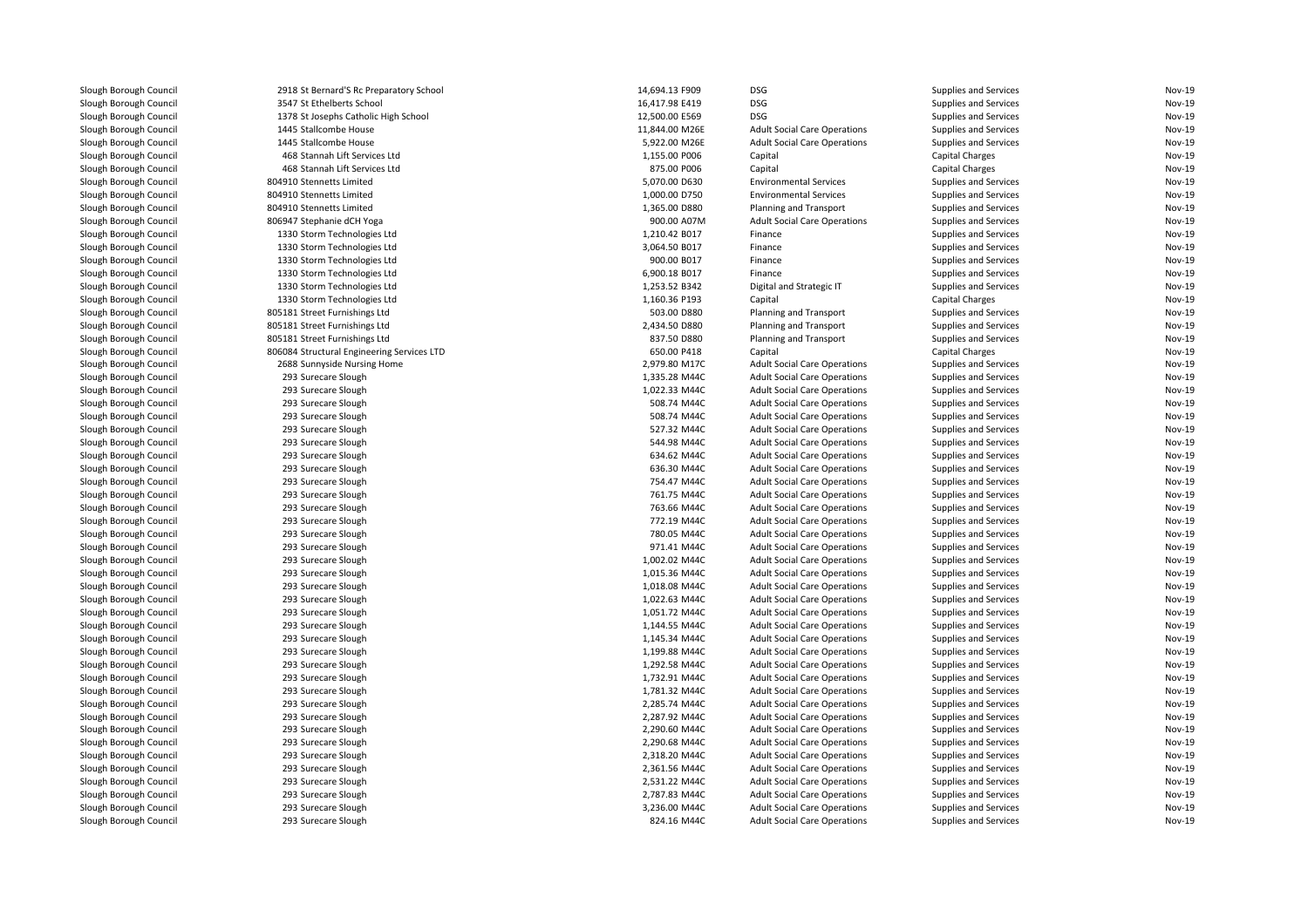| | | | | | | |
|---|---|---|---|---|---|---|
| Slough Borough Council | 2918 St Bernard'S Rc Preparatory School | 14,694.13 F909 | DSG | Supplies and Services | Nov-19 |
| Slough Borough Council | 3547 St Ethelberts School | 16,417.98 E419 | DSG | Supplies and Services | Nov-19 |
| Slough Borough Council | 1378 St Josephs Catholic High School | 12,500.00 E569 | DSG | Supplies and Services | Nov-19 |
| Slough Borough Council | 1445 Stallcombe House | 11,844.00 M26E | Adult Social Care Operations | Supplies and Services | Nov-19 |
| Slough Borough Council | 1445 Stallcombe House | 5,922.00 M26E | Adult Social Care Operations | Supplies and Services | Nov-19 |
| Slough Borough Council | 468 Stannah Lift Services Ltd | 1,155.00 P006 | Capital | Capital Charges | Nov-19 |
| Slough Borough Council | 468 Stannah Lift Services Ltd | 875.00 P006 | Capital | Capital Charges | Nov-19 |
| Slough Borough Council | 804910 Stennetts Limited | 5,070.00 D630 | Environmental Services | Supplies and Services | Nov-19 |
| Slough Borough Council | 804910 Stennetts Limited | 1,000.00 D750 | Environmental Services | Supplies and Services | Nov-19 |
| Slough Borough Council | 804910 Stennetts Limited | 1,365.00 D880 | Planning and Transport | Supplies and Services | Nov-19 |
| Slough Borough Council | 806947 Stephanie dCH Yoga | 900.00 A07M | Adult Social Care Operations | Supplies and Services | Nov-19 |
| Slough Borough Council | 1330 Storm Technologies Ltd | 1,210.42 B017 | Finance | Supplies and Services | Nov-19 |
| Slough Borough Council | 1330 Storm Technologies Ltd | 3,064.50 B017 | Finance | Supplies and Services | Nov-19 |
| Slough Borough Council | 1330 Storm Technologies Ltd | 900.00 B017 | Finance | Supplies and Services | Nov-19 |
| Slough Borough Council | 1330 Storm Technologies Ltd | 6,900.18 B017 | Finance | Supplies and Services | Nov-19 |
| Slough Borough Council | 1330 Storm Technologies Ltd | 1,253.52 B342 | Digital and Strategic IT | Supplies and Services | Nov-19 |
| Slough Borough Council | 1330 Storm Technologies Ltd | 1,160.36 P193 | Capital | Capital Charges | Nov-19 |
| Slough Borough Council | 805181 Street Furnishings Ltd | 503.00 D880 | Planning and Transport | Supplies and Services | Nov-19 |
| Slough Borough Council | 805181 Street Furnishings Ltd | 2,434.50 D880 | Planning and Transport | Supplies and Services | Nov-19 |
| Slough Borough Council | 805181 Street Furnishings Ltd | 837.50 D880 | Planning and Transport | Supplies and Services | Nov-19 |
| Slough Borough Council | 806084 Structural Engineering Services LTD | 650.00 P418 | Capital | Capital Charges | Nov-19 |
| Slough Borough Council | 2688 Sunnyside Nursing Home | 2,979.80 M17C | Adult Social Care Operations | Supplies and Services | Nov-19 |
| Slough Borough Council | 293 Surecare Slough | 1,335.28 M44C | Adult Social Care Operations | Supplies and Services | Nov-19 |
| Slough Borough Council | 293 Surecare Slough | 1,022.33 M44C | Adult Social Care Operations | Supplies and Services | Nov-19 |
| Slough Borough Council | 293 Surecare Slough | 508.74 M44C | Adult Social Care Operations | Supplies and Services | Nov-19 |
| Slough Borough Council | 293 Surecare Slough | 508.74 M44C | Adult Social Care Operations | Supplies and Services | Nov-19 |
| Slough Borough Council | 293 Surecare Slough | 527.32 M44C | Adult Social Care Operations | Supplies and Services | Nov-19 |
| Slough Borough Council | 293 Surecare Slough | 544.98 M44C | Adult Social Care Operations | Supplies and Services | Nov-19 |
| Slough Borough Council | 293 Surecare Slough | 634.62 M44C | Adult Social Care Operations | Supplies and Services | Nov-19 |
| Slough Borough Council | 293 Surecare Slough | 636.30 M44C | Adult Social Care Operations | Supplies and Services | Nov-19 |
| Slough Borough Council | 293 Surecare Slough | 754.47 M44C | Adult Social Care Operations | Supplies and Services | Nov-19 |
| Slough Borough Council | 293 Surecare Slough | 761.75 M44C | Adult Social Care Operations | Supplies and Services | Nov-19 |
| Slough Borough Council | 293 Surecare Slough | 763.66 M44C | Adult Social Care Operations | Supplies and Services | Nov-19 |
| Slough Borough Council | 293 Surecare Slough | 772.19 M44C | Adult Social Care Operations | Supplies and Services | Nov-19 |
| Slough Borough Council | 293 Surecare Slough | 780.05 M44C | Adult Social Care Operations | Supplies and Services | Nov-19 |
| Slough Borough Council | 293 Surecare Slough | 971.41 M44C | Adult Social Care Operations | Supplies and Services | Nov-19 |
| Slough Borough Council | 293 Surecare Slough | 1,002.02 M44C | Adult Social Care Operations | Supplies and Services | Nov-19 |
| Slough Borough Council | 293 Surecare Slough | 1,015.36 M44C | Adult Social Care Operations | Supplies and Services | Nov-19 |
| Slough Borough Council | 293 Surecare Slough | 1,018.08 M44C | Adult Social Care Operations | Supplies and Services | Nov-19 |
| Slough Borough Council | 293 Surecare Slough | 1,022.63 M44C | Adult Social Care Operations | Supplies and Services | Nov-19 |
| Slough Borough Council | 293 Surecare Slough | 1,051.72 M44C | Adult Social Care Operations | Supplies and Services | Nov-19 |
| Slough Borough Council | 293 Surecare Slough | 1,144.55 M44C | Adult Social Care Operations | Supplies and Services | Nov-19 |
| Slough Borough Council | 293 Surecare Slough | 1,145.34 M44C | Adult Social Care Operations | Supplies and Services | Nov-19 |
| Slough Borough Council | 293 Surecare Slough | 1,199.88 M44C | Adult Social Care Operations | Supplies and Services | Nov-19 |
| Slough Borough Council | 293 Surecare Slough | 1,292.58 M44C | Adult Social Care Operations | Supplies and Services | Nov-19 |
| Slough Borough Council | 293 Surecare Slough | 1,732.91 M44C | Adult Social Care Operations | Supplies and Services | Nov-19 |
| Slough Borough Council | 293 Surecare Slough | 1,781.32 M44C | Adult Social Care Operations | Supplies and Services | Nov-19 |
| Slough Borough Council | 293 Surecare Slough | 2,285.74 M44C | Adult Social Care Operations | Supplies and Services | Nov-19 |
| Slough Borough Council | 293 Surecare Slough | 2,287.92 M44C | Adult Social Care Operations | Supplies and Services | Nov-19 |
| Slough Borough Council | 293 Surecare Slough | 2,290.60 M44C | Adult Social Care Operations | Supplies and Services | Nov-19 |
| Slough Borough Council | 293 Surecare Slough | 2,290.68 M44C | Adult Social Care Operations | Supplies and Services | Nov-19 |
| Slough Borough Council | 293 Surecare Slough | 2,318.20 M44C | Adult Social Care Operations | Supplies and Services | Nov-19 |
| Slough Borough Council | 293 Surecare Slough | 2,361.56 M44C | Adult Social Care Operations | Supplies and Services | Nov-19 |
| Slough Borough Council | 293 Surecare Slough | 2,531.22 M44C | Adult Social Care Operations | Supplies and Services | Nov-19 |
| Slough Borough Council | 293 Surecare Slough | 2,787.83 M44C | Adult Social Care Operations | Supplies and Services | Nov-19 |
| Slough Borough Council | 293 Surecare Slough | 3,236.00 M44C | Adult Social Care Operations | Supplies and Services | Nov-19 |
| Slough Borough Council | 293 Surecare Slough | 824.16 M44C | Adult Social Care Operations | Supplies and Services | Nov-19 |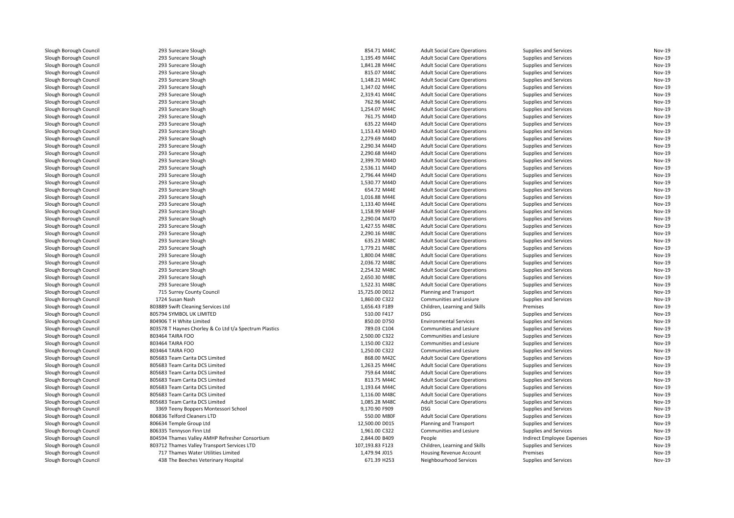| | | | | | | |
|---|---|---|---|---|---|---|
| Slough Borough Council | 293 Surecare Slough | 854.71 M44C | Adult Social Care Operations | Supplies and Services | Nov-19 |
| Slough Borough Council | 293 Surecare Slough | 1,195.49 M44C | Adult Social Care Operations | Supplies and Services | Nov-19 |
| Slough Borough Council | 293 Surecare Slough | 1,841.28 M44C | Adult Social Care Operations | Supplies and Services | Nov-19 |
| Slough Borough Council | 293 Surecare Slough | 815.07 M44C | Adult Social Care Operations | Supplies and Services | Nov-19 |
| Slough Borough Council | 293 Surecare Slough | 1,148.21 M44C | Adult Social Care Operations | Supplies and Services | Nov-19 |
| Slough Borough Council | 293 Surecare Slough | 1,347.02 M44C | Adult Social Care Operations | Supplies and Services | Nov-19 |
| Slough Borough Council | 293 Surecare Slough | 2,319.41 M44C | Adult Social Care Operations | Supplies and Services | Nov-19 |
| Slough Borough Council | 293 Surecare Slough | 762.96 M44C | Adult Social Care Operations | Supplies and Services | Nov-19 |
| Slough Borough Council | 293 Surecare Slough | 1,254.07 M44C | Adult Social Care Operations | Supplies and Services | Nov-19 |
| Slough Borough Council | 293 Surecare Slough | 761.75 M44D | Adult Social Care Operations | Supplies and Services | Nov-19 |
| Slough Borough Council | 293 Surecare Slough | 635.22 M44D | Adult Social Care Operations | Supplies and Services | Nov-19 |
| Slough Borough Council | 293 Surecare Slough | 1,153.43 M44D | Adult Social Care Operations | Supplies and Services | Nov-19 |
| Slough Borough Council | 293 Surecare Slough | 2,279.69 M44D | Adult Social Care Operations | Supplies and Services | Nov-19 |
| Slough Borough Council | 293 Surecare Slough | 2,290.34 M44D | Adult Social Care Operations | Supplies and Services | Nov-19 |
| Slough Borough Council | 293 Surecare Slough | 2,290.68 M44D | Adult Social Care Operations | Supplies and Services | Nov-19 |
| Slough Borough Council | 293 Surecare Slough | 2,399.70 M44D | Adult Social Care Operations | Supplies and Services | Nov-19 |
| Slough Borough Council | 293 Surecare Slough | 2,536.11 M44D | Adult Social Care Operations | Supplies and Services | Nov-19 |
| Slough Borough Council | 293 Surecare Slough | 2,796.44 M44D | Adult Social Care Operations | Supplies and Services | Nov-19 |
| Slough Borough Council | 293 Surecare Slough | 1,530.77 M44D | Adult Social Care Operations | Supplies and Services | Nov-19 |
| Slough Borough Council | 293 Surecare Slough | 654.72 M44E | Adult Social Care Operations | Supplies and Services | Nov-19 |
| Slough Borough Council | 293 Surecare Slough | 1,016.88 M44E | Adult Social Care Operations | Supplies and Services | Nov-19 |
| Slough Borough Council | 293 Surecare Slough | 1,133.40 M44E | Adult Social Care Operations | Supplies and Services | Nov-19 |
| Slough Borough Council | 293 Surecare Slough | 1,158.99 M44F | Adult Social Care Operations | Supplies and Services | Nov-19 |
| Slough Borough Council | 293 Surecare Slough | 2,290.04 M47D | Adult Social Care Operations | Supplies and Services | Nov-19 |
| Slough Borough Council | 293 Surecare Slough | 1,427.55 M48C | Adult Social Care Operations | Supplies and Services | Nov-19 |
| Slough Borough Council | 293 Surecare Slough | 2,290.16 M48C | Adult Social Care Operations | Supplies and Services | Nov-19 |
| Slough Borough Council | 293 Surecare Slough | 635.23 M48C | Adult Social Care Operations | Supplies and Services | Nov-19 |
| Slough Borough Council | 293 Surecare Slough | 1,779.21 M48C | Adult Social Care Operations | Supplies and Services | Nov-19 |
| Slough Borough Council | 293 Surecare Slough | 1,800.04 M48C | Adult Social Care Operations | Supplies and Services | Nov-19 |
| Slough Borough Council | 293 Surecare Slough | 2,036.72 M48C | Adult Social Care Operations | Supplies and Services | Nov-19 |
| Slough Borough Council | 293 Surecare Slough | 2,254.32 M48C | Adult Social Care Operations | Supplies and Services | Nov-19 |
| Slough Borough Council | 293 Surecare Slough | 2,650.30 M48C | Adult Social Care Operations | Supplies and Services | Nov-19 |
| Slough Borough Council | 293 Surecare Slough | 1,522.31 M48C | Adult Social Care Operations | Supplies and Services | Nov-19 |
| Slough Borough Council | 715 Surrey County Council | 15,725.00 D012 | Planning and Transport | Supplies and Services | Nov-19 |
| Slough Borough Council | 1724 Susan Nash | 1,860.00 C322 | Communities and Lesiure | Supplies and Services | Nov-19 |
| Slough Borough Council | 803889 Swift Cleaning Services Ltd | 1,656.43 F189 | Children, Learning and Skills | Premises | Nov-19 |
| Slough Borough Council | 805794 SYMBOL UK LIMITED | 510.00 F417 | DSG | Supplies and Services | Nov-19 |
| Slough Borough Council | 804906 T H White Limited | 850.00 D750 | Environmental Services | Supplies and Services | Nov-19 |
| Slough Borough Council | 803578 T Haynes Chorley & Co Ltd t/a Spectrum Plastics | 789.03 C104 | Communities and Lesiure | Supplies and Services | Nov-19 |
| Slough Borough Council | 803464 TAIRA FOO | 2,500.00 C322 | Communities and Lesiure | Supplies and Services | Nov-19 |
| Slough Borough Council | 803464 TAIRA FOO | 1,150.00 C322 | Communities and Lesiure | Supplies and Services | Nov-19 |
| Slough Borough Council | 803464 TAIRA FOO | 1,250.00 C322 | Communities and Lesiure | Supplies and Services | Nov-19 |
| Slough Borough Council | 805683 Team Carita DCS Limited | 868.00 M42C | Adult Social Care Operations | Supplies and Services | Nov-19 |
| Slough Borough Council | 805683 Team Carita DCS Limited | 1,263.25 M44C | Adult Social Care Operations | Supplies and Services | Nov-19 |
| Slough Borough Council | 805683 Team Carita DCS Limited | 759.64 M44C | Adult Social Care Operations | Supplies and Services | Nov-19 |
| Slough Borough Council | 805683 Team Carita DCS Limited | 813.75 M44C | Adult Social Care Operations | Supplies and Services | Nov-19 |
| Slough Borough Council | 805683 Team Carita DCS Limited | 1,193.64 M44C | Adult Social Care Operations | Supplies and Services | Nov-19 |
| Slough Borough Council | 805683 Team Carita DCS Limited | 1,116.00 M48C | Adult Social Care Operations | Supplies and Services | Nov-19 |
| Slough Borough Council | 805683 Team Carita DCS Limited | 1,085.28 M48C | Adult Social Care Operations | Supplies and Services | Nov-19 |
| Slough Borough Council | 3369 Teeny Boppers Montessori School | 9,170.90 F909 | DSG | Supplies and Services | Nov-19 |
| Slough Borough Council | 806836 Telford Cleaners LTD | 550.00 M80F | Adult Social Care Operations | Supplies and Services | Nov-19 |
| Slough Borough Council | 806634 Temple Group Ltd | 12,500.00 D015 | Planning and Transport | Supplies and Services | Nov-19 |
| Slough Borough Council | 806335 Tennyson Finn Ltd | 1,961.00 C322 | Communities and Lesiure | Supplies and Services | Nov-19 |
| Slough Borough Council | 804594 Thames Valley AMHP Refresher Consortium | 2,844.00 B409 | People | Indirect Employee Expenses | Nov-19 |
| Slough Borough Council | 803712 Thames Valley Transport Services LTD | 107,193.83 F123 | Children, Learning and Skills | Supplies and Services | Nov-19 |
| Slough Borough Council | 717 Thames Water Utilities Limited | 1,479.94 J015 | Housing Revenue Account | Premises | Nov-19 |
| Slough Borough Council | 438 The Beeches Veterinary Hospital | 671.39 H253 | Neighbourhood Services | Supplies and Services | Nov-19 |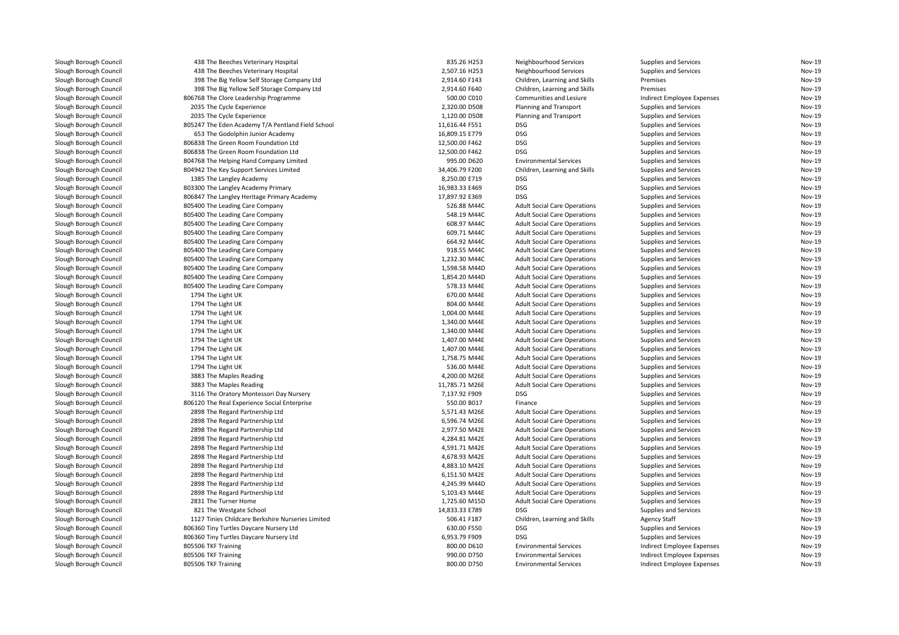| | | | | | | |
|---|---|---|---|---|---|---|
| Slough Borough Council | 438 The Beeches Veterinary Hospital | 835.26 H253 | Neighbourhood Services | Supplies and Services | Nov-19 |
| Slough Borough Council | 438 The Beeches Veterinary Hospital | 2,507.16 H253 | Neighbourhood Services | Supplies and Services | Nov-19 |
| Slough Borough Council | 398 The Big Yellow Self Storage Company Ltd | 2,914.60 F143 | Children, Learning and Skills | Premises | Nov-19 |
| Slough Borough Council | 398 The Big Yellow Self Storage Company Ltd | 2,914.60 F640 | Children, Learning and Skills | Premises | Nov-19 |
| Slough Borough Council | 806768 The Clore Leadership Programme | 500.00 C010 | Communities and Lesiure | Indirect Employee Expenses | Nov-19 |
| Slough Borough Council | 2035 The Cycle Experience | 2,320.00 D508 | Planning and Transport | Supplies and Services | Nov-19 |
| Slough Borough Council | 2035 The Cycle Experience | 1,120.00 D508 | Planning and Transport | Supplies and Services | Nov-19 |
| Slough Borough Council | 805247 The Eden Academy T/A Pentland Field School | 11,616.44 F551 | DSG | Supplies and Services | Nov-19 |
| Slough Borough Council | 653 The Godolphin Junior Academy | 16,809.15 E779 | DSG | Supplies and Services | Nov-19 |
| Slough Borough Council | 806838 The Green Room Foundation Ltd | 12,500.00 F462 | DSG | Supplies and Services | Nov-19 |
| Slough Borough Council | 806838 The Green Room Foundation Ltd | 12,500.00 F462 | DSG | Supplies and Services | Nov-19 |
| Slough Borough Council | 804768 The Helping Hand Company Limited | 995.00 D620 | Environmental Services | Supplies and Services | Nov-19 |
| Slough Borough Council | 804942 The Key Support Services Limited | 34,406.79 F200 | Children, Learning and Skills | Supplies and Services | Nov-19 |
| Slough Borough Council | 1385 The Langley Academy | 8,250.00 E719 | DSG | Supplies and Services | Nov-19 |
| Slough Borough Council | 803300 The Langley Academy Primary | 16,983.33 E469 | DSG | Supplies and Services | Nov-19 |
| Slough Borough Council | 806847 The Langley Heritage Primary Academy | 17,897.92 E369 | DSG | Supplies and Services | Nov-19 |
| Slough Borough Council | 805400 The Leading Care Company | 526.88 M44C | Adult Social Care Operations | Supplies and Services | Nov-19 |
| Slough Borough Council | 805400 The Leading Care Company | 548.19 M44C | Adult Social Care Operations | Supplies and Services | Nov-19 |
| Slough Borough Council | 805400 The Leading Care Company | 608.97 M44C | Adult Social Care Operations | Supplies and Services | Nov-19 |
| Slough Borough Council | 805400 The Leading Care Company | 609.71 M44C | Adult Social Care Operations | Supplies and Services | Nov-19 |
| Slough Borough Council | 805400 The Leading Care Company | 664.92 M44C | Adult Social Care Operations | Supplies and Services | Nov-19 |
| Slough Borough Council | 805400 The Leading Care Company | 918.55 M44C | Adult Social Care Operations | Supplies and Services | Nov-19 |
| Slough Borough Council | 805400 The Leading Care Company | 1,232.30 M44C | Adult Social Care Operations | Supplies and Services | Nov-19 |
| Slough Borough Council | 805400 The Leading Care Company | 1,598.58 M44D | Adult Social Care Operations | Supplies and Services | Nov-19 |
| Slough Borough Council | 805400 The Leading Care Company | 1,854.20 M44D | Adult Social Care Operations | Supplies and Services | Nov-19 |
| Slough Borough Council | 805400 The Leading Care Company | 578.33 M44E | Adult Social Care Operations | Supplies and Services | Nov-19 |
| Slough Borough Council | 1794 The Light UK | 670.00 M44E | Adult Social Care Operations | Supplies and Services | Nov-19 |
| Slough Borough Council | 1794 The Light UK | 804.00 M44E | Adult Social Care Operations | Supplies and Services | Nov-19 |
| Slough Borough Council | 1794 The Light UK | 1,004.00 M44E | Adult Social Care Operations | Supplies and Services | Nov-19 |
| Slough Borough Council | 1794 The Light UK | 1,340.00 M44E | Adult Social Care Operations | Supplies and Services | Nov-19 |
| Slough Borough Council | 1794 The Light UK | 1,340.00 M44E | Adult Social Care Operations | Supplies and Services | Nov-19 |
| Slough Borough Council | 1794 The Light UK | 1,407.00 M44E | Adult Social Care Operations | Supplies and Services | Nov-19 |
| Slough Borough Council | 1794 The Light UK | 1,407.00 M44E | Adult Social Care Operations | Supplies and Services | Nov-19 |
| Slough Borough Council | 1794 The Light UK | 1,758.75 M44E | Adult Social Care Operations | Supplies and Services | Nov-19 |
| Slough Borough Council | 1794 The Light UK | 536.00 M44E | Adult Social Care Operations | Supplies and Services | Nov-19 |
| Slough Borough Council | 3883 The Maples Reading | 4,200.00 M26E | Adult Social Care Operations | Supplies and Services | Nov-19 |
| Slough Borough Council | 3883 The Maples Reading | 11,785.71 M26E | Adult Social Care Operations | Supplies and Services | Nov-19 |
| Slough Borough Council | 3116 The Oratory Montessori Day Nursery | 7,137.92 F909 | DSG | Supplies and Services | Nov-19 |
| Slough Borough Council | 806120 The Real Experience Social Enterprise | 550.00 B017 | Finance | Supplies and Services | Nov-19 |
| Slough Borough Council | 2898 The Regard Partnership Ltd | 5,571.43 M26E | Adult Social Care Operations | Supplies and Services | Nov-19 |
| Slough Borough Council | 2898 The Regard Partnership Ltd | 6,596.74 M26E | Adult Social Care Operations | Supplies and Services | Nov-19 |
| Slough Borough Council | 2898 The Regard Partnership Ltd | 2,977.50 M42E | Adult Social Care Operations | Supplies and Services | Nov-19 |
| Slough Borough Council | 2898 The Regard Partnership Ltd | 4,284.81 M42E | Adult Social Care Operations | Supplies and Services | Nov-19 |
| Slough Borough Council | 2898 The Regard Partnership Ltd | 4,591.71 M42E | Adult Social Care Operations | Supplies and Services | Nov-19 |
| Slough Borough Council | 2898 The Regard Partnership Ltd | 4,678.93 M42E | Adult Social Care Operations | Supplies and Services | Nov-19 |
| Slough Borough Council | 2898 The Regard Partnership Ltd | 4,883.10 M42E | Adult Social Care Operations | Supplies and Services | Nov-19 |
| Slough Borough Council | 2898 The Regard Partnership Ltd | 6,151.50 M42E | Adult Social Care Operations | Supplies and Services | Nov-19 |
| Slough Borough Council | 2898 The Regard Partnership Ltd | 4,245.99 M44D | Adult Social Care Operations | Supplies and Services | Nov-19 |
| Slough Borough Council | 2898 The Regard Partnership Ltd | 5,103.43 M44E | Adult Social Care Operations | Supplies and Services | Nov-19 |
| Slough Borough Council | 2831 The Turner Home | 1,725.60 M15D | Adult Social Care Operations | Supplies and Services | Nov-19 |
| Slough Borough Council | 821 The Westgate School | 14,833.33 E789 | DSG | Supplies and Services | Nov-19 |
| Slough Borough Council | 1127 Tinies Childcare Berkshire Nurseries Limited | 506.41 F187 | Children, Learning and Skills | Agency Staff | Nov-19 |
| Slough Borough Council | 806360 Tiny Turtles Daycare Nursery Ltd | 630.00 F550 | DSG | Supplies and Services | Nov-19 |
| Slough Borough Council | 806360 Tiny Turtles Daycare Nursery Ltd | 6,953.79 F909 | DSG | Supplies and Services | Nov-19 |
| Slough Borough Council | 805506 TKF Training | 800.00 D610 | Environmental Services | Indirect Employee Expenses | Nov-19 |
| Slough Borough Council | 805506 TKF Training | 990.00 D750 | Environmental Services | Indirect Employee Expenses | Nov-19 |
| Slough Borough Council | 805506 TKF Training | 800.00 D750 | Environmental Services | Indirect Employee Expenses | Nov-19 |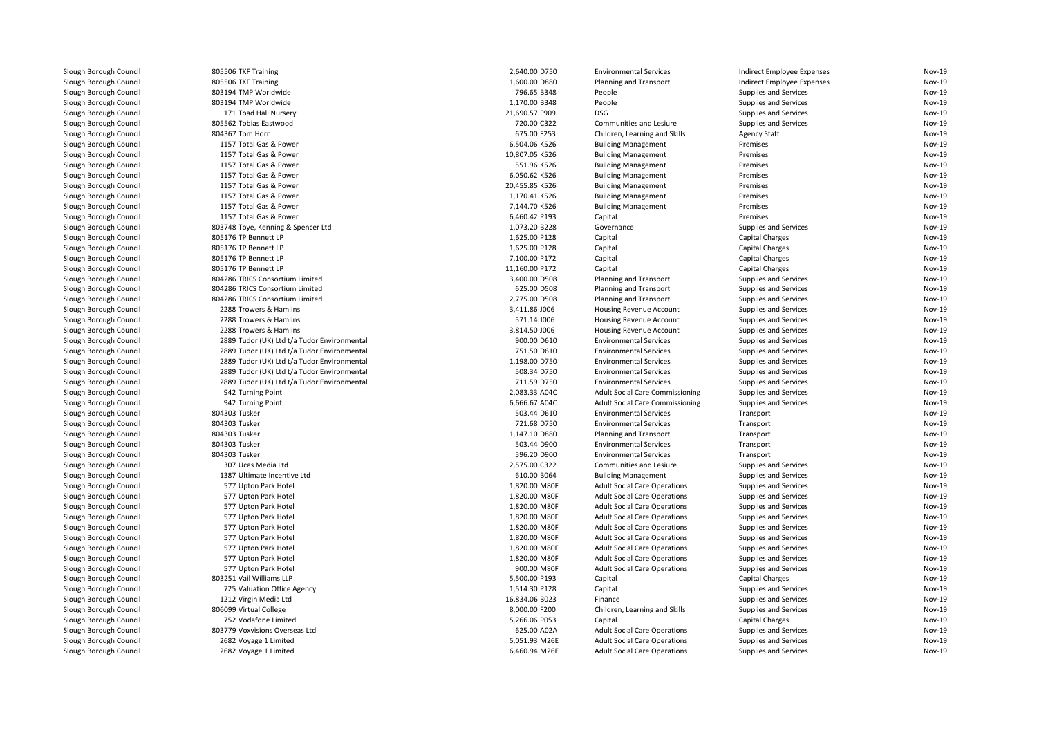| | | | | | | |
|---|---|---|---|---|---|---|
| Slough Borough Council | 805506 TKF Training | 2,640.00 D750 | Environmental Services | Indirect Employee Expenses | Nov-19 |
| Slough Borough Council | 805506 TKF Training | 1,600.00 D880 | Planning and Transport | Indirect Employee Expenses | Nov-19 |
| Slough Borough Council | 803194 TMP Worldwide | 796.65 B348 | People | Supplies and Services | Nov-19 |
| Slough Borough Council | 803194 TMP Worldwide | 1,170.00 B348 | People | Supplies and Services | Nov-19 |
| Slough Borough Council | 171 Toad Hall Nursery | 21,690.57 F909 | DSG | Supplies and Services | Nov-19 |
| Slough Borough Council | 805562 Tobias Eastwood | 720.00 C322 | Communities and Lesiure | Supplies and Services | Nov-19 |
| Slough Borough Council | 804367 Tom Horn | 675.00 F253 | Children, Learning and Skills | Agency Staff | Nov-19 |
| Slough Borough Council | 1157 Total Gas & Power | 6,504.06 K526 | Building Management | Premises | Nov-19 |
| Slough Borough Council | 1157 Total Gas & Power | 10,807.05 K526 | Building Management | Premises | Nov-19 |
| Slough Borough Council | 1157 Total Gas & Power | 551.96 K526 | Building Management | Premises | Nov-19 |
| Slough Borough Council | 1157 Total Gas & Power | 6,050.62 K526 | Building Management | Premises | Nov-19 |
| Slough Borough Council | 1157 Total Gas & Power | 20,455.85 K526 | Building Management | Premises | Nov-19 |
| Slough Borough Council | 1157 Total Gas & Power | 1,170.41 K526 | Building Management | Premises | Nov-19 |
| Slough Borough Council | 1157 Total Gas & Power | 7,144.70 K526 | Building Management | Premises | Nov-19 |
| Slough Borough Council | 1157 Total Gas & Power | 6,460.42 P193 | Capital | Premises | Nov-19 |
| Slough Borough Council | 803748 Toye, Kenning & Spencer Ltd | 1,073.20 B228 | Governance | Supplies and Services | Nov-19 |
| Slough Borough Council | 805176 TP Bennett LP | 1,625.00 P128 | Capital | Capital Charges | Nov-19 |
| Slough Borough Council | 805176 TP Bennett LP | 1,625.00 P128 | Capital | Capital Charges | Nov-19 |
| Slough Borough Council | 805176 TP Bennett LP | 7,100.00 P172 | Capital | Capital Charges | Nov-19 |
| Slough Borough Council | 805176 TP Bennett LP | 11,160.00 P172 | Capital | Capital Charges | Nov-19 |
| Slough Borough Council | 804286 TRICS Consortium Limited | 3,400.00 D508 | Planning and Transport | Supplies and Services | Nov-19 |
| Slough Borough Council | 804286 TRICS Consortium Limited | 625.00 D508 | Planning and Transport | Supplies and Services | Nov-19 |
| Slough Borough Council | 804286 TRICS Consortium Limited | 2,775.00 D508 | Planning and Transport | Supplies and Services | Nov-19 |
| Slough Borough Council | 2288 Trowers & Hamlins | 3,411.86 J006 | Housing Revenue Account | Supplies and Services | Nov-19 |
| Slough Borough Council | 2288 Trowers & Hamlins | 571.14 J006 | Housing Revenue Account | Supplies and Services | Nov-19 |
| Slough Borough Council | 2288 Trowers & Hamlins | 3,814.50 J006 | Housing Revenue Account | Supplies and Services | Nov-19 |
| Slough Borough Council | 2889 Tudor (UK) Ltd t/a Tudor Environmental | 900.00 D610 | Environmental Services | Supplies and Services | Nov-19 |
| Slough Borough Council | 2889 Tudor (UK) Ltd t/a Tudor Environmental | 751.50 D610 | Environmental Services | Supplies and Services | Nov-19 |
| Slough Borough Council | 2889 Tudor (UK) Ltd t/a Tudor Environmental | 1,198.00 D750 | Environmental Services | Supplies and Services | Nov-19 |
| Slough Borough Council | 2889 Tudor (UK) Ltd t/a Tudor Environmental | 508.34 D750 | Environmental Services | Supplies and Services | Nov-19 |
| Slough Borough Council | 2889 Tudor (UK) Ltd t/a Tudor Environmental | 711.59 D750 | Environmental Services | Supplies and Services | Nov-19 |
| Slough Borough Council | 942 Turning Point | 2,083.33 A04C | Adult Social Care Commissioning | Supplies and Services | Nov-19 |
| Slough Borough Council | 942 Turning Point | 6,666.67 A04C | Adult Social Care Commissioning | Supplies and Services | Nov-19 |
| Slough Borough Council | 804303 Tusker | 503.44 D610 | Environmental Services | Transport | Nov-19 |
| Slough Borough Council | 804303 Tusker | 721.68 D750 | Environmental Services | Transport | Nov-19 |
| Slough Borough Council | 804303 Tusker | 1,147.10 D880 | Planning and Transport | Transport | Nov-19 |
| Slough Borough Council | 804303 Tusker | 503.44 D900 | Environmental Services | Transport | Nov-19 |
| Slough Borough Council | 804303 Tusker | 596.20 D900 | Environmental Services | Transport | Nov-19 |
| Slough Borough Council | 307 Ucas Media Ltd | 2,575.00 C322 | Communities and Lesiure | Supplies and Services | Nov-19 |
| Slough Borough Council | 1387 Ultimate Incentive Ltd | 610.00 B064 | Building Management | Supplies and Services | Nov-19 |
| Slough Borough Council | 577 Upton Park Hotel | 1,820.00 M80F | Adult Social Care Operations | Supplies and Services | Nov-19 |
| Slough Borough Council | 577 Upton Park Hotel | 1,820.00 M80F | Adult Social Care Operations | Supplies and Services | Nov-19 |
| Slough Borough Council | 577 Upton Park Hotel | 1,820.00 M80F | Adult Social Care Operations | Supplies and Services | Nov-19 |
| Slough Borough Council | 577 Upton Park Hotel | 1,820.00 M80F | Adult Social Care Operations | Supplies and Services | Nov-19 |
| Slough Borough Council | 577 Upton Park Hotel | 1,820.00 M80F | Adult Social Care Operations | Supplies and Services | Nov-19 |
| Slough Borough Council | 577 Upton Park Hotel | 1,820.00 M80F | Adult Social Care Operations | Supplies and Services | Nov-19 |
| Slough Borough Council | 577 Upton Park Hotel | 1,820.00 M80F | Adult Social Care Operations | Supplies and Services | Nov-19 |
| Slough Borough Council | 577 Upton Park Hotel | 1,820.00 M80F | Adult Social Care Operations | Supplies and Services | Nov-19 |
| Slough Borough Council | 577 Upton Park Hotel | 900.00 M80F | Adult Social Care Operations | Supplies and Services | Nov-19 |
| Slough Borough Council | 803251 Vail Williams LLP | 5,500.00 P193 | Capital | Capital Charges | Nov-19 |
| Slough Borough Council | 725 Valuation Office Agency | 1,514.30 P128 | Capital | Supplies and Services | Nov-19 |
| Slough Borough Council | 1212 Virgin Media Ltd | 16,834.06 B023 | Finance | Supplies and Services | Nov-19 |
| Slough Borough Council | 806099 Virtual College | 8,000.00 F200 | Children, Learning and Skills | Supplies and Services | Nov-19 |
| Slough Borough Council | 752 Vodafone Limited | 5,266.06 P053 | Capital | Capital Charges | Nov-19 |
| Slough Borough Council | 803779 Voxvisions Overseas Ltd | 625.00 A02A | Adult Social Care Operations | Supplies and Services | Nov-19 |
| Slough Borough Council | 2682 Voyage 1 Limited | 5,051.93 M26E | Adult Social Care Operations | Supplies and Services | Nov-19 |
| Slough Borough Council | 2682 Voyage 1 Limited | 6,460.94 M26E | Adult Social Care Operations | Supplies and Services | Nov-19 |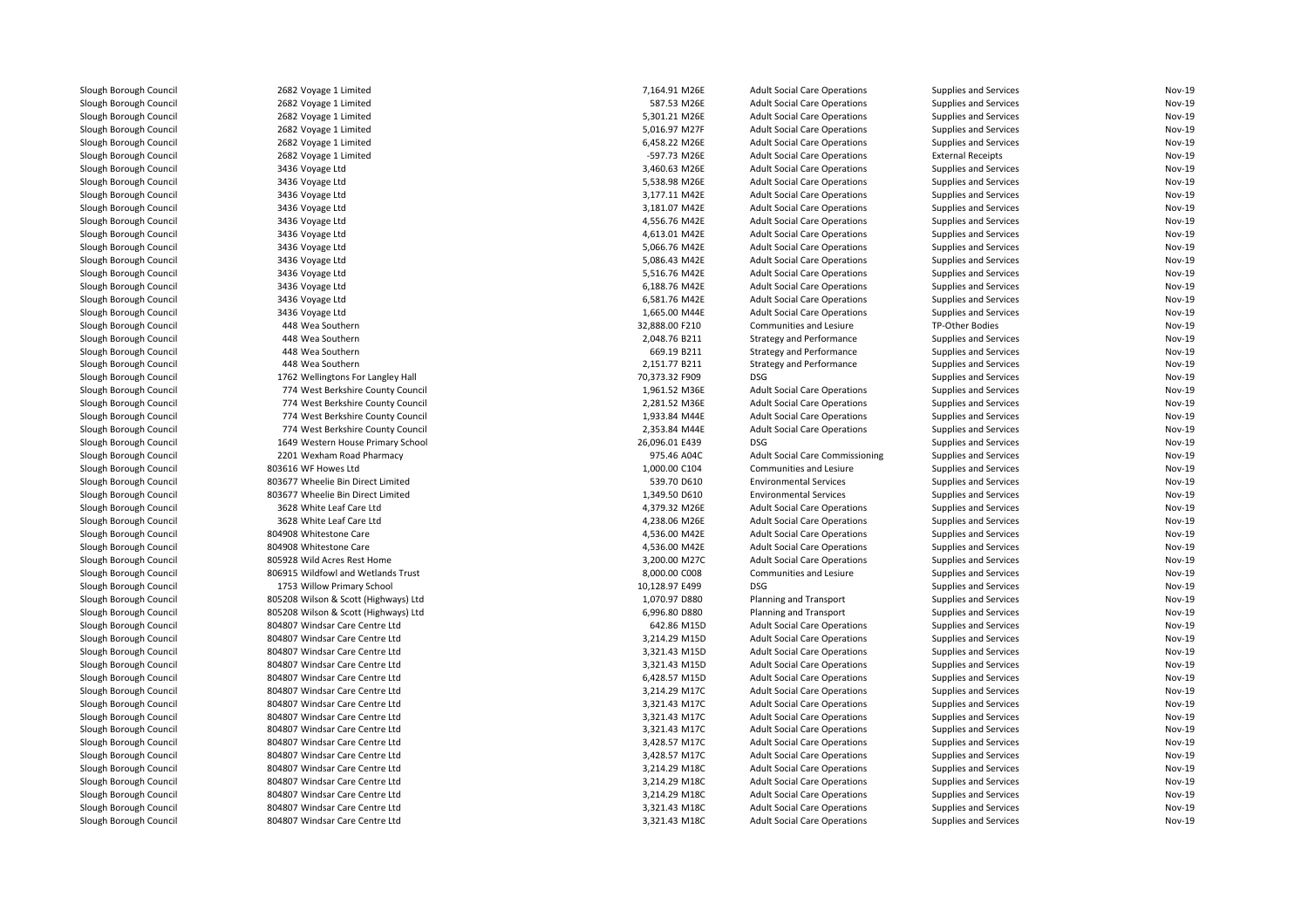| | | | | | | |
|---|---|---|---|---|---|---|
| Slough Borough Council | 2682 Voyage 1 Limited | 7,164.91 M26E | Adult Social Care Operations | Supplies and Services | Nov-19 |
| Slough Borough Council | 2682 Voyage 1 Limited | 587.53 M26E | Adult Social Care Operations | Supplies and Services | Nov-19 |
| Slough Borough Council | 2682 Voyage 1 Limited | 5,301.21 M26E | Adult Social Care Operations | Supplies and Services | Nov-19 |
| Slough Borough Council | 2682 Voyage 1 Limited | 5,016.97 M27F | Adult Social Care Operations | Supplies and Services | Nov-19 |
| Slough Borough Council | 2682 Voyage 1 Limited | 6,458.22 M26E | Adult Social Care Operations | Supplies and Services | Nov-19 |
| Slough Borough Council | 2682 Voyage 1 Limited | -597.73 M26E | Adult Social Care Operations | External Receipts | Nov-19 |
| Slough Borough Council | 3436 Voyage Ltd | 3,460.63 M26E | Adult Social Care Operations | Supplies and Services | Nov-19 |
| Slough Borough Council | 3436 Voyage Ltd | 5,538.98 M26E | Adult Social Care Operations | Supplies and Services | Nov-19 |
| Slough Borough Council | 3436 Voyage Ltd | 3,177.11 M42E | Adult Social Care Operations | Supplies and Services | Nov-19 |
| Slough Borough Council | 3436 Voyage Ltd | 3,181.07 M42E | Adult Social Care Operations | Supplies and Services | Nov-19 |
| Slough Borough Council | 3436 Voyage Ltd | 4,556.76 M42E | Adult Social Care Operations | Supplies and Services | Nov-19 |
| Slough Borough Council | 3436 Voyage Ltd | 4,613.01 M42E | Adult Social Care Operations | Supplies and Services | Nov-19 |
| Slough Borough Council | 3436 Voyage Ltd | 5,066.76 M42E | Adult Social Care Operations | Supplies and Services | Nov-19 |
| Slough Borough Council | 3436 Voyage Ltd | 5,086.43 M42E | Adult Social Care Operations | Supplies and Services | Nov-19 |
| Slough Borough Council | 3436 Voyage Ltd | 5,516.76 M42E | Adult Social Care Operations | Supplies and Services | Nov-19 |
| Slough Borough Council | 3436 Voyage Ltd | 6,188.76 M42E | Adult Social Care Operations | Supplies and Services | Nov-19 |
| Slough Borough Council | 3436 Voyage Ltd | 6,581.76 M42E | Adult Social Care Operations | Supplies and Services | Nov-19 |
| Slough Borough Council | 3436 Voyage Ltd | 1,665.00 M44E | Adult Social Care Operations | Supplies and Services | Nov-19 |
| Slough Borough Council | 448 Wea Southern | 32,888.00 F210 | Communities and Lesiure | TP-Other Bodies | Nov-19 |
| Slough Borough Council | 448 Wea Southern | 2,048.76 B211 | Strategy and Performance | Supplies and Services | Nov-19 |
| Slough Borough Council | 448 Wea Southern | 669.19 B211 | Strategy and Performance | Supplies and Services | Nov-19 |
| Slough Borough Council | 448 Wea Southern | 2,151.77 B211 | Strategy and Performance | Supplies and Services | Nov-19 |
| Slough Borough Council | 1762 Wellingtons For Langley Hall | 70,373.32 F909 | DSG | Supplies and Services | Nov-19 |
| Slough Borough Council | 774 West Berkshire County Council | 1,961.52 M36E | Adult Social Care Operations | Supplies and Services | Nov-19 |
| Slough Borough Council | 774 West Berkshire County Council | 2,281.52 M36E | Adult Social Care Operations | Supplies and Services | Nov-19 |
| Slough Borough Council | 774 West Berkshire County Council | 1,933.84 M44E | Adult Social Care Operations | Supplies and Services | Nov-19 |
| Slough Borough Council | 774 West Berkshire County Council | 2,353.84 M44E | Adult Social Care Operations | Supplies and Services | Nov-19 |
| Slough Borough Council | 1649 Western House Primary School | 26,096.01 E439 | DSG | Supplies and Services | Nov-19 |
| Slough Borough Council | 2201 Wexham Road Pharmacy | 975.46 A04C | Adult Social Care Commissioning | Supplies and Services | Nov-19 |
| Slough Borough Council | 803616 WF Howes Ltd | 1,000.00 C104 | Communities and Lesiure | Supplies and Services | Nov-19 |
| Slough Borough Council | 803677 Wheelie Bin Direct Limited | 539.70 D610 | Environmental Services | Supplies and Services | Nov-19 |
| Slough Borough Council | 803677 Wheelie Bin Direct Limited | 1,349.50 D610 | Environmental Services | Supplies and Services | Nov-19 |
| Slough Borough Council | 3628 White Leaf Care Ltd | 4,379.32 M26E | Adult Social Care Operations | Supplies and Services | Nov-19 |
| Slough Borough Council | 3628 White Leaf Care Ltd | 4,238.06 M26E | Adult Social Care Operations | Supplies and Services | Nov-19 |
| Slough Borough Council | 804908 Whitestone Care | 4,536.00 M42E | Adult Social Care Operations | Supplies and Services | Nov-19 |
| Slough Borough Council | 804908 Whitestone Care | 4,536.00 M42E | Adult Social Care Operations | Supplies and Services | Nov-19 |
| Slough Borough Council | 805928 Wild Acres Rest Home | 3,200.00 M27C | Adult Social Care Operations | Supplies and Services | Nov-19 |
| Slough Borough Council | 806915 Wildfowl and Wetlands Trust | 8,000.00 C008 | Communities and Lesiure | Supplies and Services | Nov-19 |
| Slough Borough Council | 1753 Willow Primary School | 10,128.97 E499 | DSG | Supplies and Services | Nov-19 |
| Slough Borough Council | 805208 Wilson & Scott (Highways) Ltd | 1,070.97 D880 | Planning and Transport | Supplies and Services | Nov-19 |
| Slough Borough Council | 805208 Wilson & Scott (Highways) Ltd | 6,996.80 D880 | Planning and Transport | Supplies and Services | Nov-19 |
| Slough Borough Council | 804807 Windsar Care Centre Ltd | 642.86 M15D | Adult Social Care Operations | Supplies and Services | Nov-19 |
| Slough Borough Council | 804807 Windsar Care Centre Ltd | 3,214.29 M15D | Adult Social Care Operations | Supplies and Services | Nov-19 |
| Slough Borough Council | 804807 Windsar Care Centre Ltd | 3,321.43 M15D | Adult Social Care Operations | Supplies and Services | Nov-19 |
| Slough Borough Council | 804807 Windsar Care Centre Ltd | 3,321.43 M15D | Adult Social Care Operations | Supplies and Services | Nov-19 |
| Slough Borough Council | 804807 Windsar Care Centre Ltd | 6,428.57 M15D | Adult Social Care Operations | Supplies and Services | Nov-19 |
| Slough Borough Council | 804807 Windsar Care Centre Ltd | 3,214.29 M17C | Adult Social Care Operations | Supplies and Services | Nov-19 |
| Slough Borough Council | 804807 Windsar Care Centre Ltd | 3,321.43 M17C | Adult Social Care Operations | Supplies and Services | Nov-19 |
| Slough Borough Council | 804807 Windsar Care Centre Ltd | 3,321.43 M17C | Adult Social Care Operations | Supplies and Services | Nov-19 |
| Slough Borough Council | 804807 Windsar Care Centre Ltd | 3,321.43 M17C | Adult Social Care Operations | Supplies and Services | Nov-19 |
| Slough Borough Council | 804807 Windsar Care Centre Ltd | 3,428.57 M17C | Adult Social Care Operations | Supplies and Services | Nov-19 |
| Slough Borough Council | 804807 Windsar Care Centre Ltd | 3,428.57 M17C | Adult Social Care Operations | Supplies and Services | Nov-19 |
| Slough Borough Council | 804807 Windsar Care Centre Ltd | 3,214.29 M18C | Adult Social Care Operations | Supplies and Services | Nov-19 |
| Slough Borough Council | 804807 Windsar Care Centre Ltd | 3,214.29 M18C | Adult Social Care Operations | Supplies and Services | Nov-19 |
| Slough Borough Council | 804807 Windsar Care Centre Ltd | 3,214.29 M18C | Adult Social Care Operations | Supplies and Services | Nov-19 |
| Slough Borough Council | 804807 Windsar Care Centre Ltd | 3,321.43 M18C | Adult Social Care Operations | Supplies and Services | Nov-19 |
| Slough Borough Council | 804807 Windsar Care Centre Ltd | 3,321.43 M18C | Adult Social Care Operations | Supplies and Services | Nov-19 |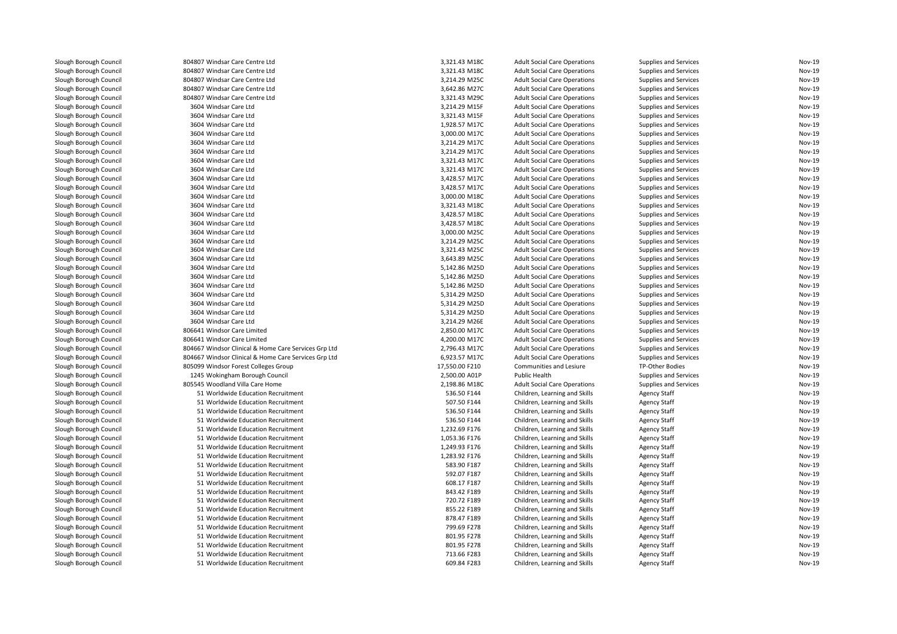| | | | | | | |
|---|---|---|---|---|---|---|
| Slough Borough Council | 804807 Windsar Care Centre Ltd | 3,321.43 M18C | Adult Social Care Operations | Supplies and Services | Nov-19 |
| Slough Borough Council | 804807 Windsar Care Centre Ltd | 3,321.43 M18C | Adult Social Care Operations | Supplies and Services | Nov-19 |
| Slough Borough Council | 804807 Windsar Care Centre Ltd | 3,214.29 M25C | Adult Social Care Operations | Supplies and Services | Nov-19 |
| Slough Borough Council | 804807 Windsar Care Centre Ltd | 3,642.86 M27C | Adult Social Care Operations | Supplies and Services | Nov-19 |
| Slough Borough Council | 804807 Windsar Care Centre Ltd | 3,321.43 M29C | Adult Social Care Operations | Supplies and Services | Nov-19 |
| Slough Borough Council | 3604 Windsar Care Ltd | 3,214.29 M15F | Adult Social Care Operations | Supplies and Services | Nov-19 |
| Slough Borough Council | 3604 Windsar Care Ltd | 3,321.43 M15F | Adult Social Care Operations | Supplies and Services | Nov-19 |
| Slough Borough Council | 3604 Windsar Care Ltd | 1,928.57 M17C | Adult Social Care Operations | Supplies and Services | Nov-19 |
| Slough Borough Council | 3604 Windsar Care Ltd | 3,000.00 M17C | Adult Social Care Operations | Supplies and Services | Nov-19 |
| Slough Borough Council | 3604 Windsar Care Ltd | 3,214.29 M17C | Adult Social Care Operations | Supplies and Services | Nov-19 |
| Slough Borough Council | 3604 Windsar Care Ltd | 3,214.29 M17C | Adult Social Care Operations | Supplies and Services | Nov-19 |
| Slough Borough Council | 3604 Windsar Care Ltd | 3,321.43 M17C | Adult Social Care Operations | Supplies and Services | Nov-19 |
| Slough Borough Council | 3604 Windsar Care Ltd | 3,321.43 M17C | Adult Social Care Operations | Supplies and Services | Nov-19 |
| Slough Borough Council | 3604 Windsar Care Ltd | 3,428.57 M17C | Adult Social Care Operations | Supplies and Services | Nov-19 |
| Slough Borough Council | 3604 Windsar Care Ltd | 3,428.57 M17C | Adult Social Care Operations | Supplies and Services | Nov-19 |
| Slough Borough Council | 3604 Windsar Care Ltd | 3,000.00 M18C | Adult Social Care Operations | Supplies and Services | Nov-19 |
| Slough Borough Council | 3604 Windsar Care Ltd | 3,321.43 M18C | Adult Social Care Operations | Supplies and Services | Nov-19 |
| Slough Borough Council | 3604 Windsar Care Ltd | 3,428.57 M18C | Adult Social Care Operations | Supplies and Services | Nov-19 |
| Slough Borough Council | 3604 Windsar Care Ltd | 3,428.57 M18C | Adult Social Care Operations | Supplies and Services | Nov-19 |
| Slough Borough Council | 3604 Windsar Care Ltd | 3,000.00 M25C | Adult Social Care Operations | Supplies and Services | Nov-19 |
| Slough Borough Council | 3604 Windsar Care Ltd | 3,214.29 M25C | Adult Social Care Operations | Supplies and Services | Nov-19 |
| Slough Borough Council | 3604 Windsar Care Ltd | 3,321.43 M25C | Adult Social Care Operations | Supplies and Services | Nov-19 |
| Slough Borough Council | 3604 Windsar Care Ltd | 3,643.89 M25C | Adult Social Care Operations | Supplies and Services | Nov-19 |
| Slough Borough Council | 3604 Windsar Care Ltd | 5,142.86 M25D | Adult Social Care Operations | Supplies and Services | Nov-19 |
| Slough Borough Council | 3604 Windsar Care Ltd | 5,142.86 M25D | Adult Social Care Operations | Supplies and Services | Nov-19 |
| Slough Borough Council | 3604 Windsar Care Ltd | 5,142.86 M25D | Adult Social Care Operations | Supplies and Services | Nov-19 |
| Slough Borough Council | 3604 Windsar Care Ltd | 5,314.29 M25D | Adult Social Care Operations | Supplies and Services | Nov-19 |
| Slough Borough Council | 3604 Windsar Care Ltd | 5,314.29 M25D | Adult Social Care Operations | Supplies and Services | Nov-19 |
| Slough Borough Council | 3604 Windsar Care Ltd | 5,314.29 M25D | Adult Social Care Operations | Supplies and Services | Nov-19 |
| Slough Borough Council | 3604 Windsar Care Ltd | 3,214.29 M26E | Adult Social Care Operations | Supplies and Services | Nov-19 |
| Slough Borough Council | 806641 Windsor Care Limited | 2,850.00 M17C | Adult Social Care Operations | Supplies and Services | Nov-19 |
| Slough Borough Council | 806641 Windsor Care Limited | 4,200.00 M17C | Adult Social Care Operations | Supplies and Services | Nov-19 |
| Slough Borough Council | 804667 Windsor Clinical & Home Care Services Grp Ltd | 2,796.43 M17C | Adult Social Care Operations | Supplies and Services | Nov-19 |
| Slough Borough Council | 804667 Windsor Clinical & Home Care Services Grp Ltd | 6,923.57 M17C | Adult Social Care Operations | Supplies and Services | Nov-19 |
| Slough Borough Council | 805099 Windsor Forest Colleges Group | 17,550.00 F210 | Communities and Lesiure | TP-Other Bodies | Nov-19 |
| Slough Borough Council | 1245 Wokingham Borough Council | 2,500.00 A01P | Public Health | Supplies and Services | Nov-19 |
| Slough Borough Council | 805545 Woodland Villa Care Home | 2,198.86 M18C | Adult Social Care Operations | Supplies and Services | Nov-19 |
| Slough Borough Council | 51 Worldwide Education Recruitment | 536.50 F144 | Children, Learning and Skills | Agency Staff | Nov-19 |
| Slough Borough Council | 51 Worldwide Education Recruitment | 507.50 F144 | Children, Learning and Skills | Agency Staff | Nov-19 |
| Slough Borough Council | 51 Worldwide Education Recruitment | 536.50 F144 | Children, Learning and Skills | Agency Staff | Nov-19 |
| Slough Borough Council | 51 Worldwide Education Recruitment | 536.50 F144 | Children, Learning and Skills | Agency Staff | Nov-19 |
| Slough Borough Council | 51 Worldwide Education Recruitment | 1,232.69 F176 | Children, Learning and Skills | Agency Staff | Nov-19 |
| Slough Borough Council | 51 Worldwide Education Recruitment | 1,053.36 F176 | Children, Learning and Skills | Agency Staff | Nov-19 |
| Slough Borough Council | 51 Worldwide Education Recruitment | 1,249.93 F176 | Children, Learning and Skills | Agency Staff | Nov-19 |
| Slough Borough Council | 51 Worldwide Education Recruitment | 1,283.92 F176 | Children, Learning and Skills | Agency Staff | Nov-19 |
| Slough Borough Council | 51 Worldwide Education Recruitment | 583.90 F187 | Children, Learning and Skills | Agency Staff | Nov-19 |
| Slough Borough Council | 51 Worldwide Education Recruitment | 592.07 F187 | Children, Learning and Skills | Agency Staff | Nov-19 |
| Slough Borough Council | 51 Worldwide Education Recruitment | 608.17 F187 | Children, Learning and Skills | Agency Staff | Nov-19 |
| Slough Borough Council | 51 Worldwide Education Recruitment | 843.42 F189 | Children, Learning and Skills | Agency Staff | Nov-19 |
| Slough Borough Council | 51 Worldwide Education Recruitment | 720.72 F189 | Children, Learning and Skills | Agency Staff | Nov-19 |
| Slough Borough Council | 51 Worldwide Education Recruitment | 855.22 F189 | Children, Learning and Skills | Agency Staff | Nov-19 |
| Slough Borough Council | 51 Worldwide Education Recruitment | 878.47 F189 | Children, Learning and Skills | Agency Staff | Nov-19 |
| Slough Borough Council | 51 Worldwide Education Recruitment | 799.69 F278 | Children, Learning and Skills | Agency Staff | Nov-19 |
| Slough Borough Council | 51 Worldwide Education Recruitment | 801.95 F278 | Children, Learning and Skills | Agency Staff | Nov-19 |
| Slough Borough Council | 51 Worldwide Education Recruitment | 801.95 F278 | Children, Learning and Skills | Agency Staff | Nov-19 |
| Slough Borough Council | 51 Worldwide Education Recruitment | 713.66 F283 | Children, Learning and Skills | Agency Staff | Nov-19 |
| Slough Borough Council | 51 Worldwide Education Recruitment | 609.84 F283 | Children, Learning and Skills | Agency Staff | Nov-19 |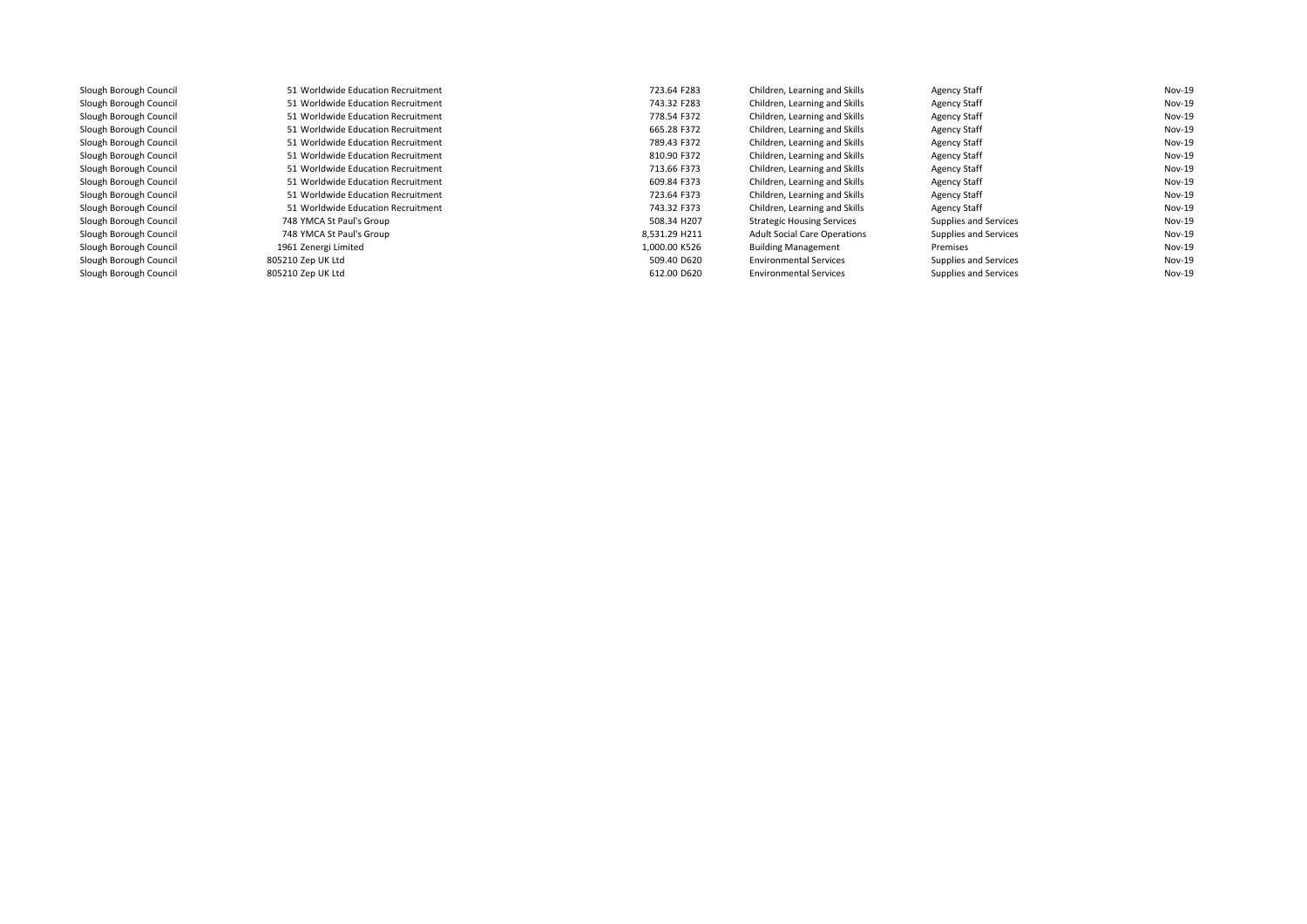| | | | | | | | |
|---|---|---|---|---|---|---|---|
| Slough Borough Council | 51 | Worldwide Education Recruitment | 723.64 | F283 | Children, Learning and Skills | Agency Staff | Nov-19 |
| Slough Borough Council | 51 | Worldwide Education Recruitment | 743.32 | F283 | Children, Learning and Skills | Agency Staff | Nov-19 |
| Slough Borough Council | 51 | Worldwide Education Recruitment | 778.54 | F372 | Children, Learning and Skills | Agency Staff | Nov-19 |
| Slough Borough Council | 51 | Worldwide Education Recruitment | 665.28 | F372 | Children, Learning and Skills | Agency Staff | Nov-19 |
| Slough Borough Council | 51 | Worldwide Education Recruitment | 789.43 | F372 | Children, Learning and Skills | Agency Staff | Nov-19 |
| Slough Borough Council | 51 | Worldwide Education Recruitment | 810.90 | F372 | Children, Learning and Skills | Agency Staff | Nov-19 |
| Slough Borough Council | 51 | Worldwide Education Recruitment | 713.66 | F373 | Children, Learning and Skills | Agency Staff | Nov-19 |
| Slough Borough Council | 51 | Worldwide Education Recruitment | 609.84 | F373 | Children, Learning and Skills | Agency Staff | Nov-19 |
| Slough Borough Council | 51 | Worldwide Education Recruitment | 723.64 | F373 | Children, Learning and Skills | Agency Staff | Nov-19 |
| Slough Borough Council | 51 | Worldwide Education Recruitment | 743.32 | F373 | Children, Learning and Skills | Agency Staff | Nov-19 |
| Slough Borough Council | 748 | YMCA St Paul's Group | 508.34 | H207 | Strategic Housing Services | Supplies and Services | Nov-19 |
| Slough Borough Council | 748 | YMCA St Paul's Group | 8,531.29 | H211 | Adult Social Care Operations | Supplies and Services | Nov-19 |
| Slough Borough Council | 1961 | Zenergi Limited | 1,000.00 | K526 | Building Management | Premises | Nov-19 |
| Slough Borough Council | 805210 | Zep UK Ltd | 509.40 | D620 | Environmental Services | Supplies and Services | Nov-19 |
| Slough Borough Council | 805210 | Zep UK Ltd | 612.00 | D620 | Environmental Services | Supplies and Services | Nov-19 |